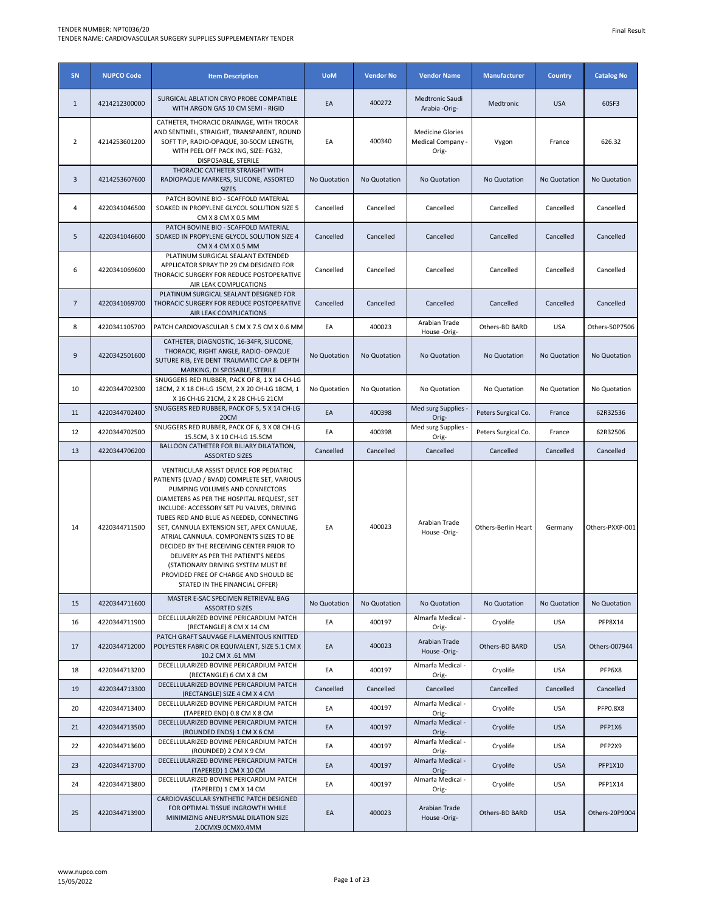TENDER NUMBER: NPT0036/20
TENDER NAME: CARDIOVASCULAR SURGERY SUPPLIES SUPPLEMENTARY TENDER

Final Result

| SN | NUPCO Code | Item Description | UoM | Vendor No | Vendor Name | Manufacturer | Country | Catalog No |
|---|---|---|---|---|---|---|---|---|
| 1 | 4214212300000 | SURGICAL ABLATION CRYO PROBE COMPATIBLE WITH ARGON GAS 10 CM SEMI - RIGID | EA | 400272 | Medtronic Saudi Arabia -Orig- | Medtronic | USA | 60SF3 |
| 2 | 4214253601200 | CATHETER, THORACIC DRAINAGE, WITH TROCAR AND SENTINEL, STRAIGHT, TRANSPARENT, ROUND SOFT TIP, RADIO-OPAQUE, 30-50CM LENGTH, WITH PEEL OFF PACK ING, SIZE: FG32, DISPOSABLE, STERILE | EA | 400340 | Medicine Glories Medical Company -Orig- | Vygon | France | 626.32 |
| 3 | 4214253607600 | THORACIC CATHETER STRAIGHT WITH RADIOPAQUE MARKERS, SILICONE, ASSORTED SIZES | No Quotation | No Quotation | No Quotation | No Quotation | No Quotation | No Quotation |
| 4 | 4220341046500 | PATCH BOVINE BIO - SCAFFOLD MATERIAL SOAKED IN PROPYLENE GLYCOL SOLUTION SIZE 5 CM X 8 CM X 0.5 MM | Cancelled | Cancelled | Cancelled | Cancelled | Cancelled | Cancelled |
| 5 | 4220341046600 | PATCH BOVINE BIO - SCAFFOLD MATERIAL SOAKED IN PROPYLENE GLYCOL SOLUTION SIZE 4 CM X 4 CM X 0.5 MM | Cancelled | Cancelled | Cancelled | Cancelled | Cancelled | Cancelled |
| 6 | 4220341069600 | PLATINUM SURGICAL SEALANT EXTENDED APPLICATOR SPRAY TIP 29 CM DESIGNED FOR THORACIC SURGERY FOR REDUCE POSTOPERATIVE AIR LEAK COMPLICATIONS | Cancelled | Cancelled | Cancelled | Cancelled | Cancelled | Cancelled |
| 7 | 4220341069700 | PLATINUM SURGICAL SEALANT DESIGNED FOR THORACIC SURGERY FOR REDUCE POSTOPERATIVE AIR LEAK COMPLICATIONS | Cancelled | Cancelled | Cancelled | Cancelled | Cancelled | Cancelled |
| 8 | 4220341105700 | PATCH CARDIOVASCULAR 5 CM X 7.5 CM X 0.6 MM | EA | 400023 | Arabian Trade House -Orig- | Others-BD BARD | USA | Others-50P7506 |
| 9 | 4220342501600 | CATHETER, DIAGNOSTIC, 16-34FR, SILICONE, THORACIC, RIGHT ANGLE, RADIO- OPAQUE SUTURE RIB, EYE DENT TRAUMATIC CAP & DEPTH MARKING, DI SPOSABLE, STERILE | No Quotation | No Quotation | No Quotation | No Quotation | No Quotation | No Quotation |
| 10 | 4220344702300 | SNUGGERS RED RUBBER, PACK OF 8, 1 X 14 CH-LG 18CM, 2 X 18 CH-LG 15CM, 2 X 20 CH-LG 18CM, 1 X 16 CH-LG 21CM, 2 X 28 CH-LG 21CM | No Quotation | No Quotation | No Quotation | No Quotation | No Quotation | No Quotation |
| 11 | 4220344702400 | SNUGGERS RED RUBBER, PACK OF 5, 5 X 14 CH-LG 20CM | EA | 400398 | Med surg Supplies -Orig- | Peters Surgical Co. | France | 62R32536 |
| 12 | 4220344702500 | SNUGGERS RED RUBBER, PACK OF 6, 3 X 08 CH-LG 15.5CM, 3 X 10 CH-LG 15.5CM | EA | 400398 | Med surg Supplies -Orig- | Peters Surgical Co. | France | 62R32506 |
| 13 | 4220344706200 | BALLOON CATHETER FOR BILIARY DILATATION, ASSORTED SIZES | Cancelled | Cancelled | Cancelled | Cancelled | Cancelled | Cancelled |
| 14 | 4220344711500 | VENTRICULAR ASSIST DEVICE FOR PEDIATRIC PATIENTS (LVAD / BVAD) COMPLETE SET, VARIOUS PUMPING VOLUMES AND CONNECTORS DIAMETERS AS PER THE HOSPITAL REQUEST, SET INCLUDE: ACCESSORY SET PU VALVES, DRIVING TUBES RED AND BLUE AS NEEDED, CONNECTING SET, CANNULA EXTENSION SET, APEX CANULAE, ATRIAL CANNULA. COMPONENTS SIZES TO BE DECIDED BY THE RECEIVING CENTER PRIOR TO DELIVERY AS PER THE PATIENT'S NEEDS (STATIONARY DRIVING SYSTEM MUST BE PROVIDED FREE OF CHARGE AND SHOULD BE STATED IN THE FINANCIAL OFFER) | EA | 400023 | Arabian Trade House -Orig- | Others-Berlin Heart | Germany | Others-PXXP-001 |
| 15 | 4220344711600 | MASTER E-SAC SPECIMEN RETRIEVAL BAG ASSORTED SIZES | No Quotation | No Quotation | No Quotation | No Quotation | No Quotation | No Quotation |
| 16 | 4220344711900 | DECELLULARIZED BOVINE PERICARDIUM PATCH (RECTANGLE) 8 CM X 14 CM | EA | 400197 | Almarfa Medical -Orig- | Cryolife | USA | PFP8X14 |
| 17 | 4220344712000 | PATCH GRAFT SAUVAGE FILAMENTOUS KNITTED POLYESTER FABRIC OR EQUIVALENT, SIZE 5.1 CM X 10.2 CM X .61 MM | EA | 400023 | Arabian Trade House -Orig- | Others-BD BARD | USA | Others-007944 |
| 18 | 4220344713200 | DECELLULARIZED BOVINE PERICARDIUM PATCH (RECTANGLE) 6 CM X 8 CM | EA | 400197 | Almarfa Medical -Orig- | Cryolife | USA | PFP6X8 |
| 19 | 4220344713300 | DECELLULARIZED BOVINE PERICARDIUM PATCH (RECTANGLE) SIZE 4 CM X 4 CM | Cancelled | Cancelled | Cancelled | Cancelled | Cancelled | Cancelled |
| 20 | 4220344713400 | DECELLULARIZED BOVINE PERICARDIUM PATCH (TAPERED END) 0.8 CM X 8 CM | EA | 400197 | Almarfa Medical -Orig- | Cryolife | USA | PFP0.8X8 |
| 21 | 4220344713500 | DECELLULARIZED BOVINE PERICARDIUM PATCH (ROUNDED ENDS) 1 CM X 6 CM | EA | 400197 | Almarfa Medical -Orig- | Cryolife | USA | PFP1X6 |
| 22 | 4220344713600 | DECELLULARIZED BOVINE PERICARDIUM PATCH (ROUNDED) 2 CM X 9 CM | EA | 400197 | Almarfa Medical -Orig- | Cryolife | USA | PFP2X9 |
| 23 | 4220344713700 | DECELLULARIZED BOVINE PERICARDIUM PATCH (TAPERED) 1 CM X 10 CM | EA | 400197 | Almarfa Medical -Orig- | Cryolife | USA | PFP1X10 |
| 24 | 4220344713800 | DECELLULARIZED BOVINE PERICARDIUM PATCH (TAPERED) 1 CM X 14 CM | EA | 400197 | Almarfa Medical -Orig- | Cryolife | USA | PFP1X14 |
| 25 | 4220344713900 | CARDIOVASCULAR SYNTHETIC PATCH DESIGNED FOR OPTIMAL TISSUE INGROWTH WHILE MINIMIZING ANEURYSMAL DILATION SIZE 2.0CMX9.0CMX0.4MM | EA | 400023 | Arabian Trade House -Orig- | Others-BD BARD | USA | Others-20P9004 |

www.nupco.com
15/05/2022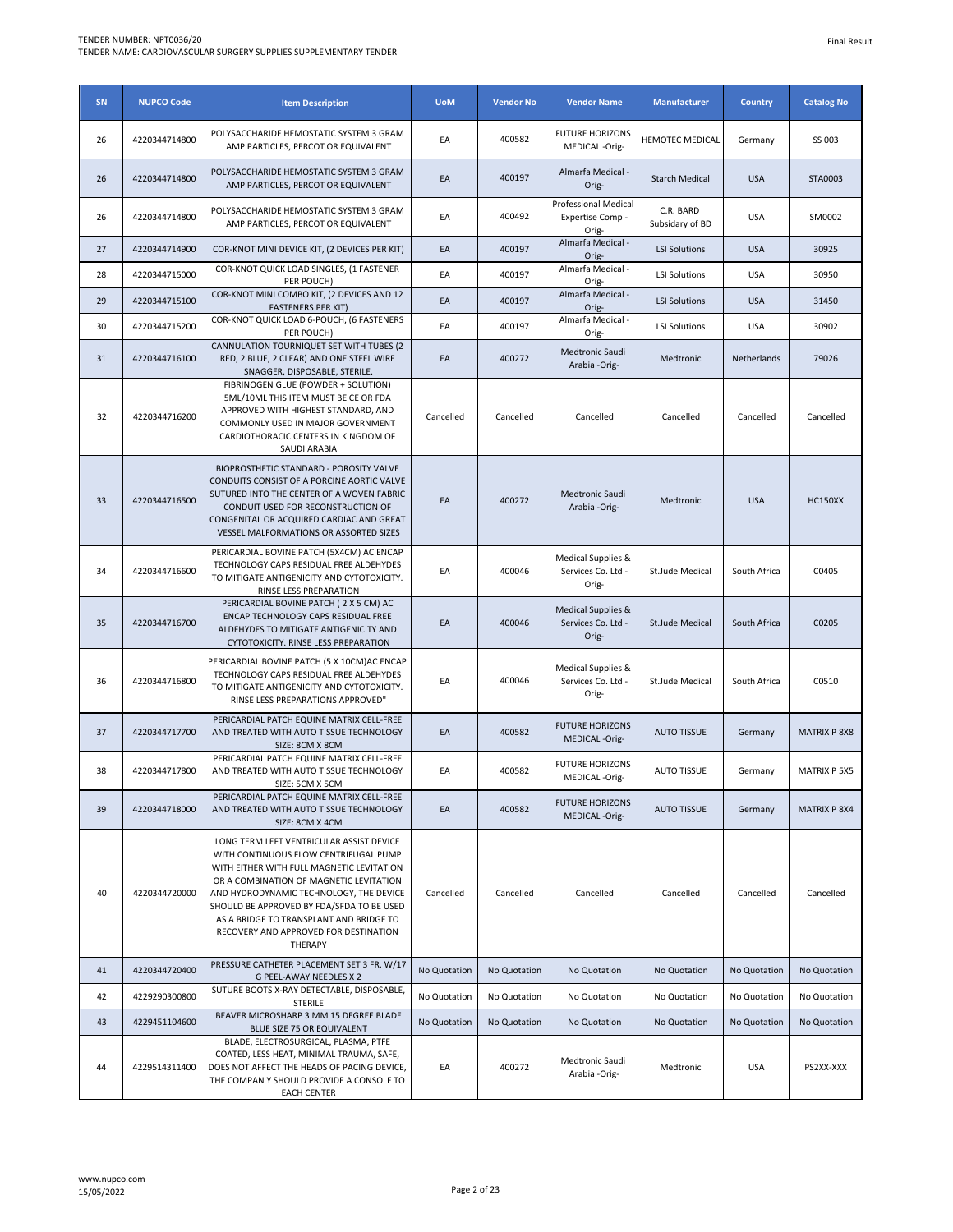| SN | NUPCO Code | Item Description | UoM | Vendor No | Vendor Name | Manufacturer | Country | Catalog No |
|---|---|---|---|---|---|---|---|---|
| 26 | 4220344714800 | POLYSACCHARIDE HEMOSTATIC SYSTEM 3 GRAM AMP PARTICLES, PERCOT OR EQUIVALENT | EA | 400582 | FUTURE HORIZONS MEDICAL -Orig- | HEMOTEC MEDICAL | Germany | SS 003 |
| 26 | 4220344714800 | POLYSACCHARIDE HEMOSTATIC SYSTEM 3 GRAM AMP PARTICLES, PERCOT OR EQUIVALENT | EA | 400197 | Almarfa Medical - Orig- | Starch Medical | USA | STA0003 |
| 26 | 4220344714800 | POLYSACCHARIDE HEMOSTATIC SYSTEM 3 GRAM AMP PARTICLES, PERCOT OR EQUIVALENT | EA | 400492 | Professional Medical Expertise Comp - Orig- | C.R. BARD Subsidary of BD | USA | SM0002 |
| 27 | 4220344714900 | COR-KNOT MINI DEVICE KIT, (2 DEVICES PER KIT) | EA | 400197 | Almarfa Medical - Orig- | LSI Solutions | USA | 30925 |
| 28 | 4220344715000 | COR-KNOT QUICK LOAD SINGLES, (1 FASTENER PER POUCH) | EA | 400197 | Almarfa Medical - Orig- | LSI Solutions | USA | 30950 |
| 29 | 4220344715100 | COR-KNOT MINI COMBO KIT, (2 DEVICES AND 12 FASTENERS PER KIT) | EA | 400197 | Almarfa Medical - Orig- | LSI Solutions | USA | 31450 |
| 30 | 4220344715200 | COR-KNOT QUICK LOAD 6-POUCH, (6 FASTENERS PER POUCH) | EA | 400197 | Almarfa Medical - Orig- | LSI Solutions | USA | 30902 |
| 31 | 4220344716100 | CANNULATION TOURNIQUET SET WITH TUBES (2 RED, 2 BLUE, 2 CLEAR) AND ONE STEEL WIRE SNAGGER, DISPOSABLE, STERILE. | EA | 400272 | Medtronic Saudi Arabia -Orig- | Medtronic | Netherlands | 79026 |
| 32 | 4220344716200 | FIBRINOGEN GLUE (POWDER + SOLUTION) 5ML/10ML THIS ITEM MUST BE CE OR FDA APPROVED WITH HIGHEST STANDARD, AND COMMONLY USED IN MAJOR GOVERNMENT CARDIOTHORACIC CENTERS IN KINGDOM OF SAUDI ARABIA | Cancelled | Cancelled | Cancelled | Cancelled | Cancelled | Cancelled |
| 33 | 4220344716500 | BIOPROSTHETIC STANDARD - POROSITY VALVE CONDUITS CONSIST OF A PORCINE AORTIC VALVE SUTURED INTO THE CENTER OF A WOVEN FABRIC CONDUIT USED FOR RECONSTRUCTION OF CONGENITAL OR ACQUIRED CARDIAC AND GREAT VESSEL MALFORMATIONS OR ASSORTED SIZES | EA | 400272 | Medtronic Saudi Arabia -Orig- | Medtronic | USA | HC150XX |
| 34 | 4220344716600 | PERICARDIAL BOVINE PATCH (5X4CM) AC ENCAP TECHNOLOGY CAPS RESIDUAL FREE ALDEHYDES TO MITIGATE ANTIGENICITY AND CYTOTOXICITY. RINSE LESS PREPARATION | EA | 400046 | Medical Supplies & Services Co. Ltd - Orig- | St.Jude Medical | South Africa | C0405 |
| 35 | 4220344716700 | PERICARDIAL BOVINE PATCH ( 2 X 5 CM) AC ENCAP TECHNOLOGY CAPS RESIDUAL FREE ALDEHYDES TO MITIGATE ANTIGENICITY AND CYTOTOXICITY. RINSE LESS PREPARATION | EA | 400046 | Medical Supplies & Services Co. Ltd - Orig- | St.Jude Medical | South Africa | C0205 |
| 36 | 4220344716800 | PERICARDIAL BOVINE PATCH (5 X 10CM)AC ENCAP TECHNOLOGY CAPS RESIDUAL FREE ALDEHYDES TO MITIGATE ANTIGENICITY AND CYTOTOXICITY. RINSE LESS PREPARATIONS APPROVED" | EA | 400046 | Medical Supplies & Services Co. Ltd - Orig- | St.Jude Medical | South Africa | C0510 |
| 37 | 4220344717700 | PERICARDIAL PATCH EQUINE MATRIX CELL-FREE AND TREATED WITH AUTO TISSUE TECHNOLOGY SIZE: 8CM X 8CM | EA | 400582 | FUTURE HORIZONS MEDICAL -Orig- | AUTO TISSUE | Germany | MATRIX P 8X8 |
| 38 | 4220344717800 | PERICARDIAL PATCH EQUINE MATRIX CELL-FREE AND TREATED WITH AUTO TISSUE TECHNOLOGY SIZE: 5CM X 5CM | EA | 400582 | FUTURE HORIZONS MEDICAL -Orig- | AUTO TISSUE | Germany | MATRIX P 5X5 |
| 39 | 4220344718000 | PERICARDIAL PATCH EQUINE MATRIX CELL-FREE AND TREATED WITH AUTO TISSUE TECHNOLOGY SIZE: 8CM X 4CM | EA | 400582 | FUTURE HORIZONS MEDICAL -Orig- | AUTO TISSUE | Germany | MATRIX P 8X4 |
| 40 | 4220344720000 | LONG TERM LEFT VENTRICULAR ASSIST DEVICE WITH CONTINUOUS FLOW CENTRIFUGAL PUMP WITH EITHER WITH FULL MAGNETIC LEVITATION OR A COMBINATION OF MAGNETIC LEVITATION AND HYDRODYNAMIC TECHNOLOGY, THE DEVICE SHOULD BE APPROVED BY FDA/SFDA TO BE USED AS A BRIDGE TO TRANSPLANT AND BRIDGE TO RECOVERY AND APPROVED FOR DESTINATION THERAPY | Cancelled | Cancelled | Cancelled | Cancelled | Cancelled | Cancelled |
| 41 | 4220344720400 | PRESSURE CATHETER PLACEMENT SET 3 FR, W/17 G PEEL-AWAY NEEDLES X 2 | No Quotation | No Quotation | No Quotation | No Quotation | No Quotation | No Quotation |
| 42 | 4229290300800 | SUTURE BOOTS X-RAY DETECTABLE, DISPOSABLE, STERILE | No Quotation | No Quotation | No Quotation | No Quotation | No Quotation | No Quotation |
| 43 | 4229451104600 | BEAVER MICROSHARP 3 MM 15 DEGREE BLADE BLUE SIZE 75 OR EQUIVALENT | No Quotation | No Quotation | No Quotation | No Quotation | No Quotation | No Quotation |
| 44 | 4229514311400 | BLADE, ELECTROSURGICAL, PLASMA, PTFE COATED, LESS HEAT, MINIMAL TRAUMA, SAFE, DOES NOT AFFECT THE HEADS OF PACING DEVICE, THE COMPAN Y SHOULD PROVIDE A CONSOLE TO EACH CENTER | EA | 400272 | Medtronic Saudi Arabia -Orig- | Medtronic | USA | PS2XX-XXX |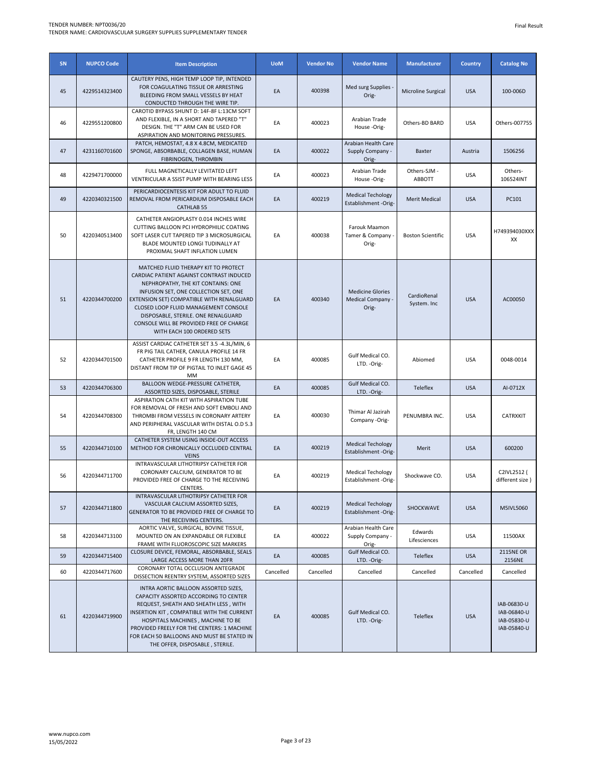| SN | NUPCO Code | Item Description | UoM | Vendor No | Vendor Name | Manufacturer | Country | Catalog No |
|---|---|---|---|---|---|---|---|---|
| 45 | 4229514323400 | CAUTERY PENS, HIGH TEMP LOOP TIP, INTENDED FOR COAGULATING TISSUE OR ARRESTING BLEEDING FROM SMALL VESSELS BY HEAT CONDUCTED THROUGH THE WIRE TIP. | EA | 400398 | Med surg Supplies -Orig- | Microline Surgical | USA | 100-006D |
| 46 | 4229551200800 | CAROTID BYPASS SHUNT D: 14F-8F L:13CM SOFT AND FLEXIBLE, IN A SHORT AND TAPERED "T" DESIGN. THE "T" ARM CAN BE USED FOR ASPIRATION AND MONITORING PRESSURES. | EA | 400023 | Arabian Trade House -Orig- | Others-BD BARD | USA | Others-007755 |
| 47 | 4231160701600 | PATCH, HEMOSTAT, 4.8 X 4.8CM, MEDICATED SPONGE, ABSORBABLE, COLLAGEN BASE, HUMAN FIBRINOGEN, THROMBIN | EA | 400022 | Arabian Health Care Supply Company -Orig- | Baxter | Austria | 1506256 |
| 48 | 4229471700000 | FULL MAGNETICALLY LEVITATED LEFT VENTRICULAR A SSIST PUMP WITH BEARING LESS | EA | 400023 | Arabian Trade House -Orig- | Others-SJM - ABBOTT | USA | Others-106524INT |
| 49 | 4220340321500 | PERICARDIOCENTESIS KIT FOR ADULT TO FLUID REMOVAL FROM PERICARDIUM DISPOSABLE EACH CATHLAB 55 | EA | 400219 | Medical Techology Establishment -Orig- | Merit Medical | USA | PC101 |
| 50 | 4220340513400 | CATHETER ANGIOPLASTY 0.014 INCHES WIRE CUTTING BALLOON PCI HYDROPHILIC COATING SOFT LASER CUT TAPERED TIP 3 MICROSURGICAL BLADE MOUNTED LONGI TUDINALLY AT PROXIMAL SHAFT INFLATION LUMEN | EA | 400038 | Farouk Maamon Tamer & Company -Orig- | Boston Scientific | USA | H749394030XXXXX |
| 51 | 4220344700200 | MATCHED FLUID THERAPY KIT TO PROTECT CARDIAC PATIENT AGAINST CONTRAST INDUCED NEPHROPATHY, THE KIT CONTAINS: ONE INFUSION SET, ONE COLLECTION SET, ONE EXTENSION SET) COMPATIBLE WITH RENALGUARD CLOSED LOOP FLUID MANAGEMENT CONSOLE DISPOSABLE, STERILE. ONE RENALGUARD CONSOLE WILL BE PROVIDED FREE OF CHARGE WITH EACH 100 ORDERED SETS | EA | 400340 | Medicine Glories Medical Company -Orig- | CardioRenal System. Inc | USA | AC00050 |
| 52 | 4220344701500 | ASSIST CARDIAC CATHETER SET 3.5 -4.3L/MIN, 6 FR PIG TAIL CATHER, CANULA PROFILE 14 FR CATHETER PROFILE 9 FR LENGTH 130 MM, DISTANT FROM TIP OF PIGTAIL TO INLET GAGE 45 MM | EA | 400085 | Gulf Medical CO. LTD. -Orig- | Abiomed | USA | 0048-0014 |
| 53 | 4220344706300 | BALLOON WEDGE-PRESSURE CATHETER, ASSORTED SIZES, DISPOSABLE, STERILE | EA | 400085 | Gulf Medical CO. LTD. -Orig- | Teleflex | USA | AI-0712X |
| 54 | 4220344708300 | ASPIRATION CATH KIT WITH ASPIRATION TUBE FOR REMOVAL OF FRESH AND SOFT EMBOLI AND THROMBI FROM VESSELS IN CORONARY ARTERY AND PERIPHERAL VASCULAR WITH DISTAL O.D 5.3 FR, LENGTH 140 CM | EA | 400030 | Thimar Al Jazirah Company -Orig- | PENUMBRA INC. | USA | CATRXKIT |
| 55 | 4220344710100 | CATHETER SYSTEM USING INSIDE-OUT ACCESS METHOD FOR CHRONICALLY OCCLUDED CENTRAL VEINS | EA | 400219 | Medical Techology Establishment -Orig- | Merit | USA | 600200 |
| 56 | 4220344711700 | INTRAVASCULAR LITHOTRIPSY CATHETER FOR CORONARY CALCIUM, GENERATOR TO BE PROVIDED FREE OF CHARGE TO THE RECEIVING CENTERS. | EA | 400219 | Medical Techology Establishment -Orig- | Shockwave CO. | USA | C2IVL2512 ( different size ) |
| 57 | 4220344711800 | INTRAVASCULAR LITHOTRIPSY CATHETER FOR VASCULAR CALCIUM ASSORTED SIZES, GENERATOR TO BE PROVIDED FREE OF CHARGE TO THE RECEIVING CENTERS. | EA | 400219 | Medical Techology Establishment -Orig- | SHOCKWAVE | USA | M5IVL5060 |
| 58 | 4220344713100 | AORTIC VALVE, SURGICAL, BOVINE TISSUE, MOUNTED ON AN EXPANDABLE OR FLEXIBLE FRAME WITH FLUOROSCOPIC SIZE MARKERS | EA | 400022 | Arabian Health Care Supply Company -Orig- | Edwards Lifesciences | USA | 11500AX |
| 59 | 4220344715400 | CLOSURE DEVICE, FEMORAL, ABSORBABLE, SEALS LARGE ACCESS MORE THAN 20FR | EA | 400085 | Gulf Medical CO. LTD. -Orig- | Teleflex | USA | 2115NE OR 2156NE |
| 60 | 4220344717600 | CORONARY TOTAL OCCLUSION ANTEGRADE DISSECTION REENTRY SYSTEM, ASSORTED SIZES | Cancelled | Cancelled | Cancelled | Cancelled | Cancelled | Cancelled |
| 61 | 4220344719900 | INTRA AORTIC BALLOON ASSORTED SIZES, CAPACITY ASSORTED ACCORDING TO CENTER REQUEST, SHEATH AND SHEATH LESS , WITH INSERTION KIT , COMPATIBLE WITH THE CURRENT HOSPITALS MACHINES , MACHINE TO BE PROVIDED FREELY FOR THE CENTERS: 1 MACHINE FOR EACH 50 BALLOONS AND MUST BE STATED IN THE OFFER, DISPOSABLE , STERILE. | EA | 400085 | Gulf Medical CO. LTD. -Orig- | Teleflex | USA | IAB-06830-U IAB-06840-U IAB-05830-U IAB-05840-U |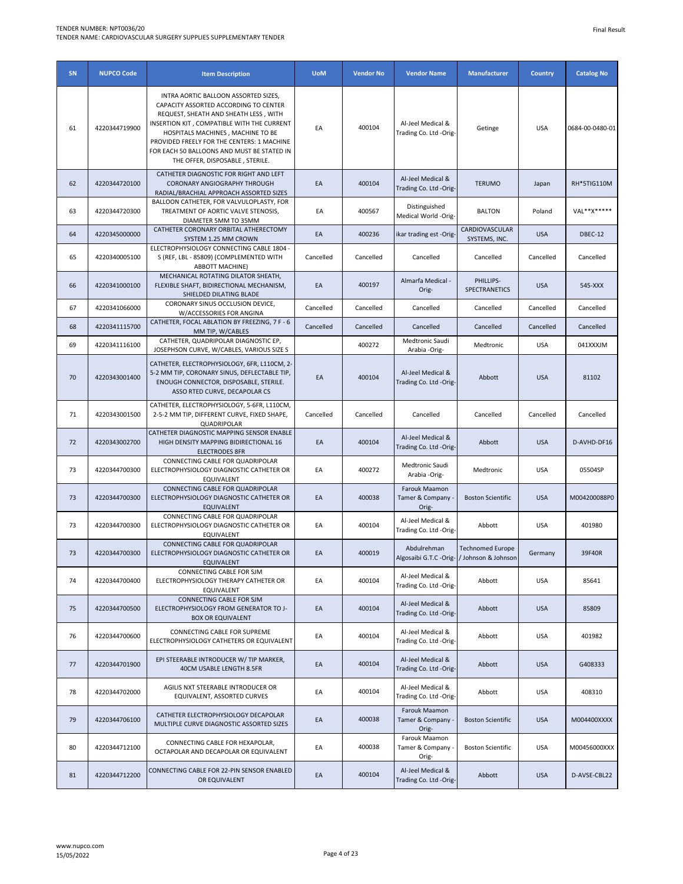TENDER NUMBER: NPT0036/20
TENDER NAME: CARDIOVASCULAR SURGERY SUPPLIES SUPPLEMENTARY TENDER

Final Result

| SN | NUPCO Code | Item Description | UoM | Vendor No | Vendor Name | Manufacturer | Country | Catalog No |
|---|---|---|---|---|---|---|---|---|
| 61 | 4220344719900 | INTRA AORTIC BALLOON ASSORTED SIZES, CAPACITY ASSORTED ACCORDING TO CENTER REQUEST, SHEATH AND SHEATH LESS , WITH INSERTION KIT , COMPATIBLE WITH THE CURRENT HOSPITALS MACHINES , MACHINE TO BE PROVIDED FREELY FOR THE CENTERS: 1 MACHINE FOR EACH 50 BALLOONS AND MUST BE STATED IN THE OFFER, DISPOSABLE , STERILE. | EA | 400104 | Al-Jeel Medical & Trading Co. Ltd -Orig- | Getinge | USA | 0684-00-0480-01 |
| 62 | 4220344720100 | CATHETER DIAGNOSTIC FOR RIGHT AND LEFT CORONARY ANGIOGRAPHY THROUGH RADIAL/BRACHIAL APPROACH ASSORTED SIZES | EA | 400104 | Al-Jeel Medical & Trading Co. Ltd -Orig- | TERUMO | Japan | RH*5TIG110M |
| 63 | 4220344720300 | BALLOON CATHETER, FOR VALVULOPLASTY, FOR TREATMENT OF AORTIC VALVE STENOSIS, DIAMETER 5MM TO 35MM | EA | 400567 | Distinguished Medical World -Orig- | BALTON | Poland | VAL**X***** |
| 64 | 4220345000000 | CATHETER CORONARY ORBITAL ATHERECTOMY SYSTEM 1.25 MM CROWN | EA | 400236 | ikar trading est -Orig- | CARDIOVASCULAR SYSTEMS, INC. | USA | DBEC-12 |
| 65 | 4220340005100 | ELECTROPHYSIOLOGY CONNECTING CABLE 1804 - S (REF, LBL - 85809) (COMPLEMENTED WITH ABBOTT MACHINE) | Cancelled | Cancelled | Cancelled | Cancelled | Cancelled | Cancelled |
| 66 | 4220341000100 | MECHANICAL ROTATING DILATOR SHEATH, FLEXIBLE SHAFT, BIDIRECTIONAL MECHANISM, SHIELDED DILATING BLADE | EA | 400197 | Almarfa Medical -Orig- | PHILLIPS-SPECTRANETICS | USA | 545-XXX |
| 67 | 4220341066000 | CORONARY SINUS OCCLUSION DEVICE, W/ACCESSORIES FOR ANGINA | Cancelled | Cancelled | Cancelled | Cancelled | Cancelled | Cancelled |
| 68 | 4220341115700 | CATHETER, FOCAL ABLATION BY FREEZING, 7 F - 6 MM TIP, W/CABLES | Cancelled | Cancelled | Cancelled | Cancelled | Cancelled | Cancelled |
| 69 | 4220341116100 | CATHETER, QUADRIPOLAR DIAGNOSTIC EP, JOSEPHSON CURVE, W/CABLES, VARIOUS SIZE S | | 400272 | Medtronic Saudi Arabia -Orig- | Medtronic | USA | 041XXXJM |
| 70 | 4220343001400 | CATHETER, ELECTROPHYSIOLOGY, 6FR, L110CM, 2-5-2 MM TIP, CORONARY SINUS, DEFLECTABLE TIP, ENOUGH CONNECTOR, DISPOSABLE, STERILE. ASSO RTED CURVE, DECAPOLAR CS | EA | 400104 | Al-Jeel Medical & Trading Co. Ltd -Orig- | Abbott | USA | 81102 |
| 71 | 4220343001500 | CATHETER, ELECTROPHYSIOLOGY, 5-6FR, L110CM, 2-5-2 MM TIP, DIFFERENT CURVE, FIXED SHAPE, QUADRIPOLAR | Cancelled | Cancelled | Cancelled | Cancelled | Cancelled | Cancelled |
| 72 | 4220343002700 | CATHETER DIAGNOSTIC MAPPING SENSOR ENABLE HIGH DENSITY MAPPING BIDIRECTIONAL 16 ELECTRODES 8FR | EA | 400104 | Al-Jeel Medical & Trading Co. Ltd -Orig- | Abbott | USA | D-AVHD-DF16 |
| 73 | 4220344700300 | CONNECTING CABLE FOR QUADRIPOLAR ELECTROPHYSIOLOGY DIAGNOSTIC CATHETER OR EQUIVALENT | EA | 400272 | Medtronic Saudi Arabia -Orig- | Medtronic | USA | 05504SP |
| 73 | 4220344700300 | CONNECTING CABLE FOR QUADRIPOLAR ELECTROPHYSIOLOGY DIAGNOSTIC CATHETER OR EQUIVALENT | EA | 400038 | Farouk Maamon Tamer & Company -Orig- | Boston Scientific | USA | M004200088P0 |
| 73 | 4220344700300 | CONNECTING CABLE FOR QUADRIPOLAR ELECTROPHYSIOLOGY DIAGNOSTIC CATHETER OR EQUIVALENT | EA | 400104 | Al-Jeel Medical & Trading Co. Ltd -Orig- | Abbott | USA | 401980 |
| 73 | 4220344700300 | CONNECTING CABLE FOR QUADRIPOLAR ELECTROPHYSIOLOGY DIAGNOSTIC CATHETER OR EQUIVALENT | EA | 400019 | Abdulrehman Algosaibi G.T.C -Orig- | Technomed Europe / Johnson & Johnson | Germany | 39F40R |
| 74 | 4220344700400 | CONNECTING CABLE FOR SJM ELECTROPHYSIOLOGY THERAPY CATHETER OR EQUIVALENT | EA | 400104 | Al-Jeel Medical & Trading Co. Ltd -Orig- | Abbott | USA | 85641 |
| 75 | 4220344700500 | CONNECTING CABLE FOR SJM ELECTROPHYSIOLOGY FROM GENERATOR TO J-BOX OR EQUIVALENT | EA | 400104 | Al-Jeel Medical & Trading Co. Ltd -Orig- | Abbott | USA | 85809 |
| 76 | 4220344700600 | CONNECTING CABLE FOR SUPREME ELECTROPHYSIOLOGY CATHETERS OR EQUIVALENT | EA | 400104 | Al-Jeel Medical & Trading Co. Ltd -Orig- | Abbott | USA | 401982 |
| 77 | 4220344701900 | EPI STEERABLE INTRODUCER W/ TIP MARKER, 40CM USABLE LENGTH 8.5FR | EA | 400104 | Al-Jeel Medical & Trading Co. Ltd -Orig- | Abbott | USA | G408333 |
| 78 | 4220344702000 | AGILIS NXT STEERABLE INTRODUCER OR EQUIVALENT, ASSORTED CURVES | EA | 400104 | Al-Jeel Medical & Trading Co. Ltd -Orig- | Abbott | USA | 408310 |
| 79 | 4220344706100 | CATHETER ELECTROPHYSIOLOGY DECAPOLAR MULTIPLE CURVE DIAGNOSTIC ASSORTED SIZES | EA | 400038 | Farouk Maamon Tamer & Company -Orig- | Boston Scientific | USA | M004400XXXX |
| 80 | 4220344712100 | CONNECTING CABLE FOR HEXAPOLAR, OCTAPOLAR AND DECAPOLAR OR EQUIVALENT | EA | 400038 | Farouk Maamon Tamer & Company -Orig- | Boston Scientific | USA | M00456000XXX |
| 81 | 4220344712200 | CONNECTING CABLE FOR 22-PIN SENSOR ENABLED OR EQUIVALENT | EA | 400104 | Al-Jeel Medical & Trading Co. Ltd -Orig- | Abbott | USA | D-AVSE-CBL22 |

www.nupco.com
15/05/2022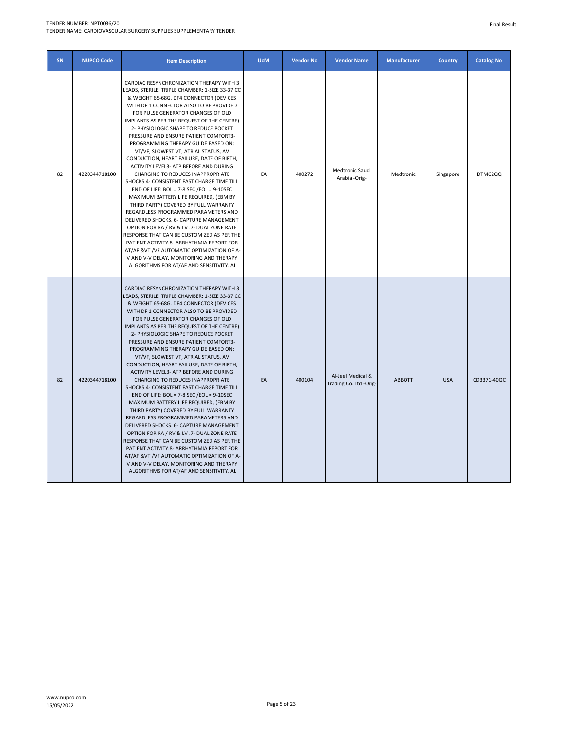| SN | NUPCO Code | Item Description | UoM | Vendor No | Vendor Name | Manufacturer | Country | Catalog No |
|---|---|---|---|---|---|---|---|---|
| 82 | 4220344718100 | CARDIAC RESYNCHRONIZATION THERAPY WITH 3 LEADS, STERILE, TRIPLE CHAMBER: 1-SIZE 33-37 CC & WEIGHT 65-68G. DF4 CONNECTOR (DEVICES WITH DF 1 CONNECTOR ALSO TO BE PROVIDED FOR PULSE GENERATOR CHANGES OF OLD IMPLANTS AS PER THE REQUEST OF THE CENTRE) 2- PHYSIOLOGIC SHAPE TO REDUCE POCKET PRESSURE AND ENSURE PATIENT COMFORT3- PROGRAMMING THERAPY GUIDE BASED ON: VT/VF, SLOWEST VT, ATRIAL STATUS, AV CONDUCTION, HEART FAILURE, DATE OF BIRTH, ACTIVITY LEVEL3- ATP BEFORE AND DURING CHARGING TO REDUCES INAPPROPRIATE SHOCKS.4- CONSISTENT FAST CHARGE TIME TILL END OF LIFE: BOL = 7-8 SEC /EOL = 9-10SEC MAXIMUM BATTERY LIFE REQUIRED, (EBM BY THIRD PARTY) COVERED BY FULL WARRANTY REGARDLESS PROGRAMMED PARAMETERS AND DELIVERED SHOCKS. 6- CAPTURE MANAGEMENT OPTION FOR RA / RV & LV .7- DUAL ZONE RATE RESPONSE THAT CAN BE CUSTOMIZED AS PER THE PATIENT ACTIVITY.8- ARRHYTHMIA REPORT FOR AT/AF &VT /VF AUTOMATIC OPTIMIZATION OF A-V AND V-V DELAY. MONITORING AND THERAPY ALGORITHMS FOR AT/AF AND SENSITIVITY. AL | EA | 400272 | Medtronic Saudi Arabia -Orig- | Medtronic | Singapore | DTMC2QQ |
| 82 | 4220344718100 | CARDIAC RESYNCHRONIZATION THERAPY WITH 3 LEADS, STERILE, TRIPLE CHAMBER: 1-SIZE 33-37 CC & WEIGHT 65-68G. DF4 CONNECTOR (DEVICES WITH DF 1 CONNECTOR ALSO TO BE PROVIDED FOR PULSE GENERATOR CHANGES OF OLD IMPLANTS AS PER THE REQUEST OF THE CENTRE) 2- PHYSIOLOGIC SHAPE TO REDUCE POCKET PRESSURE AND ENSURE PATIENT COMFORT3- PROGRAMMING THERAPY GUIDE BASED ON: VT/VF, SLOWEST VT, ATRIAL STATUS, AV CONDUCTION, HEART FAILURE, DATE OF BIRTH, ACTIVITY LEVEL3- ATP BEFORE AND DURING CHARGING TO REDUCES INAPPROPRIATE SHOCKS.4- CONSISTENT FAST CHARGE TIME TILL END OF LIFE: BOL = 7-8 SEC /EOL = 9-10SEC MAXIMUM BATTERY LIFE REQUIRED, (EBM BY THIRD PARTY) COVERED BY FULL WARRANTY REGARDLESS PROGRAMMED PARAMETERS AND DELIVERED SHOCKS. 6- CAPTURE MANAGEMENT OPTION FOR RA / RV & LV .7- DUAL ZONE RATE RESPONSE THAT CAN BE CUSTOMIZED AS PER THE PATIENT ACTIVITY.8- ARRHYTHMIA REPORT FOR AT/AF &VT /VF AUTOMATIC OPTIMIZATION OF A-V AND V-V DELAY. MONITORING AND THERAPY ALGORITHMS FOR AT/AF AND SENSITIVITY. AL | EA | 400104 | Al-Jeel Medical & Trading Co. Ltd -Orig- | ABBOTT | USA | CD3371-40QC |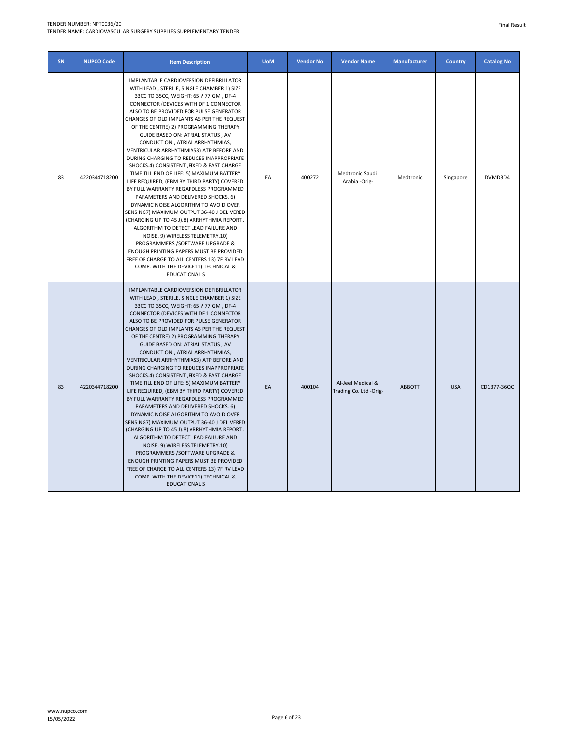| SN | NUPCO Code | Item Description | UoM | Vendor No | Vendor Name | Manufacturer | Country | Catalog No |
|---|---|---|---|---|---|---|---|---|
| 83 | 4220344718200 | IMPLANTABLE CARDIOVERSION DEFIBRILLATOR WITH LEAD , STERILE, SINGLE CHAMBER 1) SIZE 33CC TO 35CC, WEIGHT: 65 ? 77 GM , DF-4 CONNECTOR (DEVICES WITH DF 1 CONNECTOR ALSO TO BE PROVIDED FOR PULSE GENERATOR CHANGES OF OLD IMPLANTS AS PER THE REQUEST OF THE CENTRE) 2) PROGRAMMING THERAPY GUIDE BASED ON: ATRIAL STATUS , AV CONDUCTION , ATRIAL ARRHYTHMIAS, VENTRICULAR ARRHYTHMIAS3) ATP BEFORE AND DURING CHARGING TO REDUCES INAPPROPRIATE SHOCKS.4) CONSISTENT ,FIXED & FAST CHARGE TIME TILL END OF LIFE: 5) MAXIMUM BATTERY LIFE REQUIRED, (EBM BY THIRD PARTY) COVERED BY FULL WARRANTY REGARDLESS PROGRAMMED PARAMETERS AND DELIVERED SHOCKS. 6) DYNAMIC NOISE ALGORITHM TO AVOID OVER SENSING7) MAXIMUM OUTPUT 36-40 J DELIVERED (CHARGING UP TO 45 J).8) ARRHYTHMIA REPORT . ALGORITHM TO DETECT LEAD FAILURE AND NOISE. 9) WIRELESS TELEMETRY.10) PROGRAMMERS /SOFTWARE UPGRADE & ENOUGH PRINTING PAPERS MUST BE PROVIDED FREE OF CHARGE TO ALL CENTERS 13) 7F RV LEAD COMP. WITH THE DEVICE11) TECHNICAL & EDUCATIONAL S | EA | 400272 | Medtronic Saudi Arabia -Orig- | Medtronic | Singapore | DVMD3D4 |
| 83 | 4220344718200 | IMPLANTABLE CARDIOVERSION DEFIBRILLATOR WITH LEAD , STERILE, SINGLE CHAMBER 1) SIZE 33CC TO 35CC, WEIGHT: 65 ? 77 GM , DF-4 CONNECTOR (DEVICES WITH DF 1 CONNECTOR ALSO TO BE PROVIDED FOR PULSE GENERATOR CHANGES OF OLD IMPLANTS AS PER THE REQUEST OF THE CENTRE) 2) PROGRAMMING THERAPY GUIDE BASED ON: ATRIAL STATUS , AV CONDUCTION , ATRIAL ARRHYTHMIAS, VENTRICULAR ARRHYTHMIAS3) ATP BEFORE AND DURING CHARGING TO REDUCES INAPPROPRIATE SHOCKS.4) CONSISTENT ,FIXED & FAST CHARGE TIME TILL END OF LIFE: 5) MAXIMUM BATTERY LIFE REQUIRED, (EBM BY THIRD PARTY) COVERED BY FULL WARRANTY REGARDLESS PROGRAMMED PARAMETERS AND DELIVERED SHOCKS. 6) DYNAMIC NOISE ALGORITHM TO AVOID OVER SENSING7) MAXIMUM OUTPUT 36-40 J DELIVERED (CHARGING UP TO 45 J).8) ARRHYTHMIA REPORT . ALGORITHM TO DETECT LEAD FAILURE AND NOISE. 9) WIRELESS TELEMETRY.10) PROGRAMMERS /SOFTWARE UPGRADE & ENOUGH PRINTING PAPERS MUST BE PROVIDED FREE OF CHARGE TO ALL CENTERS 13) 7F RV LEAD COMP. WITH THE DEVICE11) TECHNICAL & EDUCATIONAL S | EA | 400104 | Al-Jeel Medical & Trading Co. Ltd -Orig- | ABBOTT | USA | CD1377-36QC |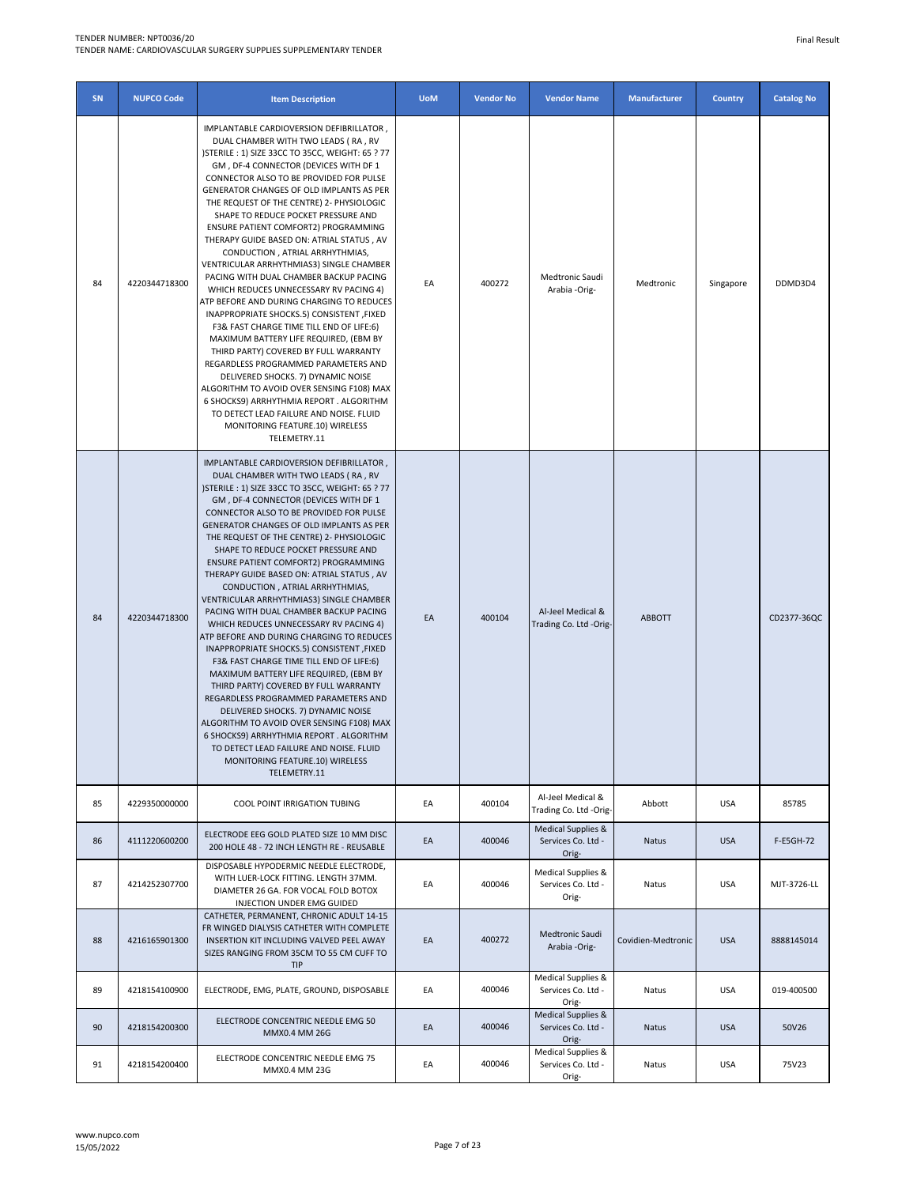| SN | NUPCO Code | Item Description | UoM | Vendor No | Vendor Name | Manufacturer | Country | Catalog No |
|---|---|---|---|---|---|---|---|---|
| 84 | 4220344718300 | IMPLANTABLE CARDIOVERSION DEFIBRILLATOR , DUAL CHAMBER WITH TWO LEADS ( RA , RV )STERILE : 1) SIZE 33CC TO 35CC, WEIGHT: 65 ? 77 GM , DF-4 CONNECTOR (DEVICES WITH DF 1 CONNECTOR ALSO TO BE PROVIDED FOR PULSE GENERATOR CHANGES OF OLD IMPLANTS AS PER THE REQUEST OF THE CENTRE) 2- PHYSIOLOGIC SHAPE TO REDUCE POCKET PRESSURE AND ENSURE PATIENT COMFORT2) PROGRAMMING THERAPY GUIDE BASED ON: ATRIAL STATUS , AV CONDUCTION , ATRIAL ARRHYTHMIAS, VENTRICULAR ARRHYTHMIAS3) SINGLE CHAMBER PACING WITH DUAL CHAMBER BACKUP PACING WHICH REDUCES UNNECESSARY RV PACING 4) ATP BEFORE AND DURING CHARGING TO REDUCES INAPPROPRIATE SHOCKS.5) CONSISTENT ,FIXED F3& FAST CHARGE TIME TILL END OF LIFE:6) MAXIMUM BATTERY LIFE REQUIRED, (EBM BY THIRD PARTY) COVERED BY FULL WARRANTY REGARDLESS PROGRAMMED PARAMETERS AND DELIVERED SHOCKS. 7) DYNAMIC NOISE ALGORITHM TO AVOID OVER SENSING F108) MAX 6 SHOCKS9) ARRHYTHMIA REPORT . ALGORITHM TO DETECT LEAD FAILURE AND NOISE. FLUID MONITORING FEATURE.10) WIRELESS TELEMETRY.11 | EA | 400272 | Medtronic Saudi Arabia -Orig- | Medtronic | Singapore | DDMD3D4 |
| 84 | 4220344718300 | IMPLANTABLE CARDIOVERSION DEFIBRILLATOR , DUAL CHAMBER WITH TWO LEADS ( RA , RV )STERILE : 1) SIZE 33CC TO 35CC, WEIGHT: 65 ? 77 GM , DF-4 CONNECTOR (DEVICES WITH DF 1 CONNECTOR ALSO TO BE PROVIDED FOR PULSE GENERATOR CHANGES OF OLD IMPLANTS AS PER THE REQUEST OF THE CENTRE) 2- PHYSIOLOGIC SHAPE TO REDUCE POCKET PRESSURE AND ENSURE PATIENT COMFORT2) PROGRAMMING THERAPY GUIDE BASED ON: ATRIAL STATUS , AV CONDUCTION , ATRIAL ARRHYTHMIAS, VENTRICULAR ARRHYTHMIAS3) SINGLE CHAMBER PACING WITH DUAL CHAMBER BACKUP PACING WHICH REDUCES UNNECESSARY RV PACING 4) ATP BEFORE AND DURING CHARGING TO REDUCES INAPPROPRIATE SHOCKS.5) CONSISTENT ,FIXED F3& FAST CHARGE TIME TILL END OF LIFE:6) MAXIMUM BATTERY LIFE REQUIRED, (EBM BY THIRD PARTY) COVERED BY FULL WARRANTY REGARDLESS PROGRAMMED PARAMETERS AND DELIVERED SHOCKS. 7) DYNAMIC NOISE ALGORITHM TO AVOID OVER SENSING F108) MAX 6 SHOCKS9) ARRHYTHMIA REPORT . ALGORITHM TO DETECT LEAD FAILURE AND NOISE. FLUID MONITORING FEATURE.10) WIRELESS TELEMETRY.11 | EA | 400104 | Al-Jeel Medical & Trading Co. Ltd -Orig- | ABBOTT | | CD2377-36QC |
| 85 | 4229350000000 | COOL POINT IRRIGATION TUBING | EA | 400104 | Al-Jeel Medical & Trading Co. Ltd -Orig- | Abbott | USA | 85785 |
| 86 | 4111220600200 | ELECTRODE EEG GOLD PLATED SIZE 10 MM DISC 200 HOLE 48 - 72 INCH LENGTH RE - REUSABLE | EA | 400046 | Medical Supplies & Services Co. Ltd -Orig- | Natus | USA | F-E5GH-72 |
| 87 | 4214252307700 | DISPOSABLE HYPODERMIC NEEDLE ELECTRODE, WITH LUER-LOCK FITTING. LENGTH 37MM. DIAMETER 26 GA. FOR VOCAL FOLD BOTOX INJECTION UNDER EMG GUIDED | EA | 400046 | Medical Supplies & Services Co. Ltd -Orig- | Natus | USA | MJT-3726-LL |
| 88 | 4216165901300 | CATHETER, PERMANENT, CHRONIC ADULT 14-15 FR WINGED DIALYSIS CATHETER WITH COMPLETE INSERTION KIT INCLUDING VALVED PEEL AWAY SIZES RANGING FROM 35CM TO 55 CM CUFF TO TIP | EA | 400272 | Medtronic Saudi Arabia -Orig- | Covidien-Medtronic | USA | 8888145014 |
| 89 | 4218154100900 | ELECTRODE, EMG, PLATE, GROUND, DISPOSABLE | EA | 400046 | Medical Supplies & Services Co. Ltd -Orig- | Natus | USA | 019-400500 |
| 90 | 4218154200300 | ELECTRODE CONCENTRIC NEEDLE EMG 50 MMX0.4 MM 26G | EA | 400046 | Medical Supplies & Services Co. Ltd -Orig- | Natus | USA | 50V26 |
| 91 | 4218154200400 | ELECTRODE CONCENTRIC NEEDLE EMG 75 MMX0.4 MM 23G | EA | 400046 | Medical Supplies & Services Co. Ltd -Orig- | Natus | USA | 75V23 |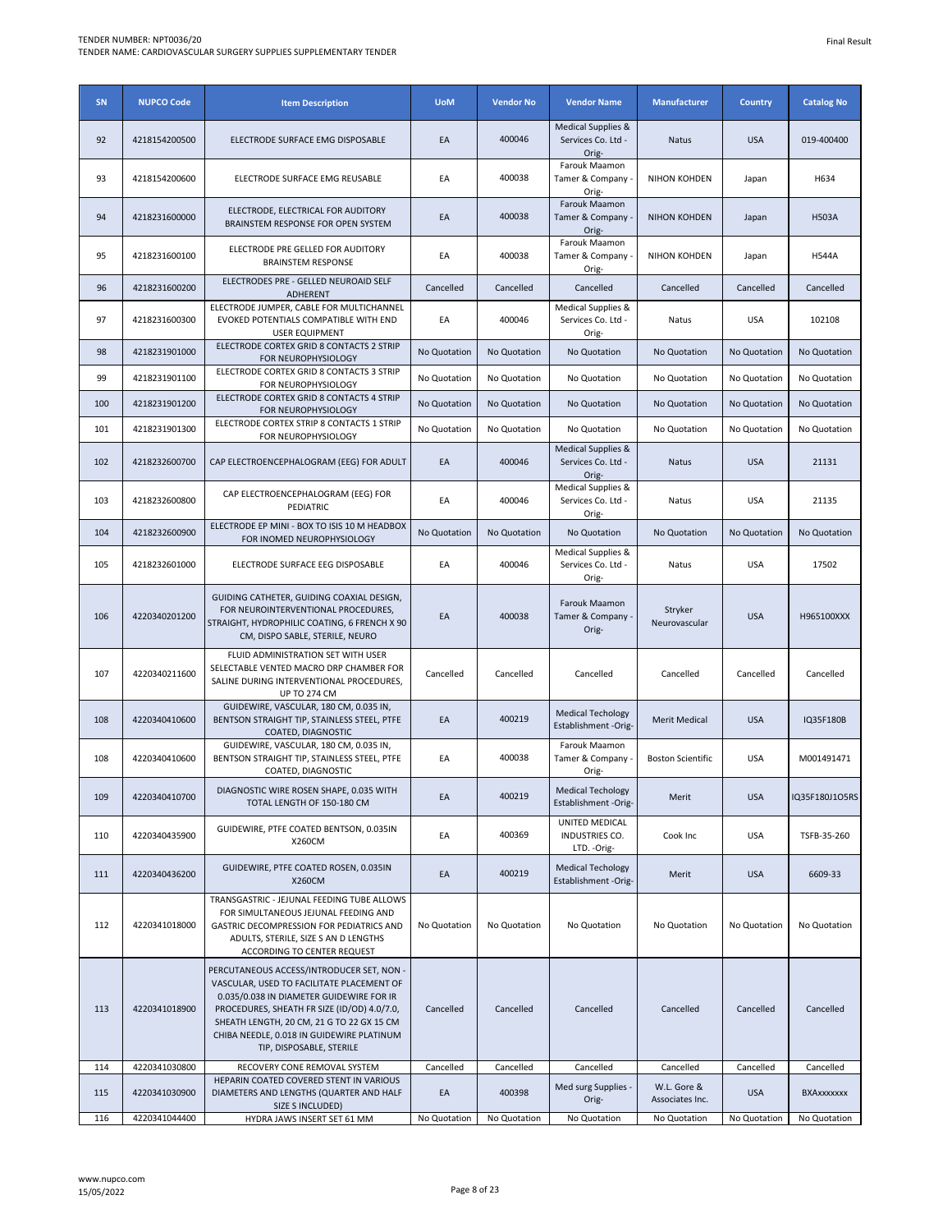| SN | NUPCO Code | Item Description | UoM | Vendor No | Vendor Name | Manufacturer | Country | Catalog No |
|---|---|---|---|---|---|---|---|---|
| 92 | 4218154200500 | ELECTRODE SURFACE EMG DISPOSABLE | EA | 400046 | Medical Supplies & Services Co. Ltd -Orig- | Natus | USA | 019-400400 |
| 93 | 4218154200600 | ELECTRODE SURFACE EMG REUSABLE | EA | 400038 | Farouk Maamon Tamer & Company -Orig- | NIHON KOHDEN | Japan | H634 |
| 94 | 4218231600000 | ELECTRODE, ELECTRICAL FOR AUDITORY BRAINSTEM RESPONSE FOR OPEN SYSTEM | EA | 400038 | Farouk Maamon Tamer & Company -Orig- | NIHON KOHDEN | Japan | H503A |
| 95 | 4218231600100 | ELECTRODE PRE GELLED FOR AUDITORY BRAINSTEM RESPONSE | EA | 400038 | Farouk Maamon Tamer & Company -Orig- | NIHON KOHDEN | Japan | H544A |
| 96 | 4218231600200 | ELECTRODES PRE - GELLED NEUROAID SELF ADHERENT | Cancelled | Cancelled | Cancelled | Cancelled | Cancelled | Cancelled |
| 97 | 4218231600300 | ELECTRODE JUMPER, CABLE FOR MULTICHANNEL EVOKED POTENTIALS COMPATIBLE WITH END USER EQUIPMENT | EA | 400046 | Medical Supplies & Services Co. Ltd -Orig- | Natus | USA | 102108 |
| 98 | 4218231901000 | ELECTRODE CORTEX GRID 8 CONTACTS 2 STRIP FOR NEUROPHYSIOLOGY | No Quotation | No Quotation | No Quotation | No Quotation | No Quotation | No Quotation |
| 99 | 4218231901100 | ELECTRODE CORTEX GRID 8 CONTACTS 3 STRIP FOR NEUROPHYSIOLOGY | No Quotation | No Quotation | No Quotation | No Quotation | No Quotation | No Quotation |
| 100 | 4218231901200 | ELECTRODE CORTEX GRID 8 CONTACTS 4 STRIP FOR NEUROPHYSIOLOGY | No Quotation | No Quotation | No Quotation | No Quotation | No Quotation | No Quotation |
| 101 | 4218231901300 | ELECTRODE CORTEX STRIP 8 CONTACTS 1 STRIP FOR NEUROPHYSIOLOGY | No Quotation | No Quotation | No Quotation | No Quotation | No Quotation | No Quotation |
| 102 | 4218232600700 | CAP ELECTROENCEPHALOGRAM (EEG) FOR ADULT | EA | 400046 | Medical Supplies & Services Co. Ltd -Orig- | Natus | USA | 21131 |
| 103 | 4218232600800 | CAP ELECTROENCEPHALOGRAM (EEG) FOR PEDIATRIC | EA | 400046 | Medical Supplies & Services Co. Ltd -Orig- | Natus | USA | 21135 |
| 104 | 4218232600900 | ELECTRODE EP MINI - BOX TO ISIS 10 M HEADBOX FOR INOMED NEUROPHYSIOLOGY | No Quotation | No Quotation | No Quotation | No Quotation | No Quotation | No Quotation |
| 105 | 4218232601000 | ELECTRODE SURFACE EEG DISPOSABLE | EA | 400046 | Medical Supplies & Services Co. Ltd -Orig- | Natus | USA | 17502 |
| 106 | 4220340201200 | GUIDING CATHETER, GUIDING COAXIAL DESIGN, FOR NEUROINTERVENTIONAL PROCEDURES, STRAIGHT, HYDROPHILIC COATING, 6 FRENCH X 90 CM, DISPO SABLE, STERILE, NEURO | EA | 400038 | Farouk Maamon Tamer & Company -Orig- | Stryker Neurovascular | USA | H965100XXX |
| 107 | 4220340211600 | FLUID ADMINISTRATION SET WITH USER SELECTABLE VENTED MACRO DRP CHAMBER FOR SALINE DURING INTERVENTIONAL PROCEDURES, UP TO 274 CM | Cancelled | Cancelled | Cancelled | Cancelled | Cancelled | Cancelled |
| 108 | 4220340410600 | GUIDEWIRE, VASCULAR, 180 CM, 0.035 IN, BENTSON STRAIGHT TIP, STAINLESS STEEL, PTFE COATED, DIAGNOSTIC | EA | 400219 | Medical Techology Establishment -Orig- | Merit Medical | USA | IQ35F180B |
| 108 | 4220340410600 | GUIDEWIRE, VASCULAR, 180 CM, 0.035 IN, BENTSON STRAIGHT TIP, STAINLESS STEEL, PTFE COATED, DIAGNOSTIC | EA | 400038 | Farouk Maamon Tamer & Company -Orig- | Boston Scientific | USA | M001491471 |
| 109 | 4220340410700 | DIAGNOSTIC WIRE ROSEN SHAPE, 0.035 WITH TOTAL LENGTH OF 150-180 CM | EA | 400219 | Medical Techology Establishment -Orig- | Merit | USA | IQ35F180J1O5RS |
| 110 | 4220340435900 | GUIDEWIRE, PTFE COATED BENTSON, 0.035IN X260CM | EA | 400369 | UNITED MEDICAL INDUSTRIES CO. LTD. -Orig- | Cook Inc | USA | TSFB-35-260 |
| 111 | 4220340436200 | GUIDEWIRE, PTFE COATED ROSEN, 0.035IN X260CM | EA | 400219 | Medical Techology Establishment -Orig- | Merit | USA | 6609-33 |
| 112 | 4220341018000 | TRANSGASTRIC - JEJUNAL FEEDING TUBE ALLOWS FOR SIMULTANEOUS JEJUNAL FEEDING AND GASTRIC DECOMPRESSION FOR PEDIATRICS AND ADULTS, STERILE, SIZE S AN D LENGTHS ACCORDING TO CENTER REQUEST | No Quotation | No Quotation | No Quotation | No Quotation | No Quotation | No Quotation |
| 113 | 4220341018900 | PERCUTANEOUS ACCESS/INTRODUCER SET, NON - VASCULAR, USED TO FACILITATE PLACEMENT OF 0.035/0.038 IN DIAMETER GUIDEWIRE FOR IR PROCEDURES, SHEATH FR SIZE (ID/OD) 4.0/7.0, SHEATH LENGTH, 20 CM, 21 G TO 22 GX 15 CM CHIBA NEEDLE, 0.018 IN GUIDEWIRE PLATINUM TIP, DISPOSABLE, STERILE | Cancelled | Cancelled | Cancelled | Cancelled | Cancelled | Cancelled |
| 114 | 4220341030800 | RECOVERY CONE REMOVAL SYSTEM | Cancelled | Cancelled | Cancelled | Cancelled | Cancelled | Cancelled |
| 115 | 4220341030900 | HEPARIN COATED COVERED STENT IN VARIOUS DIAMETERS AND LENGTHS (QUARTER AND HALF SIZE S INCLUDED) | EA | 400398 | Med surg Supplies -Orig- | W.L. Gore & Associates Inc. | USA | BXAxxxxxxx |
| 116 | 4220341044400 | HYDRA JAWS INSERT SET 61 MM | No Quotation | No Quotation | No Quotation | No Quotation | No Quotation | No Quotation |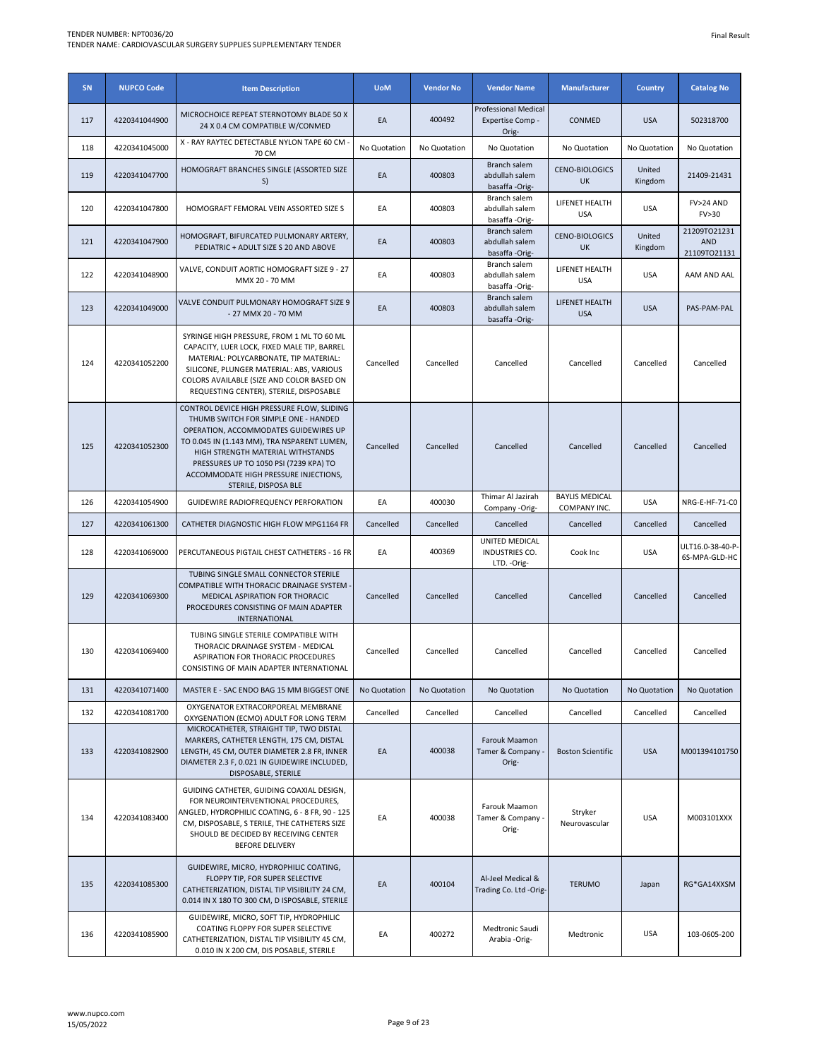| SN | NUPCO Code | Item Description | UoM | Vendor No | Vendor Name | Manufacturer | Country | Catalog No |
|---|---|---|---|---|---|---|---|---|
| 117 | 4220341044900 | MICROCHOICE REPEAT STERNOTOMY BLADE 50 X 24 X 0.4 CM COMPATIBLE W/CONMED | EA | 400492 | Professional Medical Expertise Comp -Orig- | CONMED | USA | 502318700 |
| 118 | 4220341045000 | X - RAY RAYTEC DETECTABLE NYLON TAPE 60 CM - 70 CM | No Quotation | No Quotation | No Quotation | No Quotation | No Quotation | No Quotation |
| 119 | 4220341047700 | HOMOGRAFT BRANCHES SINGLE (ASSORTED SIZE S) | EA | 400803 | Branch salem abdullah salem basaffa -Orig- | CENO-BIOLOGICS UK | United Kingdom | 21409-21431 |
| 120 | 4220341047800 | HOMOGRAFT FEMORAL VEIN ASSORTED SIZE S | EA | 400803 | Branch salem abdullah salem basaffa -Orig- | LIFENET HEALTH USA | USA | FV>24 AND FV>30 |
| 121 | 4220341047900 | HOMOGRAFT, BIFURCATED PULMONARY ARTERY, PEDIATRIC + ADULT SIZE S 20 AND ABOVE | EA | 400803 | Branch salem abdullah salem basaffa -Orig- | CENO-BIOLOGICS UK | United Kingdom | 21209TO21231 AND 21109TO21131 |
| 122 | 4220341048900 | VALVE, CONDUIT AORTIC HOMOGRAFT SIZE 9 - 27 MMX 20 - 70 MM | EA | 400803 | Branch salem abdullah salem basaffa -Orig- | LIFENET HEALTH USA | USA | AAM AND AAL |
| 123 | 4220341049000 | VALVE CONDUIT PULMONARY HOMOGRAFT SIZE 9 - 27 MMX 20 - 70 MM | EA | 400803 | Branch salem abdullah salem basaffa -Orig- | LIFENET HEALTH USA | USA | PAS-PAM-PAL |
| 124 | 4220341052200 | SYRINGE HIGH PRESSURE, FROM 1 ML TO 60 ML CAPACITY, LUER LOCK, FIXED MALE TIP, BARREL MATERIAL: POLYCARBONATE, TIP MATERIAL: SILICONE, PLUNGER MATERIAL: ABS, VARIOUS COLORS AVAILABLE (SIZE AND COLOR BASED ON REQUESTING CENTER), STERILE, DISPOSABLE | Cancelled | Cancelled | Cancelled | Cancelled | Cancelled | Cancelled |
| 125 | 4220341052300 | CONTROL DEVICE HIGH PRESSURE FLOW, SLIDING THUMB SWITCH FOR SIMPLE ONE - HANDED OPERATION, ACCOMMODATES GUIDEWIRES UP TO 0.045 IN (1.143 MM), TRA NSPARENT LUMEN, HIGH STRENGTH MATERIAL WITHSTANDS PRESSURES UP TO 1050 PSI (7239 KPA) TO ACCOMMODATE HIGH PRESSURE INJECTIONS, STERILE, DISPOSA BLE | Cancelled | Cancelled | Cancelled | Cancelled | Cancelled | Cancelled |
| 126 | 4220341054900 | GUIDEWIRE RADIOFREQUENCY PERFORATION | EA | 400030 | Thimar Al Jazirah Company -Orig- | BAYLIS MEDICAL COMPANY INC. | USA | NRG-E-HF-71-C0 |
| 127 | 4220341061300 | CATHETER DIAGNOSTIC HIGH FLOW MPG1164 FR | Cancelled | Cancelled | Cancelled | Cancelled | Cancelled | Cancelled |
| 128 | 4220341069000 | PERCUTANEOUS PIGTAIL CHEST CATHETERS - 16 FR | EA | 400369 | UNITED MEDICAL INDUSTRIES CO. LTD. -Orig- | Cook Inc | USA | ULT16.0-38-40-P-6S-MPA-GLD-HC |
| 129 | 4220341069300 | TUBING SINGLE SMALL CONNECTOR STERILE COMPATIBLE WITH THORACIC DRAINAGE SYSTEM - MEDICAL ASPIRATION FOR THORACIC PROCEDURES CONSISTING OF MAIN ADAPTER INTERNATIONAL | Cancelled | Cancelled | Cancelled | Cancelled | Cancelled | Cancelled |
| 130 | 4220341069400 | TUBING SINGLE STERILE COMPATIBLE WITH THORACIC DRAINAGE SYSTEM - MEDICAL ASPIRATION FOR THORACIC PROCEDURES CONSISTING OF MAIN ADAPTER INTERNATIONAL | Cancelled | Cancelled | Cancelled | Cancelled | Cancelled | Cancelled |
| 131 | 4220341071400 | MASTER E - SAC ENDO BAG 15 MM BIGGEST ONE | No Quotation | No Quotation | No Quotation | No Quotation | No Quotation | No Quotation |
| 132 | 4220341081700 | OXYGENATOR EXTRACORPOREAL MEMBRANE OXYGENATION (ECMO) ADULT FOR LONG TERM | Cancelled | Cancelled | Cancelled | Cancelled | Cancelled | Cancelled |
| 133 | 4220341082900 | MICROCATHETER, STRAIGHT TIP, TWO DISTAL MARKERS, CATHETER LENGTH, 175 CM, DISTAL LENGTH, 45 CM, OUTER DIAMETER 2.8 FR, INNER DIAMETER 2.3 F, 0.021 IN GUIDEWIRE INCLUDED, DISPOSABLE, STERILE | EA | 400038 | Farouk Maamon Tamer & Company - Orig- | Boston Scientific | USA | M001394101750 |
| 134 | 4220341083400 | GUIDING CATHETER, GUIDING COAXIAL DESIGN, FOR NEUROINTERVENTIONAL PROCEDURES, ANGLED, HYDROPHILIC COATING, 6 - 8 FR, 90 - 125 CM, DISPOSABLE, S TERILE, THE CATHETERS SIZE SHOULD BE DECIDED BY RECEIVING CENTER BEFORE DELIVERY | EA | 400038 | Farouk Maamon Tamer & Company - Orig- | Stryker Neurovascular | USA | M003101XXX |
| 135 | 4220341085300 | GUIDEWIRE, MICRO, HYDROPHILIC COATING, FLOPPY TIP, FOR SUPER SELECTIVE CATHETERIZATION, DISTAL TIP VISIBILITY 24 CM, 0.014 IN X 180 TO 300 CM, D ISPOSABLE, STERILE | EA | 400104 | Al-Jeel Medical & Trading Co. Ltd -Orig- | TERUMO | Japan | RG*GA14XXSM |
| 136 | 4220341085900 | GUIDEWIRE, MICRO, SOFT TIP, HYDROPHILIC COATING FLOPPY FOR SUPER SELECTIVE CATHETERIZATION, DISTAL TIP VISIBILITY 45 CM, 0.010 IN X 200 CM, DIS POSABLE, STERILE | EA | 400272 | Medtronic Saudi Arabia -Orig- | Medtronic | USA | 103-0605-200 |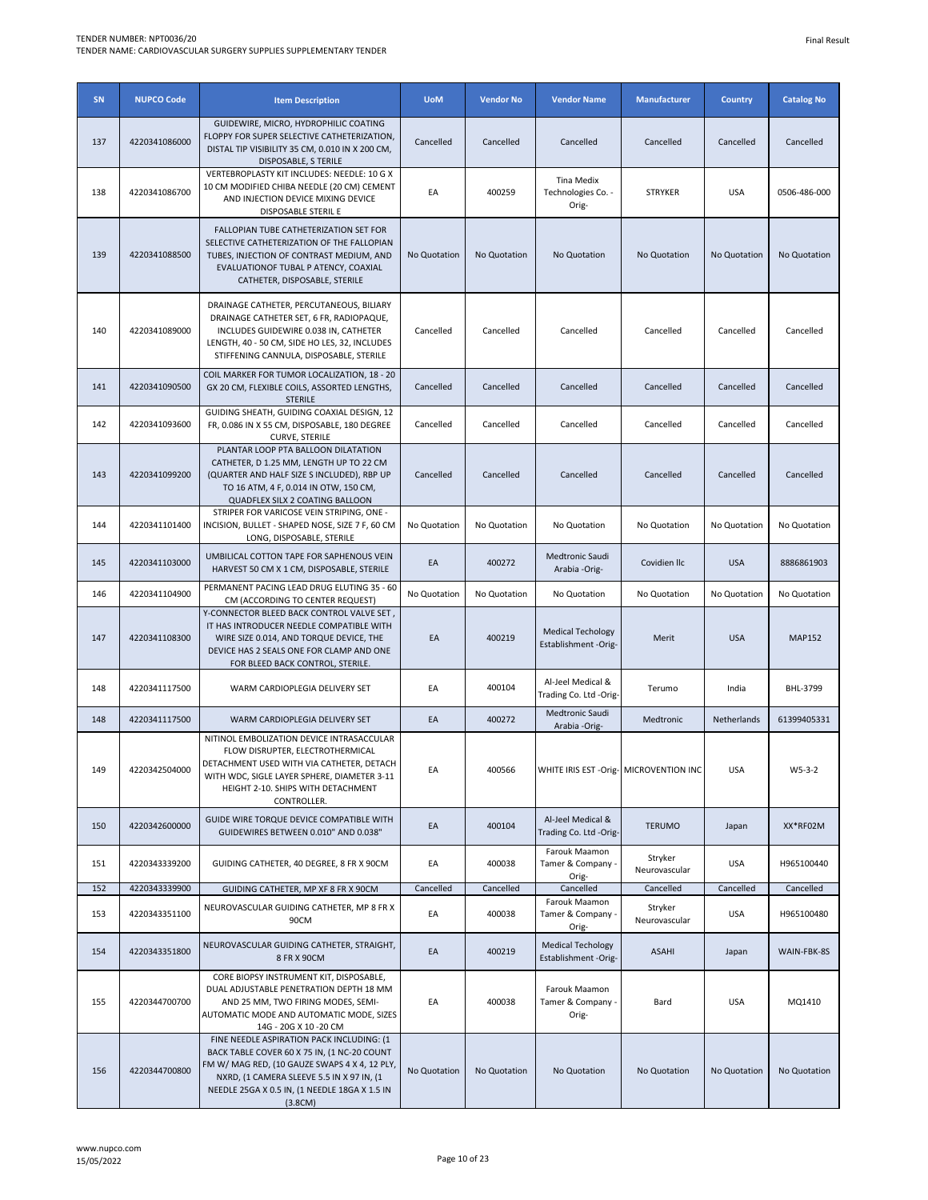| SN | NUPCO Code | Item Description | UoM | Vendor No | Vendor Name | Manufacturer | Country | Catalog No |
|---|---|---|---|---|---|---|---|---|
| 137 | 4220341086000 | GUIDEWIRE, MICRO, HYDROPHILIC COATING FLOPPY FOR SUPER SELECTIVE CATHETERIZATION, DISTAL TIP VISIBILITY 35 CM, 0.010 IN X 200 CM, DISPOSABLE, S TERILE | Cancelled | Cancelled | Cancelled | Cancelled | Cancelled | Cancelled |
| 138 | 4220341086700 | VERTEBROPLASTY KIT INCLUDES: NEEDLE: 10 G X 10 CM MODIFIED CHIBA NEEDLE (20 CM) CEMENT AND INJECTION DEVICE MIXING DEVICE DISPOSABLE STERIL E | EA | 400259 | Tina Medix Technologies Co. -Orig- | STRYKER | USA | 0506-486-000 |
| 139 | 4220341088500 | FALLOPIAN TUBE CATHETERIZATION SET FOR SELECTIVE CATHETERIZATION OF THE FALLOPIAN TUBES, INJECTION OF CONTRAST MEDIUM, AND EVALUATIONOF TUBAL P ATENCY, COAXIAL CATHETER, DISPOSABLE, STERILE | No Quotation | No Quotation | No Quotation | No Quotation | No Quotation | No Quotation |
| 140 | 4220341089000 | DRAINAGE CATHETER, PERCUTANEOUS, BILIARY DRAINAGE CATHETER SET, 6 FR, RADIOPAQUE, INCLUDES GUIDEWIRE 0.038 IN, CATHETER LENGTH, 40 - 50 CM, SIDE HO LES, 32, INCLUDES STIFFENING CANNULA, DISPOSABLE, STERILE | Cancelled | Cancelled | Cancelled | Cancelled | Cancelled | Cancelled |
| 141 | 4220341090500 | COIL MARKER FOR TUMOR LOCALIZATION, 18 - 20 GX 20 CM, FLEXIBLE COILS, ASSORTED LENGTHS, STERILE | Cancelled | Cancelled | Cancelled | Cancelled | Cancelled | Cancelled |
| 142 | 4220341093600 | GUIDING SHEATH, GUIDING COAXIAL DESIGN, 12 FR, 0.086 IN X 55 CM, DISPOSABLE, 180 DEGREE CURVE, STERILE | Cancelled | Cancelled | Cancelled | Cancelled | Cancelled | Cancelled |
| 143 | 4220341099200 | PLANTAR LOOP PTA BALLOON DILATATION CATHETER, D 1.25 MM, LENGTH UP TO 22 CM (QUARTER AND HALF SIZE S INCLUDED), RBP UP TO 16 ATM, 4 F, 0.014 IN OTW, 150 CM, QUADFLEX SILX 2 COATING BALLOON | Cancelled | Cancelled | Cancelled | Cancelled | Cancelled | Cancelled |
| 144 | 4220341101400 | STRIPER FOR VARICOSE VEIN STRIPING, ONE - INCISION, BULLET - SHAPED NOSE, SIZE 7 F, 60 CM LONG, DISPOSABLE, STERILE | No Quotation | No Quotation | No Quotation | No Quotation | No Quotation | No Quotation |
| 145 | 4220341103000 | UMBILICAL COTTON TAPE FOR SAPHENOUS VEIN HARVEST 50 CM X 1 CM, DISPOSABLE, STERILE | EA | 400272 | Medtronic Saudi Arabia -Orig- | Covidien llc | USA | 8886861903 |
| 146 | 4220341104900 | PERMANENT PACING LEAD DRUG ELUTING 35 - 60 CM (ACCORDING TO CENTER REQUEST) | No Quotation | No Quotation | No Quotation | No Quotation | No Quotation | No Quotation |
| 147 | 4220341108300 | Y-CONNECTOR BLEED BACK CONTROL VALVE SET , IT HAS INTRODUCER NEEDLE COMPATIBLE WITH WIRE SIZE 0.014, AND TORQUE DEVICE, THE DEVICE HAS 2 SEALS ONE FOR CLAMP AND ONE FOR BLEED BACK CONTROL, STERILE. | EA | 400219 | Medical Techology Establishment -Orig- | Merit | USA | MAP152 |
| 148 | 4220341117500 | WARM CARDIOPLEGIA DELIVERY SET | EA | 400104 | Al-Jeel Medical & Trading Co. Ltd -Orig- | Terumo | India | BHL-3799 |
| 148 | 4220341117500 | WARM CARDIOPLEGIA DELIVERY SET | EA | 400272 | Medtronic Saudi Arabia -Orig- | Medtronic | Netherlands | 61399405331 |
| 149 | 4220342504000 | NITINOL EMBOLIZATION DEVICE INTRASACCULAR FLOW DISRUPTER, ELECTROTHERMICAL DETACHMENT USED WITH VIA CATHETER, DETACH WITH WDC, SIGLE LAYER SPHERE, DIAMETER 3-11 HEIGHT 2-10. SHIPS WITH DETACHMENT CONTROLLER. | EA | 400566 | WHITE IRIS EST -Orig- | MICROVENTION INC | USA | W5-3-2 |
| 150 | 4220342600000 | GUIDE WIRE TORQUE DEVICE COMPATIBLE WITH GUIDEWIRES BETWEEN 0.010" AND 0.038" | EA | 400104 | Al-Jeel Medical & Trading Co. Ltd -Orig- | TERUMO | Japan | XX*RF02M |
| 151 | 4220343339200 | GUIDING CATHETER, 40 DEGREE, 8 FR X 90CM | EA | 400038 | Farouk Maamon Tamer & Company -Orig- | Stryker Neurovascular | USA | H965100440 |
| 152 | 4220343339900 | GUIDING CATHETER, MP XF 8 FR X 90CM | Cancelled | Cancelled | Cancelled | Cancelled | Cancelled | Cancelled |
| 153 | 4220343351100 | NEUROVASCULAR GUIDING CATHETER, MP 8 FR X 90CM | EA | 400038 | Farouk Maamon Tamer & Company -Orig- | Stryker Neurovascular | USA | H965100480 |
| 154 | 4220343351800 | NEUROVASCULAR GUIDING CATHETER, STRAIGHT, 8 FR X 90CM | EA | 400219 | Medical Techology Establishment -Orig- | ASAHI | Japan | WAIN-FBK-8S |
| 155 | 4220344700700 | CORE BIOPSY INSTRUMENT KIT, DISPOSABLE, DUAL ADJUSTABLE PENETRATION DEPTH 18 MM AND 25 MM, TWO FIRING MODES, SEMI-AUTOMATIC MODE AND AUTOMATIC MODE, SIZES 14G - 20G X 10 -20 CM | EA | 400038 | Farouk Maamon Tamer & Company -Orig- | Bard | USA | MQ1410 |
| 156 | 4220344700800 | FINE NEEDLE ASPIRATION PACK INCLUDING: (1 BACK TABLE COVER 60 X 75 IN, (1 NC-20 COUNT FM W/ MAG RED, (10 GAUZE SWAPS 4 X 4, 12 PLY, NXRD, (1 CAMERA SLEEVE 5.5 IN X 97 IN, (1 NEEDLE 25GA X 0.5 IN, (1 NEEDLE 18GA X 1.5 IN (3.8CM) | No Quotation | No Quotation | No Quotation | No Quotation | No Quotation | No Quotation |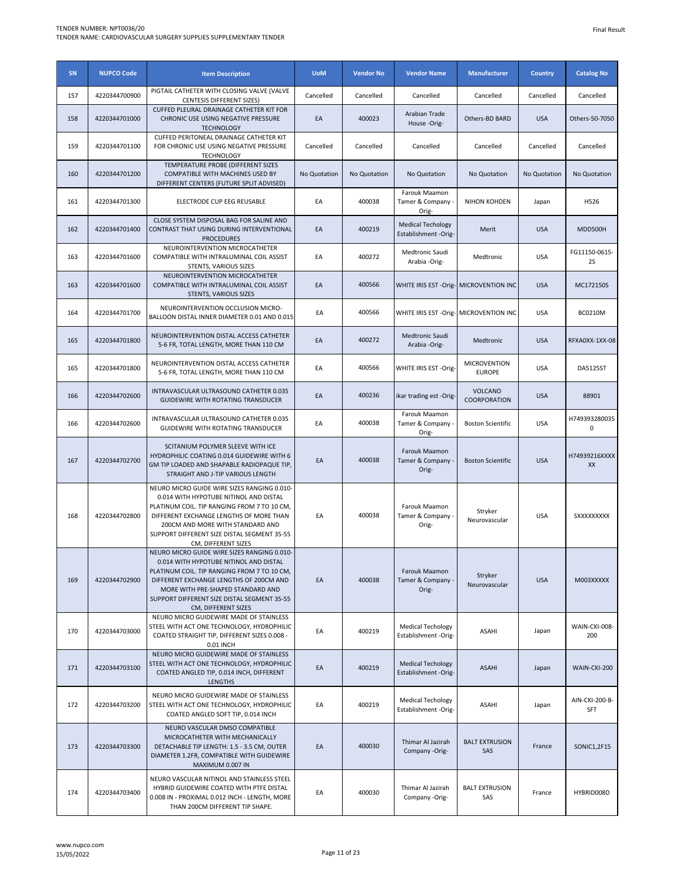| SN | NUPCO Code | Item Description | UoM | Vendor No | Vendor Name | Manufacturer | Country | Catalog No |
|---|---|---|---|---|---|---|---|---|
| 157 | 4220344700900 | PIGTAIL CATHETER WITH CLOSING VALVE (VALVE CENTESIS DIFFERENT SIZES) | Cancelled | Cancelled | Cancelled | Cancelled | Cancelled | Cancelled |
| 158 | 4220344701000 | CUFFED PLEURAL DRAINAGE CATHETER KIT FOR CHRONIC USE USING NEGATIVE PRESSURE TECHNOLOGY | EA | 400023 | Arabian Trade House -Orig- | Others-BD BARD | USA | Others-50-7050 |
| 159 | 4220344701100 | CUFFED PERITONEAL DRAINAGE CATHETER KIT FOR CHRONIC USE USING NEGATIVE PRESSURE TECHNOLOGY | Cancelled | Cancelled | Cancelled | Cancelled | Cancelled | Cancelled |
| 160 | 4220344701200 | TEMPERATURE PROBE (DIFFERENT SIZES COMPATIBLE WITH MACHINES USED BY DIFFERENT CENTERS (FUTURE SPLIT ADVISED) | No Quotation | No Quotation | No Quotation | No Quotation | No Quotation | No Quotation |
| 161 | 4220344701300 | ELECTRODE CUP EEG REUSABLE | EA | 400038 | Farouk Maamon Tamer & Company -Orig- | NIHON KOHDEN | Japan | H526 |
| 162 | 4220344701400 | CLOSE SYSTEM DISPOSAL BAG FOR SALINE AND CONTRAST THAT USING DURING INTERVENTIONAL PROCEDURES | EA | 400219 | Medical Techology Establishment -Orig- | Merit | USA | MDD500H |
| 163 | 4220344701600 | NEUROINTERVENTION MICROCATHETER COMPATIBLE WITH INTRALUMINAL COIL ASSIST STENTS, VARIOUS SIZES | EA | 400272 | Medtronic Saudi Arabia -Orig- | Medtronic | USA | FG11150-0615-2S |
| 163 | 4220344701600 | NEUROINTERVENTION MICROCATHETER COMPATIBLE WITH INTRALUMINAL COIL ASSIST STENTS, VARIOUS SIZES | EA | 400566 | WHITE IRIS EST -Orig- | MICROVENTION INC | USA | MC172150S |
| 164 | 4220344701700 | NEUROINTERVENTION OCCLUSION MICRO-BALLOON DISTAL INNER DIAMETER 0.01 AND 0.015 | EA | 400566 | WHITE IRIS EST -Orig- | MICROVENTION INC | USA | BC0210M |
| 165 | 4220344701800 | NEUROINTERVENTION DISTAL ACCESS CATHETER 5-6 FR, TOTAL LENGTH, MORE THAN 110 CM | EA | 400272 | Medtronic Saudi Arabia -Orig- | Medtronic | USA | RFXA0XX-1XX-08 |
| 165 | 4220344701800 | NEUROINTERVENTION DISTAL ACCESS CATHETER 5-6 FR, TOTAL LENGTH, MORE THAN 110 CM | EA | 400566 | WHITE IRIS EST -Orig- | MICROVENTION EUROPE | USA | DA5125ST |
| 166 | 4220344702600 | INTRAVASCULAR ULTRASOUND CATHETER 0.035 GUIDEWIRE WITH ROTATING TRANSDUCER | EA | 400236 | ikar trading est -Orig- | VOLCANO COORPORATION | USA | 88901 |
| 166 | 4220344702600 | INTRAVASCULAR ULTRASOUND CATHETER 0.035 GUIDEWIRE WITH ROTATING TRANSDUCER | EA | 400038 | Farouk Maamon Tamer & Company -Orig- | Boston Scientific | USA | H749393280035 0 |
| 167 | 4220344702700 | SCITANIUM POLYMER SLEEVE WITH ICE HYDROPHILIC COATING 0.014 GUIDEWIRE WITH 6 GM TIP LOADED AND SHAPABLE RADIOPAQUE TIP, STRAIGHT AND J-TIP VARIOUS LENGTH | EA | 400038 | Farouk Maamon Tamer & Company -Orig- | Boston Scientific | USA | H74939216XXXX XX |
| 168 | 4220344702800 | NEURO MICRO GUIDE WIRE SIZES RANGING 0.010-0.014 WITH HYPOTUBE NITINOL AND DISTAL PLATINUM COIL. TIP RANGING FROM 7 TO 10 CM, DIFFERENT EXCHANGE LENGTHS OF MORE THAN 200CM AND MORE WITH STANDARD AND SUPPORT DIFFERENT SIZE DISTAL SEGMENT 35-55 CM, DIFFERENT SIZES | EA | 400038 | Farouk Maamon Tamer & Company -Orig- | Stryker Neurovascular | USA | SXXXXXXXXX |
| 169 | 4220344702900 | NEURO MICRO GUIDE WIRE SIZES RANGING 0.010-0.014 WITH HYPOTUBE NITINOL AND DISTAL PLATINUM COIL. TIP RANGING FROM 7 TO 10 CM, DIFFERENT EXCHANGE LENGTHS OF 200CM AND MORE WITH PRE-SHAPED STANDARD AND SUPPORT DIFFERENT SIZE DISTAL SEGMENT 35-55 CM, DIFFERENT SIZES | EA | 400038 | Farouk Maamon Tamer & Company -Orig- | Stryker Neurovascular | USA | M003XXXXX |
| 170 | 4220344703000 | NEURO MICRO GUIDEWIRE MADE OF STAINLESS STEEL WITH ACT ONE TECHNOLOGY, HYDROPHILIC COATED STRAIGHT TIP, DIFFERENT SIZES 0.008 - 0.01 INCH | EA | 400219 | Medical Techology Establishment -Orig- | ASAHI | Japan | WAIN-CKI-008-200 |
| 171 | 4220344703100 | NEURO MICRO GUIDEWIRE MADE OF STAINLESS STEEL WITH ACT ONE TECHNOLOGY, HYDROPHILIC COATED ANGLED TIP, 0.014 INCH, DIFFERENT LENGTHS | EA | 400219 | Medical Techology Establishment -Orig- | ASAHI | Japan | WAIN-CKI-200 |
| 172 | 4220344703200 | NEURO MICRO GUIDEWIRE MADE OF STAINLESS STEEL WITH ACT ONE TECHNOLOGY, HYDROPHILIC COATED ANGLED SOFT TIP, 0.014 INCH | EA | 400219 | Medical Techology Establishment -Orig- | ASAHI | Japan | AIN-CKI-200-B-SFT |
| 173 | 4220344703300 | NEURO VASCULAR DMSO COMPATIBLE MICROCATHETER WITH MECHANICALLY DETACHABLE TIP LENGTH: 1.5 - 3.5 CM, OUTER DIAMETER 1.2FR, COMPATIBLE WITH GUIDEWIRE MAXIMUM 0.007 IN | EA | 400030 | Thimar Al Jazirah Company -Orig- | BALT EXTRUSION SAS | France | SONIC1,2F15 |
| 174 | 4220344703400 | NEURO VASCULAR NITINOL AND STAINLESS STEEL HYBRID GUIDEWIRE COATED WITH PTFE DISTAL 0.008 IN - PROXIMAL 0.012 INCH - LENGTH, MORE THAN 200CM DIFFERENT TIP SHAPE. | EA | 400030 | Thimar Al Jazirah Company -Orig- | BALT EXTRUSION SAS | France | HYBRID008D |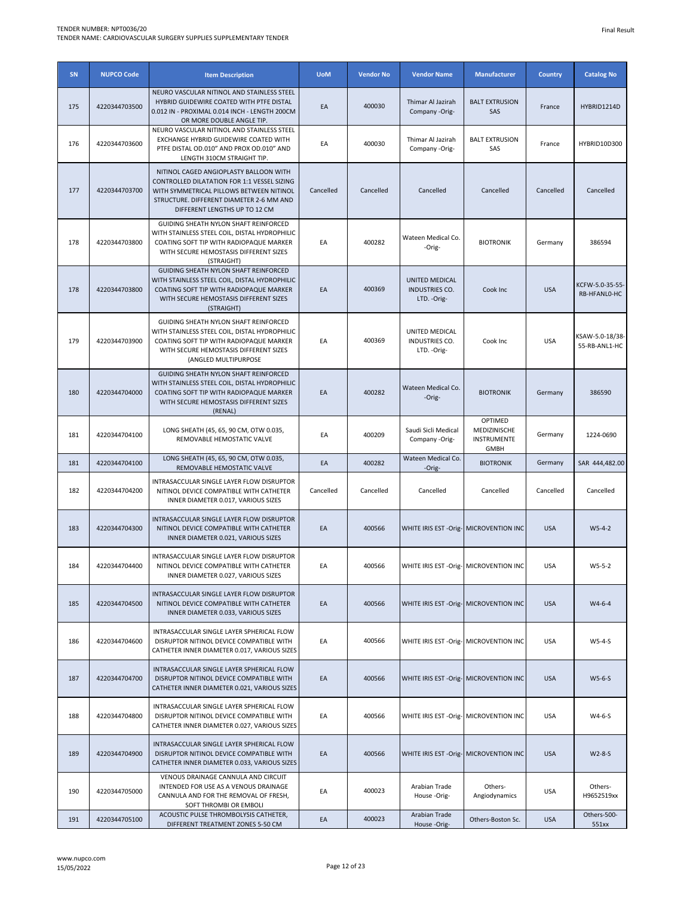| SN | NUPCO Code | Item Description | UoM | Vendor No | Vendor Name | Manufacturer | Country | Catalog No |
|---|---|---|---|---|---|---|---|---|
| 175 | 4220344703500 | NEURO VASCULAR NITINOL AND STAINLESS STEEL HYBRID GUIDEWIRE COATED WITH PTFE DISTAL 0.012 IN - PROXIMAL 0.014 INCH - LENGTH 200CM OR MORE DOUBLE ANGLE TIP. | EA | 400030 | Thimar Al Jazirah Company -Orig- | BALT EXTRUSION SAS | France | HYBRID1214D |
| 176 | 4220344703600 | NEURO VASCULAR NITINOL AND STAINLESS STEEL EXCHANGE HYBRID GUIDEWIRE COATED WITH PTFE DISTAL OD.010" AND PROX OD.010" AND LENGTH 310CM STRAIGHT TIP. | EA | 400030 | Thimar Al Jazirah Company -Orig- | BALT EXTRUSION SAS | France | HYBRID10D300 |
| 177 | 4220344703700 | NITINOL CAGED ANGIOPLASTY BALLOON WITH CONTROLLED DILATATION FOR 1:1 VESSEL SIZING WITH SYMMETRICAL PILLOWS BETWEEN NITINOL STRUCTURE. DIFFERENT DIAMETER 2-6 MM AND DIFFERENT LENGTHS UP TO 12 CM | Cancelled | Cancelled | Cancelled | Cancelled | Cancelled | Cancelled |
| 178 | 4220344703800 | GUIDING SHEATH NYLON SHAFT REINFORCED WITH STAINLESS STEEL COIL, DISTAL HYDROPHILIC COATING SOFT TIP WITH RADIOPAQUE MARKER WITH SECURE HEMOSTASIS DIFFERENT SIZES (STRAIGHT) | EA | 400282 | Wateen Medical Co. -Orig- | BIOTRONIK | Germany | 386594 |
| 178 | 4220344703800 | GUIDING SHEATH NYLON SHAFT REINFORCED WITH STAINLESS STEEL COIL, DISTAL HYDROPHILIC COATING SOFT TIP WITH RADIOPAQUE MARKER WITH SECURE HEMOSTASIS DIFFERENT SIZES (STRAIGHT) | EA | 400369 | UNITED MEDICAL INDUSTRIES CO. LTD. -Orig- | Cook Inc | USA | KCFW-5.0-35-55-RB-HFANL0-HC |
| 179 | 4220344703900 | GUIDING SHEATH NYLON SHAFT REINFORCED WITH STAINLESS STEEL COIL, DISTAL HYDROPHILIC COATING SOFT TIP WITH RADIOPAQUE MARKER WITH SECURE HEMOSTASIS DIFFERENT SIZES (ANGLED MULTIPURPOSE | EA | 400369 | UNITED MEDICAL INDUSTRIES CO. LTD. -Orig- | Cook Inc | USA | KSAW-5.0-18/38-55-RB-ANL1-HC |
| 180 | 4220344704000 | GUIDING SHEATH NYLON SHAFT REINFORCED WITH STAINLESS STEEL COIL, DISTAL HYDROPHILIC COATING SOFT TIP WITH RADIOPAQUE MARKER WITH SECURE HEMOSTASIS DIFFERENT SIZES (RENAL) | EA | 400282 | Wateen Medical Co. -Orig- | BIOTRONIK | Germany | 386590 |
| 181 | 4220344704100 | LONG SHEATH (45, 65, 90 CM, OTW 0.035, REMOVABLE HEMOSTATIC VALVE | EA | 400209 | Saudi Sicli Medical Company -Orig- | OPTIMED MEDIZINISCHE INSTRUMENTE GMBH | Germany | 1224-0690 |
| 181 | 4220344704100 | LONG SHEATH (45, 65, 90 CM, OTW 0.035, REMOVABLE HEMOSTATIC VALVE | EA | 400282 | Wateen Medical Co. -Orig- | BIOTRONIK | Germany | SAR 444,482.00 |
| 182 | 4220344704200 | INTRASACCULAR SINGLE LAYER FLOW DISRUPTOR NITINOL DEVICE COMPATIBLE WITH CATHETER INNER DIAMETER 0.017, VARIOUS SIZES | Cancelled | Cancelled | Cancelled | Cancelled | Cancelled | Cancelled |
| 183 | 4220344704300 | INTRASACCULAR SINGLE LAYER FLOW DISRUPTOR NITINOL DEVICE COMPATIBLE WITH CATHETER INNER DIAMETER 0.021, VARIOUS SIZES | EA | 400566 | WHITE IRIS EST -Orig- | MICROVENTION INC | USA | W5-4-2 |
| 184 | 4220344704400 | INTRASACCULAR SINGLE LAYER FLOW DISRUPTOR NITINOL DEVICE COMPATIBLE WITH CATHETER INNER DIAMETER 0.027, VARIOUS SIZES | EA | 400566 | WHITE IRIS EST -Orig- | MICROVENTION INC | USA | W5-5-2 |
| 185 | 4220344704500 | INTRASACCULAR SINGLE LAYER FLOW DISRUPTOR NITINOL DEVICE COMPATIBLE WITH CATHETER INNER DIAMETER 0.033, VARIOUS SIZES | EA | 400566 | WHITE IRIS EST -Orig- | MICROVENTION INC | USA | W4-6-4 |
| 186 | 4220344704600 | INTRASACCULAR SINGLE LAYER SPHERICAL FLOW DISRUPTOR NITINOL DEVICE COMPATIBLE WITH CATHETER INNER DIAMETER 0.017, VARIOUS SIZES | EA | 400566 | WHITE IRIS EST -Orig- | MICROVENTION INC | USA | W5-4-S |
| 187 | 4220344704700 | INTRASACCULAR SINGLE LAYER SPHERICAL FLOW DISRUPTOR NITINOL DEVICE COMPATIBLE WITH CATHETER INNER DIAMETER 0.021, VARIOUS SIZES | EA | 400566 | WHITE IRIS EST -Orig- | MICROVENTION INC | USA | W5-6-S |
| 188 | 4220344704800 | INTRASACCULAR SINGLE LAYER SPHERICAL FLOW DISRUPTOR NITINOL DEVICE COMPATIBLE WITH CATHETER INNER DIAMETER 0.027, VARIOUS SIZES | EA | 400566 | WHITE IRIS EST -Orig- | MICROVENTION INC | USA | W4-6-S |
| 189 | 4220344704900 | INTRASACCULAR SINGLE LAYER SPHERICAL FLOW DISRUPTOR NITINOL DEVICE COMPATIBLE WITH CATHETER INNER DIAMETER 0.033, VARIOUS SIZES | EA | 400566 | WHITE IRIS EST -Orig- | MICROVENTION INC | USA | W2-8-S |
| 190 | 4220344705000 | VENOUS DRAINAGE CANNULA AND CIRCUIT INTENDED FOR USE AS A VENOUS DRAINAGE CANNULA AND FOR THE REMOVAL OF FRESH, SOFT THROMBI OR EMBOLI | EA | 400023 | Arabian Trade House -Orig- | Others-Angiodynamics | USA | Others-H9652519xx |
| 191 | 4220344705100 | ACOUSTIC PULSE THROMBOLYSIS CATHETER, DIFFERENT TREATMENT ZONES 5-50 CM | EA | 400023 | Arabian Trade House -Orig- | Others-Boston Sc. | USA | Others-500-551xx |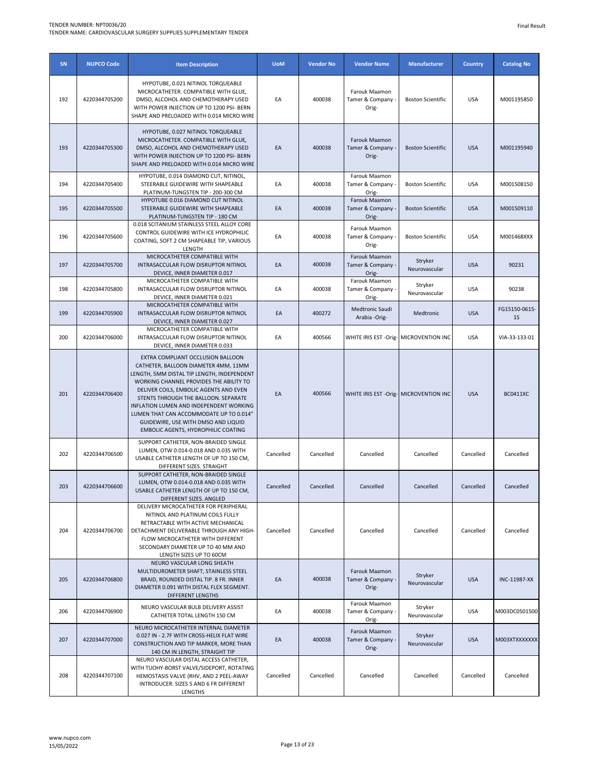| SN | NUPCO Code | Item Description | UoM | Vendor No | Vendor Name | Manufacturer | Country | Catalog No |
|---|---|---|---|---|---|---|---|---|
| 192 | 4220344705200 | HYPOTUBE, 0.021 NITINOL TORQUEABLE MICROCATHETER. COMPATIBLE WITH GLUE, DMSO, ALCOHOL AND CHEMOTHERAPY USED WITH POWER INJECTION UP TO 1200 PSI- BERN SHAPE AND PRELOADED WITH 0.014 MICRO WIRE | EA | 400038 | Farouk Maamon Tamer & Company - Orig- | Boston Scientific | USA | M001195850 |
| 193 | 4220344705300 | HYPOTUBE, 0.027 NITINOL TORQUEABLE MICROCATHETER. COMPATIBLE WITH GLUE, DMSO, ALCOHOL AND CHEMOTHERAPY USED WITH POWER INJECTION UP TO 1200 PSI- BERN SHAPE AND PRELOADED WITH 0.014 MICRO WIRE | EA | 400038 | Farouk Maamon Tamer & Company - Orig- | Boston Scientific | USA | M001195940 |
| 194 | 4220344705400 | HYPOTUBE, 0.014 DIAMOND CUT, NITINOL, STEERABLE GUIDEWIRE WITH SHAPEABLE PLATINUM-TUNGSTEN TIP - 200-300 CM | EA | 400038 | Farouk Maamon Tamer & Company - Orig- | Boston Scientific | USA | M001508150 |
| 195 | 4220344705500 | HYPOTUBE 0.016 DIAMOND CUT NITINOL STEERABLE GUIDEWIRE WITH SHAPEABLE PLATINUM-TUNGSTEN TIP - 180 CM | EA | 400038 | Farouk Maamon Tamer & Company - Orig- | Boston Scientific | USA | M001509110 |
| 196 | 4220344705600 | 0.018 SCITANIUM STAINLESS STEEL ALLOY CORE CONTROL GUIDEWIRE WITH ICE HYDROPHILIC COATING, SOFT 2 CM SHAPEABLE TIP, VARIOUS LENGTH | EA | 400038 | Farouk Maamon Tamer & Company - Orig- | Boston Scientific | USA | M001468XXX |
| 197 | 4220344705700 | MICROCATHETER COMPATIBLE WITH INTRASACCULAR FLOW DISRUPTOR NITINOL DEVICE, INNER DIAMETER 0.017 | EA | 400038 | Farouk Maamon Tamer & Company - Orig- | Stryker Neurovascular | USA | 90231 |
| 198 | 4220344705800 | MICROCATHETER COMPATIBLE WITH INTRASACCULAR FLOW DISRUPTOR NITINOL DEVICE, INNER DIAMETER 0.021 | EA | 400038 | Farouk Maamon Tamer & Company - Orig- | Stryker Neurovascular | USA | 90238 |
| 199 | 4220344705900 | MICROCATHETER COMPATIBLE WITH INTRASACCULAR FLOW DISRUPTOR NITINOL DEVICE, INNER DIAMETER 0.027 | EA | 400272 | Medtronic Saudi Arabia -Orig- | Medtronic | USA | FG15150-0615-1S |
| 200 | 4220344706000 | MICROCATHETER COMPATIBLE WITH INTRASACCULAR FLOW DISRUPTOR NITINOL DEVICE, INNER DIAMETER 0.033 | EA | 400566 | WHITE IRIS EST -Orig- | MICROVENTION INC | USA | VIA-33-133-01 |
| 201 | 4220344706400 | EXTRA COMPLIANT OCCLUSION BALLOON CATHETER, BALLOON DIAMETER 4MM, 11MM LENGTH, 5MM DISTAL TIP LENGTH, INDEPENDENT WORKING CHANNEL PROVIDES THE ABILITY TO DELIVER COILS, EMBOLIC AGENTS AND EVEN STENTS THROUGH THE BALLOON. SEPARATE INFLATION LUMEN AND INDEPENDENT WORKING LUMEN THAT CAN ACCOMMODATE UP TO 0.014" GUIDEWIRE, USE WITH DMSO AND LIQUID EMBOLIC AGENTS, HYDROPHILIC COATING | EA | 400566 | WHITE IRIS EST -Orig- | MICROVENTION INC | USA | BC0411XC |
| 202 | 4220344706500 | SUPPORT CATHETER, NON-BRAIDED SINGLE LUMEN, OTW 0.014-0.018 AND 0.035 WITH USABLE CATHETER LENGTH OF UP TO 150 CM, DIFFERENT SIZES. STRAIGHT | Cancelled | Cancelled | Cancelled | Cancelled | Cancelled | Cancelled |
| 203 | 4220344706600 | SUPPORT CATHETER, NON-BRAIDED SINGLE LUMEN, OTW 0.014-0.018 AND 0.035 WITH USABLE CATHETER LENGTH OF UP TO 150 CM, DIFFERENT SIZES. ANGLED | Cancelled | Cancelled | Cancelled | Cancelled | Cancelled | Cancelled |
| 204 | 4220344706700 | DELIVERY MICROCATHETER FOR PERIPHERAL NITINOL AND PLATINUM COILS FULLY RETRACTABLE WITH ACTIVE MECHANICAL DETACHMENT DELIVERABLE THROUGH ANY HIGH-FLOW MICROCATHETER WITH DIFFERENT SECONDARY DIAMETER UP TO 40 MM AND LENGTH SIZES UP TO 60CM | Cancelled | Cancelled | Cancelled | Cancelled | Cancelled | Cancelled |
| 205 | 4220344706800 | NEURO VASCULAR LONG SHEATH MULTIDUROMETER SHAFT, STAINLESS STEEL BRAID, ROUNDED DISTAL TIP. 8 FR. INNER DIAMETER 0.091 WITH DISTAL FLEX SEGMENT. DIFFERENT LENGTHS | EA | 400038 | Farouk Maamon Tamer & Company - Orig- | Stryker Neurovascular | USA | INC-11987-XX |
| 206 | 4220344706900 | NEURO VASCULAR BULB DELIVERY ASSIST CATHETER TOTAL LENGTH 150 CM | EA | 400038 | Farouk Maamon Tamer & Company - Orig- | Stryker Neurovascular | USA | M003DC0501500 |
| 207 | 4220344707000 | NEURO MICROCATHETER INTERNAL DIAMETER 0.027 IN - 2.7F WITH CROSS-HELIX FLAT WIRE CONSTRUCTION AND TIP MARKER, MORE THAN 140 CM IN LENGTH, STRAIGHT TIP | EA | 400038 | Farouk Maamon Tamer & Company - Orig- | Stryker Neurovascular | USA | M003XTXXXXXXX |
| 208 | 4220344707100 | NEURO VASCULAR DISTAL ACCESS CATHETER, WITH TUOHY-BORST VALVE/SIDEPORT, ROTATING HEMOSTASIS VALVE (RHV, AND 2 PEEL-AWAY INTRODUCER. SIZES 5 AND 6 FR DIFFERENT LENGTHS | Cancelled | Cancelled | Cancelled | Cancelled | Cancelled | Cancelled |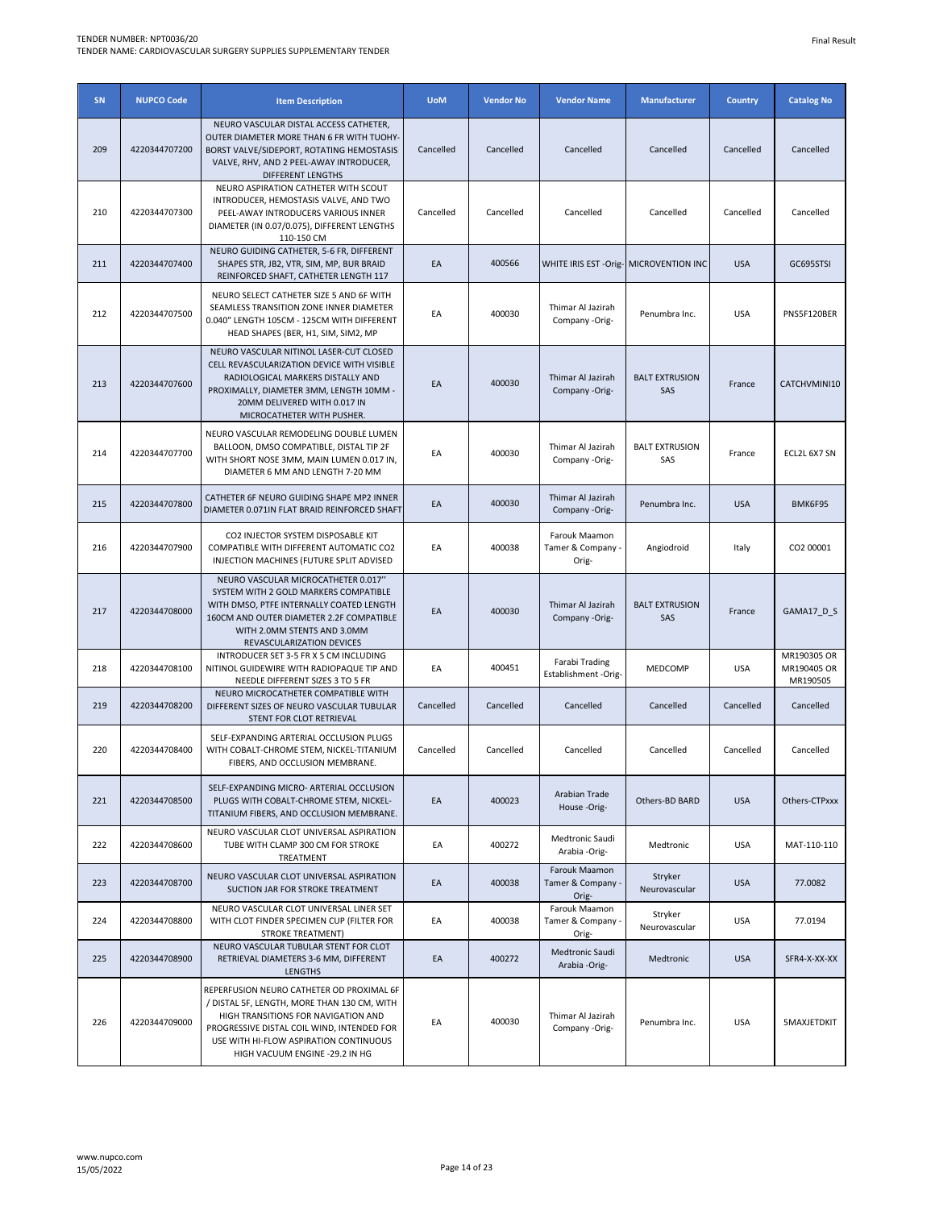| SN | NUPCO Code | Item Description | UoM | Vendor No | Vendor Name | Manufacturer | Country | Catalog No |
|---|---|---|---|---|---|---|---|---|
| 209 | 4220344707200 | NEURO VASCULAR DISTAL ACCESS CATHETER, OUTER DIAMETER MORE THAN 6 FR WITH TUOHY-BORST VALVE/SIDEPORT, ROTATING HEMOSTASIS VALVE, RHV, AND 2 PEEL-AWAY INTRODUCER, DIFFERENT LENGTHS | Cancelled | Cancelled | Cancelled | Cancelled | Cancelled | Cancelled |
| 210 | 4220344707300 | NEURO ASPIRATION CATHETER WITH SCOUT INTRODUCER, HEMOSTASIS VALVE, AND TWO PEEL-AWAY INTRODUCERS VARIOUS INNER DIAMETER (IN 0.07/0.075), DIFFERENT LENGTHS 110-150 CM | Cancelled | Cancelled | Cancelled | Cancelled | Cancelled | Cancelled |
| 211 | 4220344707400 | NEURO GUIDING CATHETER, 5-6 FR, DIFFERENT SHAPES STR, JB2, VTR, SIM, MP, BUR BRAID REINFORCED SHAFT, CATHETER LENGTH 117 | EA | 400566 | WHITE IRIS EST -Orig- | MICROVENTION INC | USA | GC695STSI |
| 212 | 4220344707500 | NEURO SELECT CATHETER SIZE 5 AND 6F WITH SEAMLESS TRANSITION ZONE INNER DIAMETER 0.040" LENGTH 105CM - 125CM WITH DIFFERENT HEAD SHAPES (BER, H1, SIM, SIM2, MP | EA | 400030 | Thimar Al Jazirah Company -Orig- | Penumbra Inc. | USA | PNS5F120BER |
| 213 | 4220344707600 | NEURO VASCULAR NITINOL LASER-CUT CLOSED CELL REVASCULARIZATION DEVICE WITH VISIBLE RADIOLOGICAL MARKERS DISTALLY AND PROXIMALLY, DIAMETER 3MM, LENGTH 10MM - 20MM DELIVERED WITH 0.017 IN MICROCATHETER WITH PUSHER. | EA | 400030 | Thimar Al Jazirah Company -Orig- | BALT EXTRUSION SAS | France | CATCHVMINI10 |
| 214 | 4220344707700 | NEURO VASCULAR REMODELING DOUBLE LUMEN BALLOON, DMSO COMPATIBLE, DISTAL TIP 2F WITH SHORT NOSE 3MM, MAIN LUMEN 0.017 IN, DIAMETER 6 MM AND LENGTH 7-20 MM | EA | 400030 | Thimar Al Jazirah Company -Orig- | BALT EXTRUSION SAS | France | ECL2L 6X7 SN |
| 215 | 4220344707800 | CATHETER 6F NEURO GUIDING SHAPE MP2 INNER DIAMETER 0.071IN FLAT BRAID REINFORCED SHAFT | EA | 400030 | Thimar Al Jazirah Company -Orig- | Penumbra Inc. | USA | BMK6F95 |
| 216 | 4220344707900 | CO2 INJECTOR SYSTEM DISPOSABLE KIT COMPATIBLE WITH DIFFERENT AUTOMATIC CO2 INJECTION MACHINES (FUTURE SPLIT ADVISED | EA | 400038 | Farouk Maamon Tamer & Company -Orig- | Angiodroid | Italy | CO2 00001 |
| 217 | 4220344708000 | NEURO VASCULAR MICROCATHETER 0.017'' SYSTEM WITH 2 GOLD MARKERS COMPATIBLE WITH DMSO, PTFE INTERNALLY COATED LENGTH 160CM AND OUTER DIAMETER 2.2F COMPATIBLE WITH 2.0MM STENTS AND 3.0MM REVASCULARIZATION DEVICES | EA | 400030 | Thimar Al Jazirah Company -Orig- | BALT EXTRUSION SAS | France | GAMA17_D_S |
| 218 | 4220344708100 | INTRODUCER SET 3-5 FR X 5 CM INCLUDING NITINOL GUIDEWIRE WITH RADIOPAQUE TIP AND NEEDLE DIFFERENT SIZES 3 TO 5 FR | EA | 400451 | Farabi Trading Establishment -Orig- | MEDCOMP | USA | MR190305 OR MR190405 OR MR190505 |
| 219 | 4220344708200 | NEURO MICROCATHETER COMPATIBLE WITH DIFFERENT SIZES OF NEURO VASCULAR TUBULAR STENT FOR CLOT RETRIEVAL | Cancelled | Cancelled | Cancelled | Cancelled | Cancelled | Cancelled |
| 220 | 4220344708400 | SELF-EXPANDING ARTERIAL OCCLUSION PLUGS WITH COBALT-CHROME STEM, NICKEL-TITANIUM FIBERS, AND OCCLUSION MEMBRANE. | Cancelled | Cancelled | Cancelled | Cancelled | Cancelled | Cancelled |
| 221 | 4220344708500 | SELF-EXPANDING MICRO- ARTERIAL OCCLUSION PLUGS WITH COBALT-CHROME STEM, NICKEL-TITANIUM FIBERS, AND OCCLUSION MEMBRANE. | EA | 400023 | Arabian Trade House -Orig- | Others-BD BARD | USA | Others-CTPxxx |
| 222 | 4220344708600 | NEURO VASCULAR CLOT UNIVERSAL ASPIRATION TUBE WITH CLAMP 300 CM FOR STROKE TREATMENT | EA | 400272 | Medtronic Saudi Arabia -Orig- | Medtronic | USA | MAT-110-110 |
| 223 | 4220344708700 | NEURO VASCULAR CLOT UNIVERSAL ASPIRATION SUCTION JAR FOR STROKE TREATMENT | EA | 400038 | Farouk Maamon Tamer & Company -Orig- | Stryker Neurovascular | USA | 77.0082 |
| 224 | 4220344708800 | NEURO VASCULAR CLOT UNIVERSAL LINER SET WITH CLOT FINDER SPECIMEN CUP (FILTER FOR STROKE TREATMENT) | EA | 400038 | Farouk Maamon Tamer & Company -Orig- | Stryker Neurovascular | USA | 77.0194 |
| 225 | 4220344708900 | NEURO VASCULAR TUBULAR STENT FOR CLOT RETRIEVAL DIAMETERS 3-6 MM, DIFFERENT LENGTHS | EA | 400272 | Medtronic Saudi Arabia -Orig- | Medtronic | USA | SFR4-X-XX-XX |
| 226 | 4220344709000 | REPERFUSION NEURO CATHETER OD PROXIMAL 6F / DISTAL 5F, LENGTH, MORE THAN 130 CM, WITH HIGH TRANSITIONS FOR NAVIGATION AND PROGRESSIVE DISTAL COIL WIND, INTENDED FOR USE WITH HI-FLOW ASPIRATION CONTINUOUS HIGH VACUUM ENGINE -29.2 IN HG | EA | 400030 | Thimar Al Jazirah Company -Orig- | Penumbra Inc. | USA | 5MAXJETDKIT |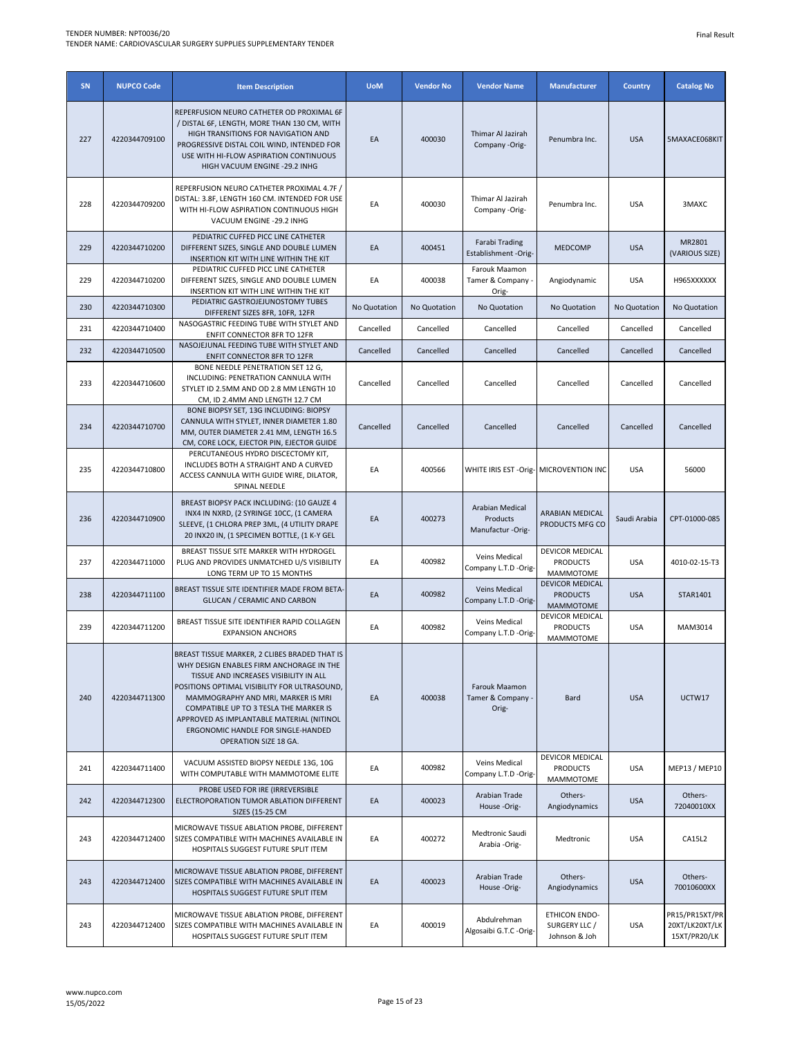TENDER NUMBER: NPT0036/20
TENDER NAME: CARDIOVASCULAR SURGERY SUPPLIES SUPPLEMENTARY TENDER

Final Result

| SN | NUPCO Code | Item Description | UoM | Vendor No | Vendor Name | Manufacturer | Country | Catalog No |
|---|---|---|---|---|---|---|---|---|
| 227 | 4220344709100 | REPERFUSION NEURO CATHETER OD PROXIMAL 6F / DISTAL 6F, LENGTH, MORE THAN 130 CM, WITH HIGH TRANSITIONS FOR NAVIGATION AND PROGRESSIVE DISTAL COIL WIND, INTENDED FOR USE WITH HI-FLOW ASPIRATION CONTINUOUS HIGH VACUUM ENGINE -29.2 INHG | EA | 400030 | Thimar Al Jazirah Company -Orig- | Penumbra Inc. | USA | 5MAXACE068KIT |
| 228 | 4220344709200 | REPERFUSION NEURO CATHETER PROXIMAL 4.7F / DISTAL: 3.8F, LENGTH 160 CM. INTENDED FOR USE WITH HI-FLOW ASPIRATION CONTINUOUS HIGH VACUUM ENGINE -29.2 INHG | EA | 400030 | Thimar Al Jazirah Company -Orig- | Penumbra Inc. | USA | 3MAXC |
| 229 | 4220344710200 | PEDIATRIC CUFFED PICC LINE CATHETER DIFFERENT SIZES, SINGLE AND DOUBLE LUMEN INSERTION KIT WITH LINE WITHIN THE KIT | EA | 400451 | Farabi Trading Establishment -Orig- | MEDCOMP | USA | MR2801 (VARIOUS SIZE) |
| 229 | 4220344710200 | PEDIATRIC CUFFED PICC LINE CATHETER DIFFERENT SIZES, SINGLE AND DOUBLE LUMEN INSERTION KIT WITH LINE WITHIN THE KIT | EA | 400038 | Farouk Maamon Tamer & Company - Orig- | Angiodynamic | USA | H965XXXXXX |
| 230 | 4220344710300 | PEDIATRIC GASTROJEJUNOSTOMY TUBES DIFFERENT SIZES 8FR, 10FR, 12FR | No Quotation | No Quotation | No Quotation | No Quotation | No Quotation | No Quotation |
| 231 | 4220344710400 | NASOGASTRIC FEEDING TUBE WITH STYLET AND ENFIT CONNECTOR 8FR TO 12FR | Cancelled | Cancelled | Cancelled | Cancelled | Cancelled | Cancelled |
| 232 | 4220344710500 | NASOJEJUNAL FEEDING TUBE WITH STYLET AND ENFIT CONNECTOR 8FR TO 12FR | Cancelled | Cancelled | Cancelled | Cancelled | Cancelled | Cancelled |
| 233 | 4220344710600 | BONE NEEDLE PENETRATION SET 12 G, INCLUDING: PENETRATION CANNULA WITH STYLET ID 2.5MM AND OD 2.8 MM LENGTH 10 CM, ID 2.4MM AND LENGTH 12.7 CM | Cancelled | Cancelled | Cancelled | Cancelled | Cancelled | Cancelled |
| 234 | 4220344710700 | BONE BIOPSY SET, 13G INCLUDING: BIOPSY CANNULA WITH STYLET, INNER DIAMETER 1.80 MM, OUTER DIAMETER 2.41 MM, LENGTH 16.5 CM, CORE LOCK, EJECTOR PIN, EJECTOR GUIDE | Cancelled | Cancelled | Cancelled | Cancelled | Cancelled | Cancelled |
| 235 | 4220344710800 | PERCUTANEOUS HYDRO DISCECTOMY KIT, INCLUDES BOTH A STRAIGHT AND A CURVED ACCESS CANNULA WITH GUIDE WIRE, DILATOR, SPINAL NEEDLE | EA | 400566 | WHITE IRIS EST -Orig- | MICROVENTION INC | USA | 56000 |
| 236 | 4220344710900 | BREAST BIOPSY PACK INCLUDING: (10 GAUZE 4 INX4 IN NXRD, (2 SYRINGE 10CC, (1 CAMERA SLEEVE, (1 CHLORA PREP 3ML, (4 UTILITY DRAPE 20 INX20 IN, (1 SPECIMEN BOTTLE, (1 K-Y GEL | EA | 400273 | Arabian Medical Products Manufactur -Orig- | ARABIAN MEDICAL PRODUCTS MFG CO | Saudi Arabia | CPT-01000-085 |
| 237 | 4220344711000 | BREAST TISSUE SITE MARKER WITH HYDROGEL PLUG AND PROVIDES UNMATCHED U/S VISIBILITY LONG TERM UP TO 15 MONTHS | EA | 400982 | Veins Medical Company L.T.D -Orig- | DEVICOR MEDICAL PRODUCTS MAMMOTOME | USA | 4010-02-15-T3 |
| 238 | 4220344711100 | BREAST TISSUE SITE IDENTIFIER MADE FROM BETA-GLUCAN / CERAMIC AND CARBON | EA | 400982 | Veins Medical Company L.T.D -Orig- | DEVICOR MEDICAL PRODUCTS MAMMOTOME | USA | STAR1401 |
| 239 | 4220344711200 | BREAST TISSUE SITE IDENTIFIER RAPID COLLAGEN EXPANSION ANCHORS | EA | 400982 | Veins Medical Company L.T.D -Orig- | DEVICOR MEDICAL PRODUCTS MAMMOTOME | USA | MAM3014 |
| 240 | 4220344711300 | BREAST TISSUE MARKER, 2 CLIBES BRADED THAT IS WHY DESIGN ENABLES FIRM ANCHORAGE IN THE TISSUE AND INCREASES VISIBILITY IN ALL POSITIONS OPTIMAL VISIBILITY FOR ULTRASOUND, MAMMOGRAPHY AND MRI, MARKER IS MRI COMPATIBLE UP TO 3 TESLA THE MARKER IS APPROVED AS IMPLANTABLE MATERIAL (NITINOL ERGONOMIC HANDLE FOR SINGLE-HANDED OPERATION SIZE 18 GA. | EA | 400038 | Farouk Maamon Tamer & Company - Orig- | Bard | USA | UCTW17 |
| 241 | 4220344711400 | VACUUM ASSISTED BIOPSY NEEDLE 13G, 10G WITH COMPUTABLE WITH MAMMOTOME ELITE | EA | 400982 | Veins Medical Company L.T.D -Orig- | DEVICOR MEDICAL PRODUCTS MAMMOTOME | USA | MEP13 / MEP10 |
| 242 | 4220344712300 | PROBE USED FOR IRE (IRREVERSIBLE ELECTROPORATION TUMOR ABLATION DIFFERENT SIZES (15-25 CM | EA | 400023 | Arabian Trade House -Orig- | Others-Angiodynamics | USA | Others-72040010XX |
| 243 | 4220344712400 | MICROWAVE TISSUE ABLATION PROBE, DIFFERENT SIZES COMPATIBLE WITH MACHINES AVAILABLE IN HOSPITALS SUGGEST FUTURE SPLIT ITEM | EA | 400272 | Medtronic Saudi Arabia -Orig- | Medtronic | USA | CA15L2 |
| 243 | 4220344712400 | MICROWAVE TISSUE ABLATION PROBE, DIFFERENT SIZES COMPATIBLE WITH MACHINES AVAILABLE IN HOSPITALS SUGGEST FUTURE SPLIT ITEM | EA | 400023 | Arabian Trade House -Orig- | Others-Angiodynamics | USA | Others-70010600XX |
| 243 | 4220344712400 | MICROWAVE TISSUE ABLATION PROBE, DIFFERENT SIZES COMPATIBLE WITH MACHINES AVAILABLE IN HOSPITALS SUGGEST FUTURE SPLIT ITEM | EA | 400019 | Abdulrehman Algosaibi G.T.C -Orig- | ETHICON ENDO-SURGERY LLC / Johnson & Joh | USA | PR15/PR15XT/PR20XT/LK20XT/LK15XT/PR20/LK |

www.nupco.com
15/05/2022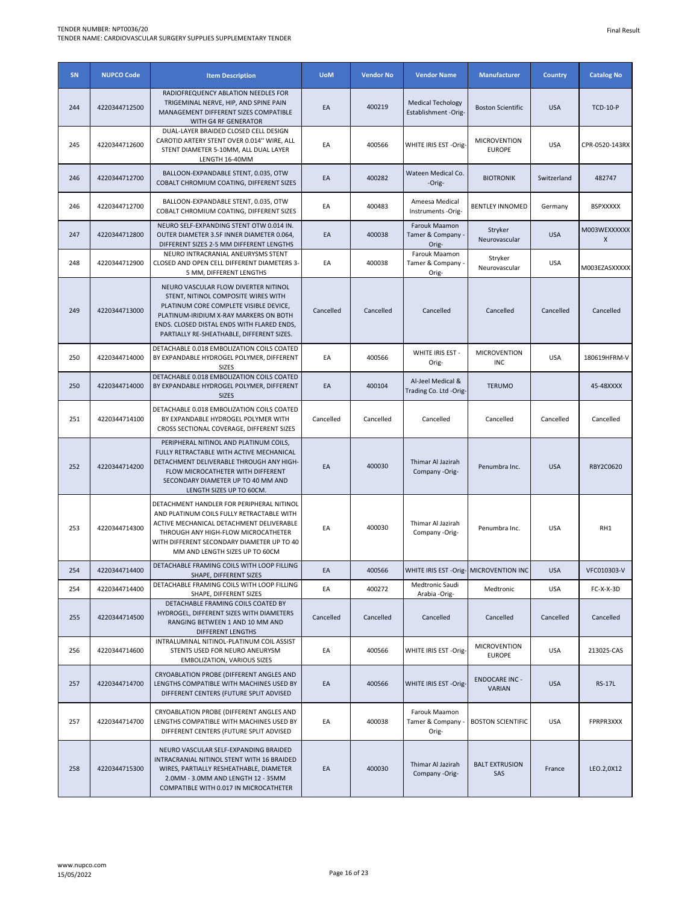| SN | NUPCO Code | Item Description | UoM | Vendor No | Vendor Name | Manufacturer | Country | Catalog No |
|---|---|---|---|---|---|---|---|---|
| 244 | 4220344712500 | RADIOFREQUENCY ABLATION NEEDLES FOR TRIGEMINAL NERVE, HIP, AND SPINE PAIN MANAGEMENT DIFFERENT SIZES COMPATIBLE WITH G4 RF GENERATOR | EA | 400219 | Medical Techology Establishment -Orig- | Boston Scientific | USA | TCD-10-P |
| 245 | 4220344712600 | DUAL-LAYER BRAIDED CLOSED CELL DESIGN CAROTID ARTERY STENT OVER 0.014'' WIRE, ALL STENT DIAMETER 5-10MM, ALL DUAL LAYER LENGTH 16-40MM | EA | 400566 | WHITE IRIS EST -Orig- | MICROVENTION EUROPE | USA | CPR-0520-143RX |
| 246 | 4220344712700 | BALLOON-EXPANDABLE STENT, 0.035, OTW COBALT CHROMIUM COATING, DIFFERENT SIZES | EA | 400282 | Wateen Medical Co. -Orig- | BIOTRONIK | Switzerland | 482747 |
| 246 | 4220344712700 | BALLOON-EXPANDABLE STENT, 0.035, OTW COBALT CHROMIUM COATING, DIFFERENT SIZES | EA | 400483 | Ameesa Medical Instruments -Orig- | BENTLEY INNOMED | Germany | BSPXXXXX |
| 247 | 4220344712800 | NEURO SELF-EXPANDING STENT OTW 0.014 IN. OUTER DIAMETER 3.5F INNER DIAMETER 0.064, DIFFERENT SIZES 2-5 MM DIFFERENT LENGTHS | EA | 400038 | Farouk Maamon Tamer & Company - Orig- | Stryker Neurovascular | USA | M003WEXXXXXXX |
| 248 | 4220344712900 | NEURO INTRACRANIAL ANEURYSMS STENT CLOSED AND OPEN CELL DIFFERENT DIAMETERS 3-5 MM, DIFFERENT LENGTHS | EA | 400038 | Farouk Maamon Tamer & Company - Orig- | Stryker Neurovascular | USA | M003EZASXXXXX |
| 249 | 4220344713000 | NEURO VASCULAR FLOW DIVERTER NITINOL STENT, NITINOL COMPOSITE WIRES WITH PLATINUM CORE COMPLETE VISIBLE DEVICE, PLATINUM-IRIDIUM X-RAY MARKERS ON BOTH ENDS. CLOSED DISTAL ENDS WITH FLARED ENDS, PARTIALLY RE-SHEATHABLE, DIFFERENT SIZES. | Cancelled | Cancelled | Cancelled | Cancelled | Cancelled | Cancelled |
| 250 | 4220344714000 | DETACHABLE 0.018 EMBOLIZATION COILS COATED BY EXPANDABLE HYDROGEL POLYMER, DIFFERENT SIZES | EA | 400566 | WHITE IRIS EST - Orig- | MICROVENTION INC | USA | 180619HFRM-V |
| 250 | 4220344714000 | DETACHABLE 0.018 EMBOLIZATION COILS COATED BY EXPANDABLE HYDROGEL POLYMER, DIFFERENT SIZES | EA | 400104 | Al-Jeel Medical & Trading Co. Ltd -Orig- | TERUMO | | 45-48XXXX |
| 251 | 4220344714100 | DETACHABLE 0.018 EMBOLIZATION COILS COATED BY EXPANDABLE HYDROGEL POLYMER WITH CROSS SECTIONAL COVERAGE, DIFFERENT SIZES | Cancelled | Cancelled | Cancelled | Cancelled | Cancelled | Cancelled |
| 252 | 4220344714200 | PERIPHERAL NITINOL AND PLATINUM COILS, FULLY RETRACTABLE WITH ACTIVE MECHANICAL DETACHMENT DELIVERABLE THROUGH ANY HIGH-FLOW MICROCATHETER WITH DIFFERENT SECONDARY DIAMETER UP TO 40 MM AND LENGTH SIZES UP TO 60CM. | EA | 400030 | Thimar Al Jazirah Company -Orig- | Penumbra Inc. | USA | RBY2C0620 |
| 253 | 4220344714300 | DETACHMENT HANDLER FOR PERIPHERAL NITINOL AND PLATINUM COILS FULLY RETRACTABLE WITH ACTIVE MECHANICAL DETACHMENT DELIVERABLE THROUGH ANY HIGH-FLOW MICROCATHETER WITH DIFFERENT SECONDARY DIAMETER UP TO 40 MM AND LENGTH SIZES UP TO 60CM | EA | 400030 | Thimar Al Jazirah Company -Orig- | Penumbra Inc. | USA | RH1 |
| 254 | 4220344714400 | DETACHABLE FRAMING COILS WITH LOOP FILLING SHAPE, DIFFERENT SIZES | EA | 400566 | WHITE IRIS EST -Orig- | MICROVENTION INC | USA | VFC010303-V |
| 254 | 4220344714400 | DETACHABLE FRAMING COILS WITH LOOP FILLING SHAPE, DIFFERENT SIZES | EA | 400272 | Medtronic Saudi Arabia -Orig- | Medtronic | USA | FC-X-X-3D |
| 255 | 4220344714500 | DETACHABLE FRAMING COILS COATED BY HYDROGEL, DIFFERENT SIZES WITH DIAMETERS RANGING BETWEEN 1 AND 10 MM AND DIFFERENT LENGTHS | Cancelled | Cancelled | Cancelled | Cancelled | Cancelled | Cancelled |
| 256 | 4220344714600 | INTRALUMINAL NITINOL-PLATINUM COIL ASSIST STENTS USED FOR NEURO ANEURYSM EMBOLIZATION, VARIOUS SIZES | EA | 400566 | WHITE IRIS EST -Orig- | MICROVENTION EUROPE | USA | 213025-CAS |
| 257 | 4220344714700 | CRYOABLATION PROBE (DIFFERENT ANGLES AND LENGTHS COMPATIBLE WITH MACHINES USED BY DIFFERENT CENTERS (FUTURE SPLIT ADVISED | EA | 400566 | WHITE IRIS EST -Orig- | ENDOCARE INC - VARIAN | USA | RS-17L |
| 257 | 4220344714700 | CRYOABLATION PROBE (DIFFERENT ANGLES AND LENGTHS COMPATIBLE WITH MACHINES USED BY DIFFERENT CENTERS (FUTURE SPLIT ADVISED | EA | 400038 | Farouk Maamon Tamer & Company - Orig- | BOSTON SCIENTIFIC | USA | FPRPR3XXX |
| 258 | 4220344715300 | NEURO VASCULAR SELF-EXPANDING BRAIDED INTRACRANIAL NITINOL STENT WITH 16 BRAIDED WIRES, PARTIALLY RESHEATHABLE, DIAMETER 2.0MM - 3.0MM AND LENGTH 12 - 35MM COMPATIBLE WITH 0.017 IN MICROCATHETER | EA | 400030 | Thimar Al Jazirah Company -Orig- | BALT EXTRUSION SAS | France | LEO.2,0X12 |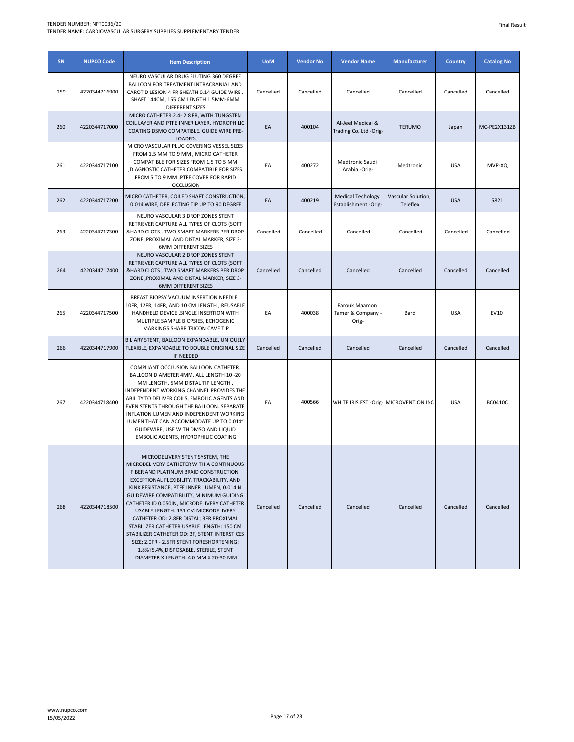| SN | NUPCO Code | Item Description | UoM | Vendor No | Vendor Name | Manufacturer | Country | Catalog No |
|---|---|---|---|---|---|---|---|---|
| 259 | 4220344716900 | NEURO VASCULAR DRUG ELUTING 360 DEGREE BALLOON FOR TREATMENT INTRACRANIAL AND CAROTID LESION 4 FR SHEATH 0.14 GUIDE WIRE , SHAFT 144CM, 155 CM LENGTH 1.5MM-6MM DIFFERENT SIZES | Cancelled | Cancelled | Cancelled | Cancelled | Cancelled | Cancelled |
| 260 | 4220344717000 | MICRO CATHETER 2.4- 2.8 FR, WITH TUNGSTEN COIL LAYER AND PTFE INNER LAYER, HYDROPHILIC COATING DSMO COMPATIBLE. GUIDE WIRE PRE-LOADED. | EA | 400104 | Al-Jeel Medical & Trading Co. Ltd -Orig- | TERUMO | Japan | MC-PE2X131ZB |
| 261 | 4220344717100 | MICRO VASCULAR PLUG COVERING VESSEL SIZES FROM 1.5 MM TO 9 MM , MICRO CATHETER COMPATIBLE FOR SIZES FROM 1.5 TO 5 MM ,DIAGNOSTIC CATHETER COMPATIBLE FOR SIZES FROM 5 TO 9 MM ,PTFE COVER FOR RAPID OCCLUSION | EA | 400272 | Medtronic Saudi Arabia -Orig- | Medtronic | USA | MVP-XQ |
| 262 | 4220344717200 | MICRO CATHETER, COILED SHAFT CONSTRUCTION, 0.014 WIRE, DEFLECTING TIP UP TO 90 DEGREE | EA | 400219 | Medical Techology Establishment -Orig- | Vascular Solution, Teleflex | USA | 5821 |
| 263 | 4220344717300 | NEURO VASCULAR 3 DROP ZONES STENT RETRIEVER CAPTURE ALL TYPES OF CLOTS (SOFT &HARD CLOTS , TWO SMART MARKERS PER DROP ZONE ,PROXIMAL AND DISTAL MARKER, SIZE 3-6MM DIFFERENT SIZES | Cancelled | Cancelled | Cancelled | Cancelled | Cancelled | Cancelled |
| 264 | 4220344717400 | NEURO VASCULAR 2 DROP ZONES STENT RETRIEVER CAPTURE ALL TYPES OF CLOTS (SOFT &HARD CLOTS , TWO SMART MARKERS PER DROP ZONE ,PROXIMAL AND DISTAL MARKER, SIZE 3-6MM DIFFERENT SIZES | Cancelled | Cancelled | Cancelled | Cancelled | Cancelled | Cancelled |
| 265 | 4220344717500 | BREAST BIOPSY VACUUM INSERTION NEEDLE , 10FR, 12FR, 14FR, AND 10 CM LENGTH , REUSABLE HANDHELD DEVICE ,SINGLE INSERTION WITH MULTIPLE SAMPLE BIOPSIES, ECHOGENIC MARKINGS SHARP TRICON CAVE TIP | EA | 400038 | Farouk Maamon Tamer & Company -Orig- | Bard | USA | EV10 |
| 266 | 4220344717900 | BILIARY STENT, BALLOON EXPANDABLE, UNIQUELY FLEXIBLE, EXPANDABLE TO DOUBLE ORIGINAL SIZE IF NEEDED | Cancelled | Cancelled | Cancelled | Cancelled | Cancelled | Cancelled |
| 267 | 4220344718400 | COMPLIANT OCCLUSION BALLOON CATHETER, BALLOON DIAMETER 4MM, ALL LENGTH 10 -20 MM LENGTH, 5MM DISTAL TIP LENGTH , INDEPENDENT WORKING CHANNEL PROVIDES THE ABILITY TO DELIVER COILS, EMBOLIC AGENTS AND EVEN STENTS THROUGH THE BALLOON. SEPARATE INFLATION LUMEN AND INDEPENDENT WORKING LUMEN THAT CAN ACCOMMODATE UP TO 0.014" GUIDEWIRE, USE WITH DMSO AND LIQUID EMBOLIC AGENTS, HYDROPHILIC COATING | EA | 400566 | WHITE IRIS EST -Orig- | MICROVENTION INC | USA | BC0410C |
| 268 | 4220344718500 | MICRODELIVERY STENT SYSTEM, THE MICRODELIVERY CATHETER WITH A CONTINUOUS FIBER AND PLATINUM BRAID CONSTRUCTION, EXCEPTIONAL FLEXIBILITY, TRACKABILITY, AND KINK RESISTANCE, PTFE INNER LUMEN, 0.014IN GUIDEWIRE COMPATIBILITY, MINIMUM GUIDING CATHETER ID 0.050IN, MICRODELIVERY CATHETER USABLE LENGTH: 131 CM MICRODELIVERY CATHETER OD: 2.8FR DISTAL; 3FR PROXIMAL STABILIZER CATHETER USABLE LENGTH: 150 CM STABILIZER CATHETER OD: 2F, STENT INTERSTICES SIZE: 2.0FR - 2.5FR STENT FORESHORTENING: 1.8%?5.4%,DISPOSABLE, STERILE, STENT DIAMETER X LENGTH: 4.0 MM X 20-30 MM | Cancelled | Cancelled | Cancelled | Cancelled | Cancelled | Cancelled |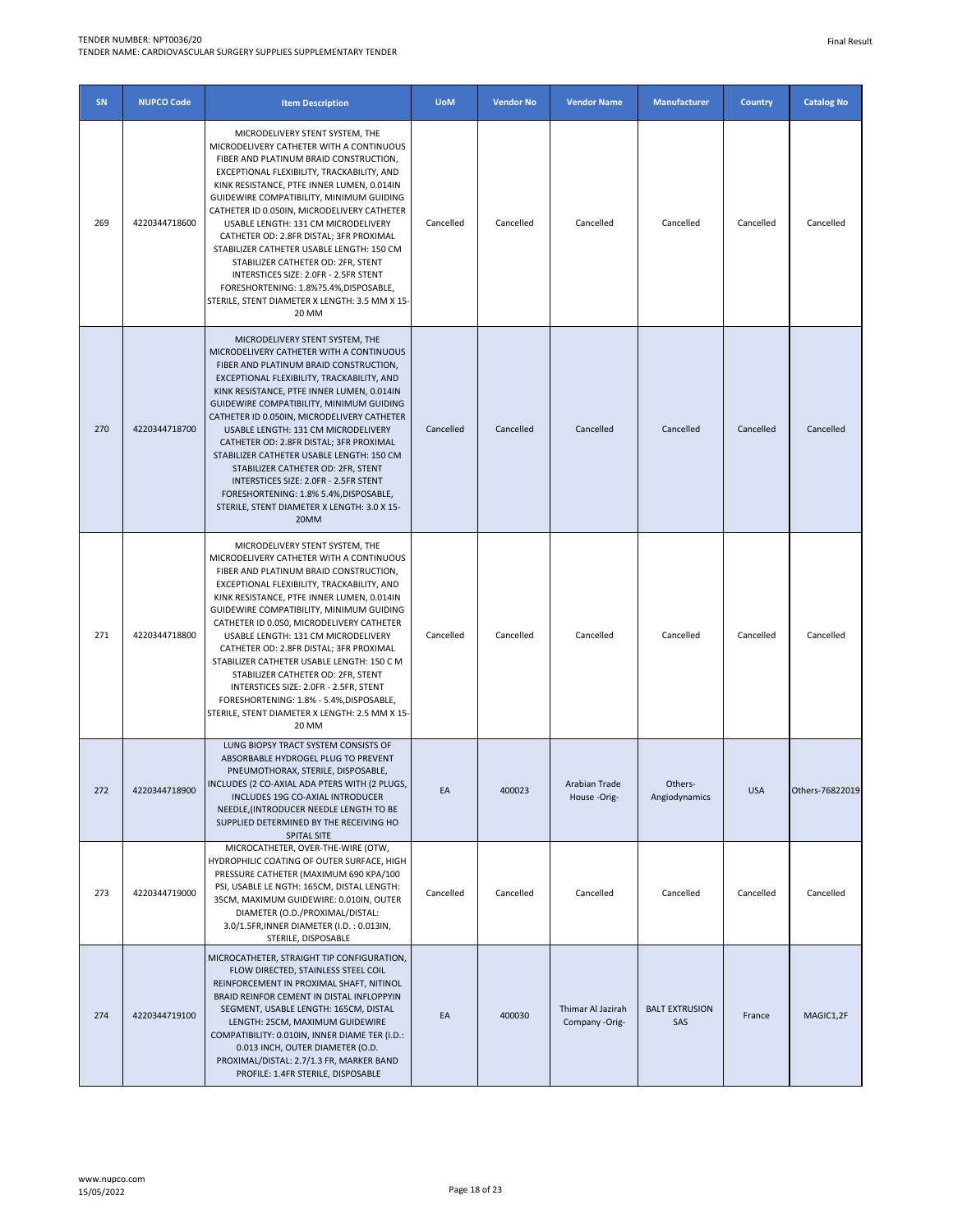| SN | NUPCO Code | Item Description | UoM | Vendor No | Vendor Name | Manufacturer | Country | Catalog No |
|---|---|---|---|---|---|---|---|---|
| 269 | 4220344718600 | MICRODELIVERY STENT SYSTEM, THE MICRODELIVERY CATHETER WITH A CONTINUOUS FIBER AND PLATINUM BRAID CONSTRUCTION, EXCEPTIONAL FLEXIBILITY, TRACKABILITY, AND KINK RESISTANCE, PTFE INNER LUMEN, 0.014IN GUIDEWIRE COMPATIBILITY, MINIMUM GUIDING CATHETER ID 0.050IN, MICRODELIVERY CATHETER USABLE LENGTH: 131 CM MICRODELIVERY CATHETER OD: 2.8FR DISTAL; 3FR PROXIMAL STABILIZER CATHETER USABLE LENGTH: 150 CM STABILIZER CATHETER OD: 2FR, STENT INTERSTICES SIZE: 2.0FR - 2.5FR STENT FORESHORTENING: 1.8%?5.4%,DISPOSABLE, STERILE, STENT DIAMETER X LENGTH: 3.5 MM X 15-20 MM | Cancelled | Cancelled | Cancelled | Cancelled | Cancelled | Cancelled |
| 270 | 4220344718700 | MICRODELIVERY STENT SYSTEM, THE MICRODELIVERY CATHETER WITH A CONTINUOUS FIBER AND PLATINUM BRAID CONSTRUCTION, EXCEPTIONAL FLEXIBILITY, TRACKABILITY, AND KINK RESISTANCE, PTFE INNER LUMEN, 0.014IN GUIDEWIRE COMPATIBILITY, MINIMUM GUIDING CATHETER ID 0.050IN, MICRODELIVERY CATHETER USABLE LENGTH: 131 CM MICRODELIVERY CATHETER OD: 2.8FR DISTAL; 3FR PROXIMAL STABILIZER CATHETER USABLE LENGTH: 150 CM STABILIZER CATHETER OD: 2FR, STENT INTERSTICES SIZE: 2.0FR - 2.5FR STENT FORESHORTENING: 1.8% 5.4%,DISPOSABLE, STERILE, STENT DIAMETER X LENGTH: 3.0 X 15-20MM | Cancelled | Cancelled | Cancelled | Cancelled | Cancelled | Cancelled |
| 271 | 4220344718800 | MICRODELIVERY STENT SYSTEM, THE MICRODELIVERY CATHETER WITH A CONTINUOUS FIBER AND PLATINUM BRAID CONSTRUCTION, EXCEPTIONAL FLEXIBILITY, TRACKABILITY, AND KINK RESISTANCE, PTFE INNER LUMEN, 0.014IN GUIDEWIRE COMPATIBILITY, MINIMUM GUIDING CATHETER ID 0.050, MICRODELIVERY CATHETER USABLE LENGTH: 131 CM MICRODELIVERY CATHETER OD: 2.8FR DISTAL; 3FR PROXIMAL STABILIZER CATHETER USABLE LENGTH: 150 C M STABILIZER CATHETER OD: 2FR, STENT INTERSTICES SIZE: 2.0FR - 2.5FR, STENT FORESHORTENING: 1.8% - 5.4%,DISPOSABLE, STERILE, STENT DIAMETER X LENGTH: 2.5 MM X 15-20 MM | Cancelled | Cancelled | Cancelled | Cancelled | Cancelled | Cancelled |
| 272 | 4220344718900 | LUNG BIOPSY TRACT SYSTEM CONSISTS OF ABSORBABLE HYDROGEL PLUG TO PREVENT PNEUMOTHORAX, STERILE, DISPOSABLE, INCLUDES (2 CO-AXIAL ADA PTERS WITH (2 PLUGS, INCLUDES 19G CO-AXIAL INTRODUCER NEEDLE,(INTRODUCER NEEDLE LENGTH TO BE SUPPLIED DETERMINED BY THE RECEIVING HO SPITAL SITE | EA | 400023 | Arabian Trade House -Orig- | Others-Angiodynamics | USA | Others-76822019 |
| 273 | 4220344719000 | MICROCATHETER, OVER-THE-WIRE (OTW, HYDROPHILIC COATING OF OUTER SURFACE, HIGH PRESSURE CATHETER (MAXIMUM 690 KPA/100 PSI, USABLE LE NGTH: 165CM, DISTAL LENGTH: 35CM, MAXIMUM GUIDEWIRE: 0.010IN, OUTER DIAMETER (O.D./PROXIMAL/DISTAL: 3.0/1.5FR,INNER DIAMETER (I.D. : 0.013IN, STERILE, DISPOSABLE | Cancelled | Cancelled | Cancelled | Cancelled | Cancelled | Cancelled |
| 274 | 4220344719100 | MICROCATHETER, STRAIGHT TIP CONFIGURATION, FLOW DIRECTED, STAINLESS STEEL COIL REINFORCEMENT IN PROXIMAL SHAFT, NITINOL BRAID REINFOR CEMENT IN DISTAL INFLOPPYIN SEGMENT, USABLE LENGTH: 165CM, DISTAL LENGTH: 25CM, MAXIMUM GUIDEWIRE COMPATIBILITY: 0.010IN, INNER DIAME TER (I.D.: 0.013 INCH, OUTER DIAMETER (O.D. PROXIMAL/DISTAL: 2.7/1.3 FR, MARKER BAND PROFILE: 1.4FR STERILE, DISPOSABLE | EA | 400030 | Thimar Al Jazirah Company -Orig- | BALT EXTRUSION SAS | France | MAGIC1,2F |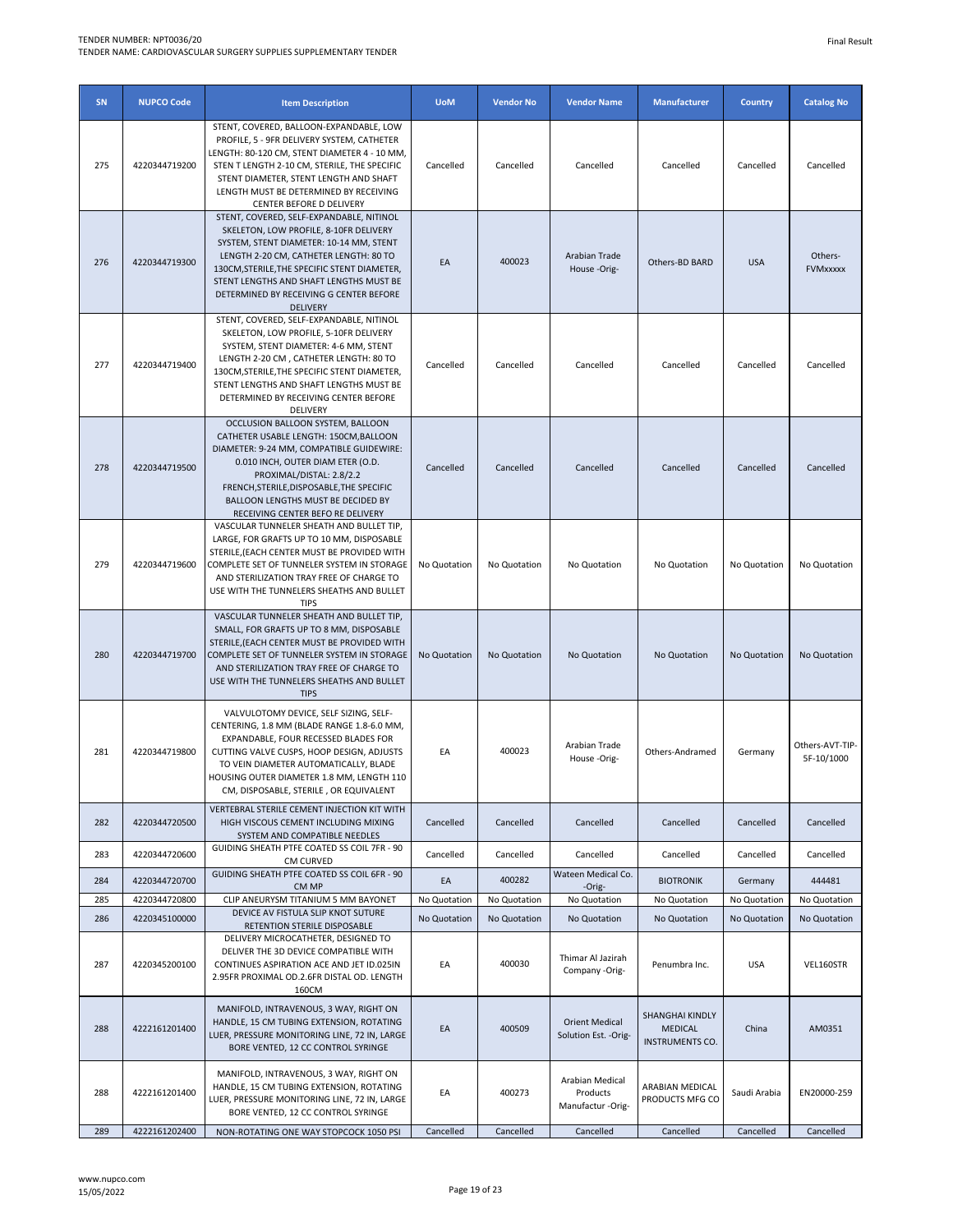| SN | NUPCO Code | Item Description | UoM | Vendor No | Vendor Name | Manufacturer | Country | Catalog No |
|---|---|---|---|---|---|---|---|---|
| 275 | 4220344719200 | STENT, COVERED, BALLOON-EXPANDABLE, LOW PROFILE, 5 - 9FR DELIVERY SYSTEM, CATHETER LENGTH: 80-120 CM, STENT DIAMETER 4 - 10 MM, STEN T LENGTH 2-10 CM, STERILE, THE SPECIFIC STENT DIAMETER, STENT LENGTH AND SHAFT LENGTH MUST BE DETERMINED BY RECEIVING CENTER BEFORE D DELIVERY | Cancelled | Cancelled | Cancelled | Cancelled | Cancelled | Cancelled |
| 276 | 4220344719300 | STENT, COVERED, SELF-EXPANDABLE, NITINOL SKELETON, LOW PROFILE, 8-10FR DELIVERY SYSTEM, STENT DIAMETER: 10-14 MM, STENT LENGTH 2-20 CM, CATHETER LENGTH: 80 TO 130CM,STERILE,THE SPECIFIC STENT DIAMETER, STENT LENGTHS AND SHAFT LENGTHS MUST BE DETERMINED BY RECEIVING G CENTER BEFORE DELIVERY | EA | 400023 | Arabian Trade House -Orig- | Others-BD BARD | USA | Others-FVMxxxxx |
| 277 | 4220344719400 | STENT, COVERED, SELF-EXPANDABLE, NITINOL SKELETON, LOW PROFILE, 5-10FR DELIVERY SYSTEM, STENT DIAMETER: 4-6 MM, STENT LENGTH 2-20 CM , CATHETER LENGTH: 80 TO 130CM,STERILE,THE SPECIFIC STENT DIAMETER, STENT LENGTHS AND SHAFT LENGTHS MUST BE DETERMINED BY RECEIVING CENTER BEFORE DELIVERY | Cancelled | Cancelled | Cancelled | Cancelled | Cancelled | Cancelled |
| 278 | 4220344719500 | OCCLUSION BALLOON SYSTEM, BALLOON CATHETER USABLE LENGTH: 150CM,BALLOON DIAMETER: 9-24 MM, COMPATIBLE GUIDEWIRE: 0.010 INCH, OUTER DIAM ETER (O.D. PROXIMAL/DISTAL: 2.8/2.2 FRENCH,STERILE,DISPOSABLE,THE SPECIFIC BALLOON LENGTHS MUST BE DECIDED BY RECEIVING CENTER BEFO RE DELIVERY | Cancelled | Cancelled | Cancelled | Cancelled | Cancelled | Cancelled |
| 279 | 4220344719600 | VASCULAR TUNNELER SHEATH AND BULLET TIP, LARGE, FOR GRAFTS UP TO 10 MM, DISPOSABLE STERILE,(EACH CENTER MUST BE PROVIDED WITH COMPLETE SET OF TUNNELER SYSTEM IN STORAGE AND STERILIZATION TRAY FREE OF CHARGE TO USE WITH THE TUNNELERS SHEATHS AND BULLET TIPS | No Quotation | No Quotation | No Quotation | No Quotation | No Quotation | No Quotation |
| 280 | 4220344719700 | VASCULAR TUNNELER SHEATH AND BULLET TIP, SMALL, FOR GRAFTS UP TO 8 MM, DISPOSABLE STERILE,(EACH CENTER MUST BE PROVIDED WITH COMPLETE SET OF TUNNELER SYSTEM IN STORAGE AND STERILIZATION TRAY FREE OF CHARGE TO USE WITH THE TUNNELERS SHEATHS AND BULLET TIPS | No Quotation | No Quotation | No Quotation | No Quotation | No Quotation | No Quotation |
| 281 | 4220344719800 | VALVULOTOMY DEVICE, SELF SIZING, SELF-CENTERING, 1.8 MM (BLADE RANGE 1.8-6.0 MM, EXPANDABLE, FOUR RECESSED BLADES FOR CUTTING VALVE CUSPS, HOOP DESIGN, ADJUSTS TO VEIN DIAMETER AUTOMATICALLY, BLADE HOUSING OUTER DIAMETER 1.8 MM, LENGTH 110 CM, DISPOSABLE, STERILE , OR EQUIVALENT | EA | 400023 | Arabian Trade House -Orig- | Others-Andramed | Germany | Others-AVT-TIP-5F-10/1000 |
| 282 | 4220344720500 | VERTEBRAL STERILE CEMENT INJECTION KIT WITH HIGH VISCOUS CEMENT INCLUDING MIXING SYSTEM AND COMPATIBLE NEEDLES | Cancelled | Cancelled | Cancelled | Cancelled | Cancelled | Cancelled |
| 283 | 4220344720600 | GUIDING SHEATH PTFE COATED SS COIL 7FR - 90 CM CURVED | Cancelled | Cancelled | Cancelled | Cancelled | Cancelled | Cancelled |
| 284 | 4220344720700 | GUIDING SHEATH PTFE COATED SS COIL 6FR - 90 CM MP | EA | 400282 | Wateen Medical Co. -Orig- | BIOTRONIK | Germany | 444481 |
| 285 | 4220344720800 | CLIP ANEURYSM TITANIUM 5 MM BAYONET | No Quotation | No Quotation | No Quotation | No Quotation | No Quotation | No Quotation |
| 286 | 4220345100000 | DEVICE AV FISTULA SLIP KNOT SUTURE RETENTION STERILE DISPOSABLE | No Quotation | No Quotation | No Quotation | No Quotation | No Quotation | No Quotation |
| 287 | 4220345200100 | DELIVERY MICROCATHETER, DESIGNED TO DELIVER THE 3D DEVICE COMPATIBLE WITH CONTINUES ASPIRATION ACE AND JET ID.025IN 2.95FR PROXIMAL OD.2.6FR DISTAL OD. LENGTH 160CM | EA | 400030 | Thimar Al Jazirah Company -Orig- | Penumbra Inc. | USA | VEL160STR |
| 288 | 4222161201400 | MANIFOLD, INTRAVENOUS, 3 WAY, RIGHT ON HANDLE, 15 CM TUBING EXTENSION, ROTATING LUER, PRESSURE MONITORING LINE, 72 IN, LARGE BORE VENTED, 12 CC CONTROL SYRINGE | EA | 400509 | Orient Medical Solution Est. -Orig- | SHANGHAI KINDLY MEDICAL INSTRUMENTS CO. | China | AM0351 |
| 288 | 4222161201400 | MANIFOLD, INTRAVENOUS, 3 WAY, RIGHT ON HANDLE, 15 CM TUBING EXTENSION, ROTATING LUER, PRESSURE MONITORING LINE, 72 IN, LARGE BORE VENTED, 12 CC CONTROL SYRINGE | EA | 400273 | Arabian Medical Products Manufactur -Orig- | ARABIAN MEDICAL PRODUCTS MFG CO | Saudi Arabia | EN20000-259 |
| 289 | 4222161202400 | NON-ROTATING ONE WAY STOPCOCK 1050 PSI | Cancelled | Cancelled | Cancelled | Cancelled | Cancelled | Cancelled |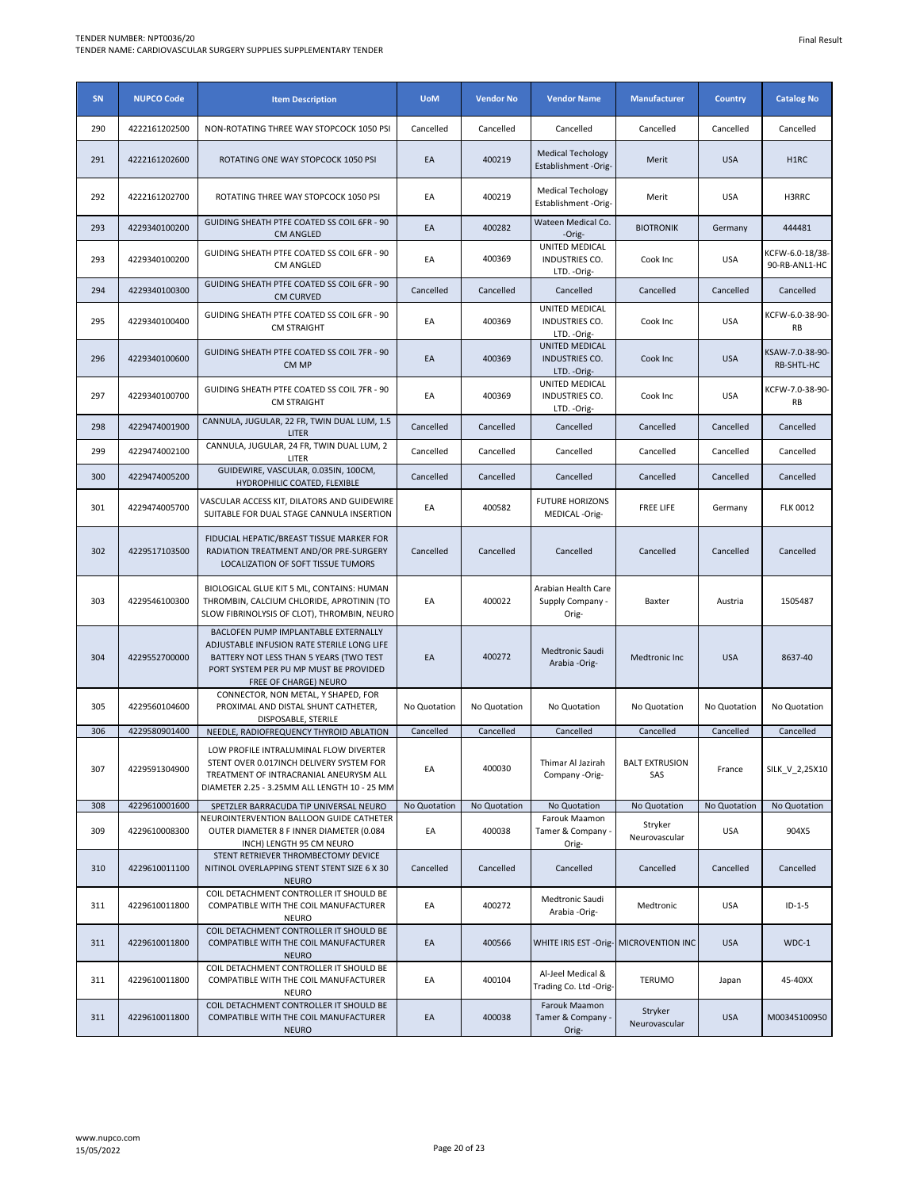| SN | NUPCO Code | Item Description | UoM | Vendor No | Vendor Name | Manufacturer | Country | Catalog No |
|---|---|---|---|---|---|---|---|---|
| 290 | 4222161202500 | NON-ROTATING THREE WAY STOPCOCK 1050 PSI | Cancelled | Cancelled | Cancelled | Cancelled | Cancelled | Cancelled |
| 291 | 4222161202600 | ROTATING ONE WAY STOPCOCK 1050 PSI | EA | 400219 | Medical Techology Establishment -Orig- | Merit | USA | H1RC |
| 292 | 4222161202700 | ROTATING THREE WAY STOPCOCK 1050 PSI | EA | 400219 | Medical Techology Establishment -Orig- | Merit | USA | H3RRC |
| 293 | 4229340100200 | GUIDING SHEATH PTFE COATED SS COIL 6FR - 90 CM ANGLED | EA | 400282 | Wateen Medical Co. -Orig- | BIOTRONIK | Germany | 444481 |
| 293 | 4229340100200 | GUIDING SHEATH PTFE COATED SS COIL 6FR - 90 CM ANGLED | EA | 400369 | UNITED MEDICAL INDUSTRIES CO. LTD. -Orig- | Cook Inc | USA | KCFW-6.0-18/38-90-RB-ANL1-HC |
| 294 | 4229340100300 | GUIDING SHEATH PTFE COATED SS COIL 6FR - 90 CM CURVED | Cancelled | Cancelled | Cancelled | Cancelled | Cancelled | Cancelled |
| 295 | 4229340100400 | GUIDING SHEATH PTFE COATED SS COIL 6FR - 90 CM STRAIGHT | EA | 400369 | UNITED MEDICAL INDUSTRIES CO. LTD. -Orig- | Cook Inc | USA | KCFW-6.0-38-90-RB |
| 296 | 4229340100600 | GUIDING SHEATH PTFE COATED SS COIL 7FR - 90 CM MP | EA | 400369 | UNITED MEDICAL INDUSTRIES CO. LTD. -Orig- | Cook Inc | USA | KSAW-7.0-38-90-RB-SHTL-HC |
| 297 | 4229340100700 | GUIDING SHEATH PTFE COATED SS COIL 7FR - 90 CM STRAIGHT | EA | 400369 | UNITED MEDICAL INDUSTRIES CO. LTD. -Orig- | Cook Inc | USA | KCFW-7.0-38-90-RB |
| 298 | 4229474001900 | CANNULA, JUGULAR, 22 FR, TWIN DUAL LUM, 1.5 LITER | Cancelled | Cancelled | Cancelled | Cancelled | Cancelled | Cancelled |
| 299 | 4229474002100 | CANNULA, JUGULAR, 24 FR, TWIN DUAL LUM, 2 LITER | Cancelled | Cancelled | Cancelled | Cancelled | Cancelled | Cancelled |
| 300 | 4229474005200 | GUIDEWIRE, VASCULAR, 0.035IN, 100CM, HYDROPHILIC COATED, FLEXIBLE | Cancelled | Cancelled | Cancelled | Cancelled | Cancelled | Cancelled |
| 301 | 4229474005700 | VASCULAR ACCESS KIT, DILATORS AND GUIDEWIRE SUITABLE FOR DUAL STAGE CANNULA INSERTION | EA | 400582 | FUTURE HORIZONS MEDICAL -Orig- | FREE LIFE | Germany | FLK 0012 |
| 302 | 4229517103500 | FIDUCIAL HEPATIC/BREAST TISSUE MARKER FOR RADIATION TREATMENT AND/OR PRE-SURGERY LOCALIZATION OF SOFT TISSUE TUMORS | Cancelled | Cancelled | Cancelled | Cancelled | Cancelled | Cancelled |
| 303 | 4229546100300 | BIOLOGICAL GLUE KIT 5 ML, CONTAINS: HUMAN THROMBIN, CALCIUM CHLORIDE, APROTININ (TO SLOW FIBRINOLYSIS OF CLOT), THROMBIN, NEURO | EA | 400022 | Arabian Health Care Supply Company -Orig- | Baxter | Austria | 1505487 |
| 304 | 4229552700000 | BACLOFEN PUMP IMPLANTABLE EXTERNALLY ADJUSTABLE INFUSION RATE STERILE LONG LIFE BATTERY NOT LESS THAN 5 YEARS (TWO TEST PORT SYSTEM PER PU MP MUST BE PROVIDED FREE OF CHARGE) NEURO | EA | 400272 | Medtronic Saudi Arabia -Orig- | Medtronic Inc | USA | 8637-40 |
| 305 | 4229560104600 | CONNECTOR, NON METAL, Y SHAPED, FOR PROXIMAL AND DISTAL SHUNT CATHETER, DISPOSABLE, STERILE | No Quotation | No Quotation | No Quotation | No Quotation | No Quotation | No Quotation |
| 306 | 4229580901400 | NEEDLE, RADIOFREQUENCY THYROID ABLATION | Cancelled | Cancelled | Cancelled | Cancelled | Cancelled | Cancelled |
| 307 | 4229591304900 | LOW PROFILE INTRALUMINAL FLOW DIVERTER STENT OVER 0.017INCH DELIVERY SYSTEM FOR TREATMENT OF INTRACRANIAL ANEURYSM ALL DIAMETER 2.25 - 3.25MM ALL LENGTH 10 - 25 MM | EA | 400030 | Thimar Al Jazirah Company -Orig- | BALT EXTRUSION SAS | France | SILK_V_2,25X10 |
| 308 | 4229610001600 | SPETZLER BARRACUDA TIP UNIVERSAL NEURO | No Quotation | No Quotation | No Quotation | No Quotation | No Quotation | No Quotation |
| 309 | 4229610008300 | NEUROINTERVENTION BALLOON GUIDE CATHETER OUTER DIAMETER 8 F INNER DIAMETER (0.084 INCH) LENGTH 95 CM NEURO | EA | 400038 | Farouk Maamon Tamer & Company -Orig- | Stryker Neurovascular | USA | 904X5 |
| 310 | 4229610011100 | STENT RETRIEVER THROMBECTOMY DEVICE NITINOL OVERLAPPING STENT STENT SIZE 6 X 30 NEURO | Cancelled | Cancelled | Cancelled | Cancelled | Cancelled | Cancelled |
| 311 | 4229610011800 | COIL DETACHMENT CONTROLLER IT SHOULD BE COMPATIBLE WITH THE COIL MANUFACTURER NEURO | EA | 400272 | Medtronic Saudi Arabia -Orig- | Medtronic | USA | ID-1-5 |
| 311 | 4229610011800 | COIL DETACHMENT CONTROLLER IT SHOULD BE COMPATIBLE WITH THE COIL MANUFACTURER NEURO | EA | 400566 | WHITE IRIS EST -Orig- | MICROVENTION INC | USA | WDC-1 |
| 311 | 4229610011800 | COIL DETACHMENT CONTROLLER IT SHOULD BE COMPATIBLE WITH THE COIL MANUFACTURER NEURO | EA | 400104 | Al-Jeel Medical & Trading Co. Ltd -Orig- | TERUMO | Japan | 45-40XX |
| 311 | 4229610011800 | COIL DETACHMENT CONTROLLER IT SHOULD BE COMPATIBLE WITH THE COIL MANUFACTURER NEURO | EA | 400038 | Farouk Maamon Tamer & Company -Orig- | Stryker Neurovascular | USA | M00345100950 |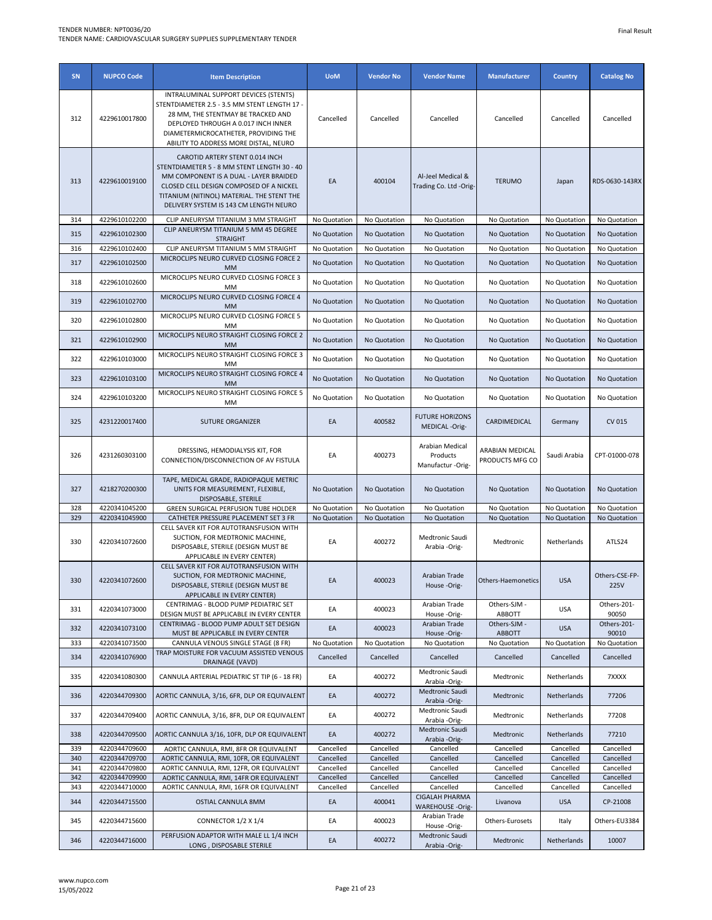| SN | NUPCO Code | Item Description | UoM | Vendor No | Vendor Name | Manufacturer | Country | Catalog No |
|---|---|---|---|---|---|---|---|---|
| 312 | 4229610017800 | INTRALUMINAL SUPPORT DEVICES (STENTS) STENTDIAMETER 2.5 - 3.5 MM STENT LENGTH 17 - 28 MM, THE STENTMAY BE TRACKED AND DEPLOYED THROUGH A 0.017 INCH INNER DIAMETERMICROCATHETER, PROVIDING THE ABILITY TO ADDRESS MORE DISTAL, NEURO | Cancelled | Cancelled | Cancelled | Cancelled | Cancelled | Cancelled |
| 313 | 4229610019100 | CAROTID ARTERY STENT 0.014 INCH STENTDIAMETER 5 - 8 MM STENT LENGTH 30 - 40 MM COMPONENT IS A DUAL - LAYER BRAIDED CLOSED CELL DESIGN COMPOSED OF A NICKEL TITANIUM (NITINOL) MATERIAL. THE STENT THE DELIVERY SYSTEM IS 143 CM LENGTH NEURO | EA | 400104 | Al-Jeel Medical & Trading Co. Ltd -Orig- | TERUMO | Japan | RDS-0630-143RX |
| 314 | 4229610102200 | CLIP ANEURYSM TITANIUM 3 MM STRAIGHT | No Quotation | No Quotation | No Quotation | No Quotation | No Quotation | No Quotation |
| 315 | 4229610102300 | CLIP ANEURYSM TITANIUM 5 MM 45 DEGREE STRAIGHT | No Quotation | No Quotation | No Quotation | No Quotation | No Quotation | No Quotation |
| 316 | 4229610102400 | CLIP ANEURYSM TITANIUM 5 MM STRAIGHT | No Quotation | No Quotation | No Quotation | No Quotation | No Quotation | No Quotation |
| 317 | 4229610102500 | MICROCLIPS NEURO CURVED CLOSING FORCE 2 MM | No Quotation | No Quotation | No Quotation | No Quotation | No Quotation | No Quotation |
| 318 | 4229610102600 | MICROCLIPS NEURO CURVED CLOSING FORCE 3 MM | No Quotation | No Quotation | No Quotation | No Quotation | No Quotation | No Quotation |
| 319 | 4229610102700 | MICROCLIPS NEURO CURVED CLOSING FORCE 4 MM | No Quotation | No Quotation | No Quotation | No Quotation | No Quotation | No Quotation |
| 320 | 4229610102800 | MICROCLIPS NEURO CURVED CLOSING FORCE 5 MM | No Quotation | No Quotation | No Quotation | No Quotation | No Quotation | No Quotation |
| 321 | 4229610102900 | MICROCLIPS NEURO STRAIGHT CLOSING FORCE 2 MM | No Quotation | No Quotation | No Quotation | No Quotation | No Quotation | No Quotation |
| 322 | 4229610103000 | MICROCLIPS NEURO STRAIGHT CLOSING FORCE 3 MM | No Quotation | No Quotation | No Quotation | No Quotation | No Quotation | No Quotation |
| 323 | 4229610103100 | MICROCLIPS NEURO STRAIGHT CLOSING FORCE 4 MM | No Quotation | No Quotation | No Quotation | No Quotation | No Quotation | No Quotation |
| 324 | 4229610103200 | MICROCLIPS NEURO STRAIGHT CLOSING FORCE 5 MM | No Quotation | No Quotation | No Quotation | No Quotation | No Quotation | No Quotation |
| 325 | 4231220017400 | SUTURE ORGANIZER | EA | 400582 | FUTURE HORIZONS MEDICAL -Orig- | CARDIMEDICAL | Germany | CV 015 |
| 326 | 4231260303100 | DRESSING, HEMODIALYSIS KIT, FOR CONNECTION/DISCONNECTION OF AV FISTULA | EA | 400273 | Arabian Medical Products Manufactur -Orig- | ARABIAN MEDICAL PRODUCTS MFG CO | Saudi Arabia | CPT-01000-078 |
| 327 | 4218270200300 | TAPE, MEDICAL GRADE, RADIOPAQUE METRIC UNITS FOR MEASUREMENT, FLEXIBLE, DISPOSABLE, STERILE | No Quotation | No Quotation | No Quotation | No Quotation | No Quotation | No Quotation |
| 328 | 4220341045200 | GREEN SURGICAL PERFUSION TUBE HOLDER | No Quotation | No Quotation | No Quotation | No Quotation | No Quotation | No Quotation |
| 329 | 4220341045900 | CATHETER PRESSURE PLACEMENT SET 3 FR | No Quotation | No Quotation | No Quotation | No Quotation | No Quotation | No Quotation |
| 330 | 4220341072600 | CELL SAVER KIT FOR AUTOTRANSFUSION WITH SUCTION, FOR MEDTRONIC MACHINE, DISPOSABLE, STERILE (DESIGN MUST BE APPLICABLE IN EVERY CENTER) | EA | 400272 | Medtronic Saudi Arabia -Orig- | Medtronic | Netherlands | ATLS24 |
| 330 | 4220341072600 | CELL SAVER KIT FOR AUTOTRANSFUSION WITH SUCTION, FOR MEDTRONIC MACHINE, DISPOSABLE, STERILE (DESIGN MUST BE APPLICABLE IN EVERY CENTER) | EA | 400023 | Arabian Trade House -Orig- | Others-Haemonetics | USA | Others-CSE-FP-225V |
| 331 | 4220341073000 | CENTRIMAG - BLOOD PUMP PEDIATRIC SET DESIGN MUST BE APPLICABLE IN EVERY CENTER | EA | 400023 | Arabian Trade House -Orig- | Others-SJM - ABBOTT | USA | Others-201-90050 |
| 332 | 4220341073100 | CENTRIMAG - BLOOD PUMP ADULT SET DESIGN MUST BE APPLICABLE IN EVERY CENTER | EA | 400023 | Arabian Trade House -Orig- | Others-SJM - ABBOTT | USA | Others-201-90010 |
| 333 | 4220341073500 | CANNULA VENOUS SINGLE STAGE (8 FR) | No Quotation | No Quotation | No Quotation | No Quotation | No Quotation | No Quotation |
| 334 | 4220341076900 | TRAP MOISTURE FOR VACUUM ASSISTED VENOUS DRAINAGE (VAVD) | Cancelled | Cancelled | Cancelled | Cancelled | Cancelled | Cancelled |
| 335 | 4220341080300 | CANNULA ARTERIAL PEDIATRIC ST TIP (6 - 18 FR) | EA | 400272 | Medtronic Saudi Arabia -Orig- | Medtronic | Netherlands | 7XXXX |
| 336 | 4220344709300 | AORTIC CANNULA, 3/16, 6FR, DLP OR EQUIVALENT | EA | 400272 | Medtronic Saudi Arabia -Orig- | Medtronic | Netherlands | 77206 |
| 337 | 4220344709400 | AORTIC CANNULA, 3/16, 8FR, DLP OR EQUIVALENT | EA | 400272 | Medtronic Saudi Arabia -Orig- | Medtronic | Netherlands | 77208 |
| 338 | 4220344709500 | AORTIC CANNULA 3/16, 10FR, DLP OR EQUIVALENT | EA | 400272 | Medtronic Saudi Arabia -Orig- | Medtronic | Netherlands | 77210 |
| 339 | 4220344709600 | AORTIC CANNULA, RMI, 8FR OR EQUIVALENT | Cancelled | Cancelled | Cancelled | Cancelled | Cancelled | Cancelled |
| 340 | 4220344709700 | AORTIC CANNULA, RMI, 10FR, OR EQUIVALENT | Cancelled | Cancelled | Cancelled | Cancelled | Cancelled | Cancelled |
| 341 | 4220344709800 | AORTIC CANNULA, RMI, 12FR, OR EQUIVALENT | Cancelled | Cancelled | Cancelled | Cancelled | Cancelled | Cancelled |
| 342 | 4220344709900 | AORTIC CANNULA, RMI, 14FR OR EQUIVALENT | Cancelled | Cancelled | Cancelled | Cancelled | Cancelled | Cancelled |
| 343 | 4220344710000 | AORTIC CANNULA, RMI, 16FR OR EQUIVALENT | Cancelled | Cancelled | Cancelled | Cancelled | Cancelled | Cancelled |
| 344 | 4220344715500 | OSTIAL CANNULA 8MM | EA | 400041 | CIGALAH PHARMA WAREHOUSE -Orig- | Livanova | USA | CP-21008 |
| 345 | 4220344715600 | CONNECTOR 1/2 X 1/4 | EA | 400023 | Arabian Trade House -Orig- | Others-Eurosets | Italy | Others-EU3384 |
| 346 | 4220344716000 | PERFUSION ADAPTOR WITH MALE LL 1/4 INCH LONG , DISPOSABLE STERILE | EA | 400272 | Medtronic Saudi Arabia -Orig- | Medtronic | Netherlands | 10007 |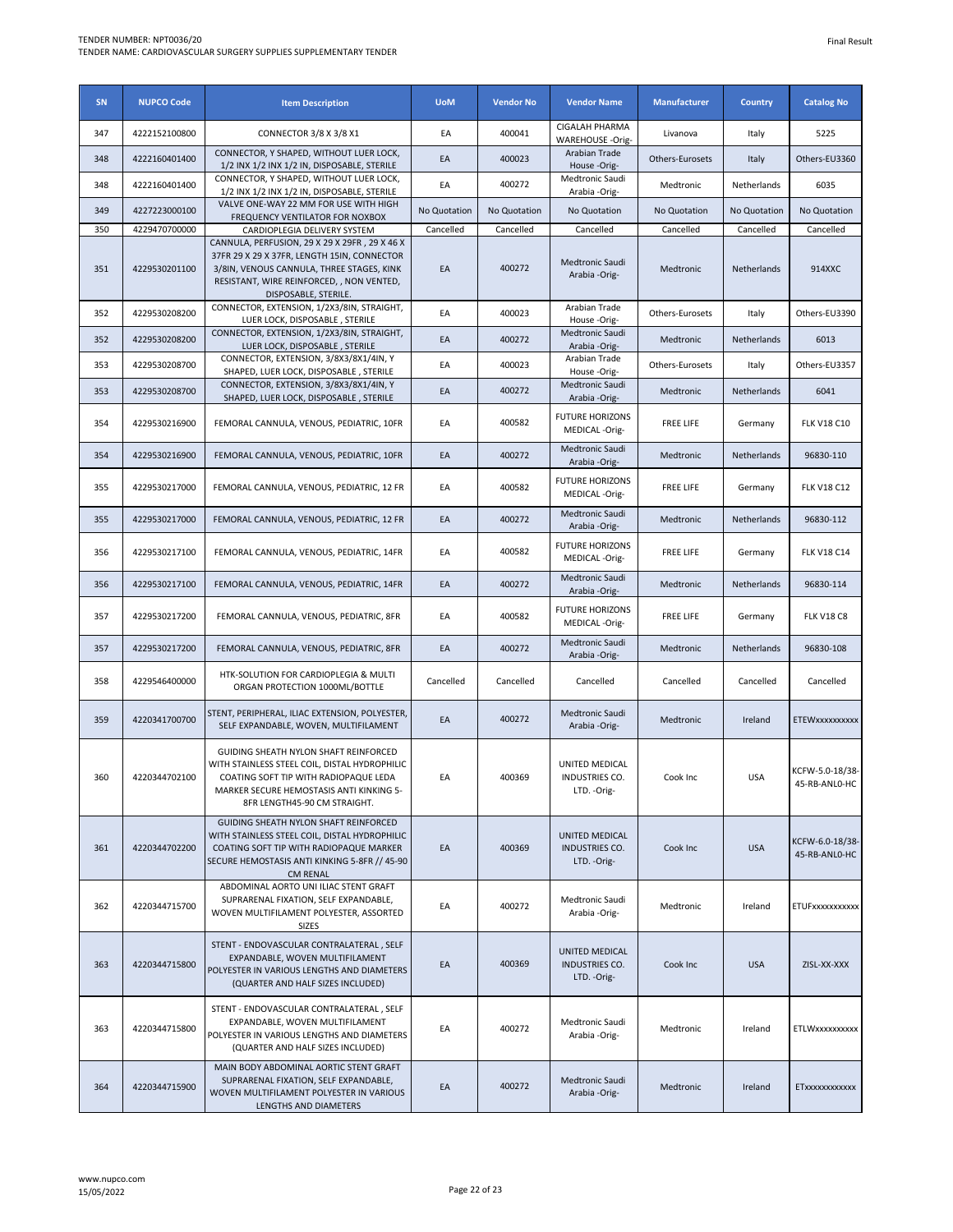| SN | NUPCO Code | Item Description | UoM | Vendor No | Vendor Name | Manufacturer | Country | Catalog No |
|---|---|---|---|---|---|---|---|---|
| 347 | 4222152100800 | CONNECTOR 3/8 X 3/8 X1 | EA | 400041 | CIGALAH PHARMA WAREHOUSE -Orig- | Livanova | Italy | 5225 |
| 348 | 4222160401400 | CONNECTOR, Y SHAPED, WITHOUT LUER LOCK, 1/2 INX 1/2 INX 1/2 IN, DISPOSABLE, STERILE | EA | 400023 | Arabian Trade House -Orig- | Others-Eurosets | Italy | Others-EU3360 |
| 348 | 4222160401400 | CONNECTOR, Y SHAPED, WITHOUT LUER LOCK, 1/2 INX 1/2 INX 1/2 IN, DISPOSABLE, STERILE | EA | 400272 | Medtronic Saudi Arabia -Orig- | Medtronic | Netherlands | 6035 |
| 349 | 4227223000100 | VALVE ONE-WAY 22 MM FOR USE WITH HIGH FREQUENCY VENTILATOR FOR NOXBOX | No Quotation | No Quotation | No Quotation | No Quotation | No Quotation | No Quotation |
| 350 | 4229470700000 | CARDIOPLEGIA DELIVERY SYSTEM | Cancelled | Cancelled | Cancelled | Cancelled | Cancelled | Cancelled |
| 351 | 4229530201100 | CANNULA, PERFUSION, 29 X 29 X 29FR , 29 X 46 X 37FR 29 X 29 X 37FR, LENGTH 15IN, CONNECTOR 3/8IN, VENOUS CANNULA, THREE STAGES, KINK RESISTANT, WIRE REINFORCED, , NON VENTED, DISPOSABLE, STERILE. | EA | 400272 | Medtronic Saudi Arabia -Orig- | Medtronic | Netherlands | 914XXC |
| 352 | 4229530208200 | CONNECTOR, EXTENSION, 1/2X3/8IN, STRAIGHT, LUER LOCK, DISPOSABLE , STERILE | EA | 400023 | Arabian Trade House -Orig- | Others-Eurosets | Italy | Others-EU3390 |
| 352 | 4229530208200 | CONNECTOR, EXTENSION, 1/2X3/8IN, STRAIGHT, LUER LOCK, DISPOSABLE , STERILE | EA | 400272 | Medtronic Saudi Arabia -Orig- | Medtronic | Netherlands | 6013 |
| 353 | 4229530208700 | CONNECTOR, EXTENSION, 3/8X3/8X1/4IN, Y SHAPED, LUER LOCK, DISPOSABLE , STERILE | EA | 400023 | Arabian Trade House -Orig- | Others-Eurosets | Italy | Others-EU3357 |
| 353 | 4229530208700 | CONNECTOR, EXTENSION, 3/8X3/8X1/4IN, Y SHAPED, LUER LOCK, DISPOSABLE , STERILE | EA | 400272 | Medtronic Saudi Arabia -Orig- | Medtronic | Netherlands | 6041 |
| 354 | 4229530216900 | FEMORAL CANNULA, VENOUS, PEDIATRIC, 10FR | EA | 400582 | FUTURE HORIZONS MEDICAL -Orig- | FREE LIFE | Germany | FLK V18 C10 |
| 354 | 4229530216900 | FEMORAL CANNULA, VENOUS, PEDIATRIC, 10FR | EA | 400272 | Medtronic Saudi Arabia -Orig- | Medtronic | Netherlands | 96830-110 |
| 355 | 4229530217000 | FEMORAL CANNULA, VENOUS, PEDIATRIC, 12 FR | EA | 400582 | FUTURE HORIZONS MEDICAL -Orig- | FREE LIFE | Germany | FLK V18 C12 |
| 355 | 4229530217000 | FEMORAL CANNULA, VENOUS, PEDIATRIC, 12 FR | EA | 400272 | Medtronic Saudi Arabia -Orig- | Medtronic | Netherlands | 96830-112 |
| 356 | 4229530217100 | FEMORAL CANNULA, VENOUS, PEDIATRIC, 14FR | EA | 400582 | FUTURE HORIZONS MEDICAL -Orig- | FREE LIFE | Germany | FLK V18 C14 |
| 356 | 4229530217100 | FEMORAL CANNULA, VENOUS, PEDIATRIC, 14FR | EA | 400272 | Medtronic Saudi Arabia -Orig- | Medtronic | Netherlands | 96830-114 |
| 357 | 4229530217200 | FEMORAL CANNULA, VENOUS, PEDIATRIC, 8FR | EA | 400582 | FUTURE HORIZONS MEDICAL -Orig- | FREE LIFE | Germany | FLK V18 C8 |
| 357 | 4229530217200 | FEMORAL CANNULA, VENOUS, PEDIATRIC, 8FR | EA | 400272 | Medtronic Saudi Arabia -Orig- | Medtronic | Netherlands | 96830-108 |
| 358 | 4229546400000 | HTK-SOLUTION FOR CARDIOPLEGIA & MULTI ORGAN PROTECTION 1000ML/BOTTLE | Cancelled | Cancelled | Cancelled | Cancelled | Cancelled | Cancelled |
| 359 | 4220341700700 | STENT, PERIPHERAL, ILIAC EXTENSION, POLYESTER, SELF EXPANDABLE, WOVEN, MULTIFILAMENT | EA | 400272 | Medtronic Saudi Arabia -Orig- | Medtronic | Ireland | ETEWxxxxxxxxxx |
| 360 | 4220344702100 | GUIDING SHEATH NYLON SHAFT REINFORCED WITH STAINLESS STEEL COIL, DISTAL HYDROPHILIC COATING SOFT TIP WITH RADIOPAQUE LEDA MARKER SECURE HEMOSTASIS ANTI KINKING 5-8FR LENGTH45-90 CM STRAIGHT. | EA | 400369 | UNITED MEDICAL INDUSTRIES CO. LTD. -Orig- | Cook Inc | USA | KCFW-5.0-18/38-45-RB-ANL0-HC |
| 361 | 4220344702200 | GUIDING SHEATH NYLON SHAFT REINFORCED WITH STAINLESS STEEL COIL, DISTAL HYDROPHILIC COATING SOFT TIP WITH RADIOPAQUE MARKER SECURE HEMOSTASIS ANTI KINKING 5-8FR // 45-90 CM RENAL | EA | 400369 | UNITED MEDICAL INDUSTRIES CO. LTD. -Orig- | Cook Inc | USA | KCFW-6.0-18/38-45-RB-ANL0-HC |
| 362 | 4220344715700 | ABDOMINAL AORTO UNI ILIAC STENT GRAFT SUPRARENAL FIXATION, SELF EXPANDABLE, WOVEN MULTIFILAMENT POLYESTER, ASSORTED SIZES | EA | 400272 | Medtronic Saudi Arabia -Orig- | Medtronic | Ireland | ETUFxxxxxxxxxxx |
| 363 | 4220344715800 | STENT - ENDOVASCULAR CONTRALATERAL , SELF EXPANDABLE, WOVEN MULTIFILAMENT POLYESTER IN VARIOUS LENGTHS AND DIAMETERS (QUARTER AND HALF SIZES INCLUDED) | EA | 400369 | UNITED MEDICAL INDUSTRIES CO. LTD. -Orig- | Cook Inc | USA | ZISL-XX-XXX |
| 363 | 4220344715800 | STENT - ENDOVASCULAR CONTRALATERAL , SELF EXPANDABLE, WOVEN MULTIFILAMENT POLYESTER IN VARIOUS LENGTHS AND DIAMETERS (QUARTER AND HALF SIZES INCLUDED) | EA | 400272 | Medtronic Saudi Arabia -Orig- | Medtronic | Ireland | ETLWxxxxxxxxxx |
| 364 | 4220344715900 | MAIN BODY ABDOMINAL AORTIC STENT GRAFT SUPRARENAL FIXATION, SELF EXPANDABLE, WOVEN MULTIFILAMENT POLYESTER IN VARIOUS LENGTHS AND DIAMETERS | EA | 400272 | Medtronic Saudi Arabia -Orig- | Medtronic | Ireland | ETxxxxxxxxxxxx |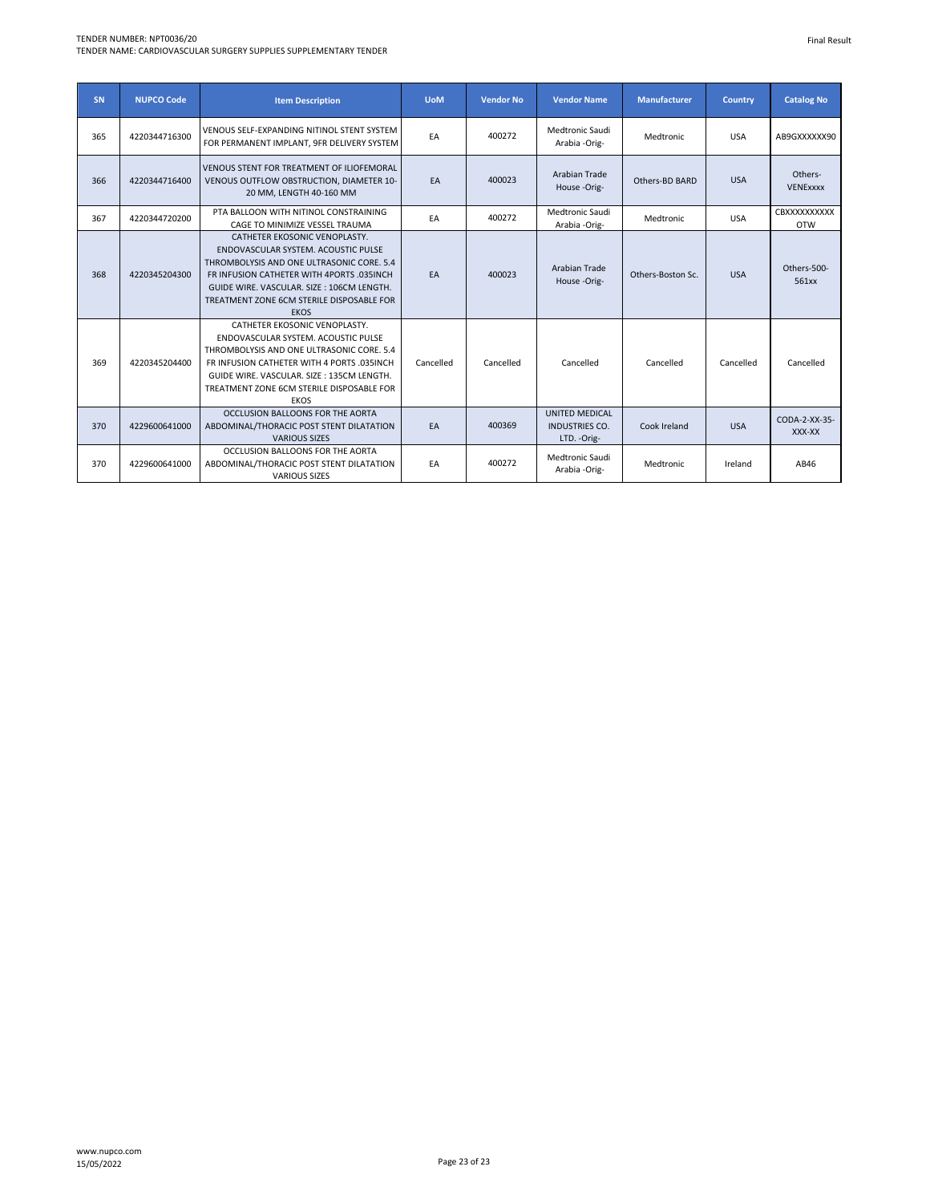| SN | NUPCO Code | Item Description | UoM | Vendor No | Vendor Name | Manufacturer | Country | Catalog No |
|---|---|---|---|---|---|---|---|---|
| 365 | 4220344716300 | VENOUS SELF-EXPANDING NITINOL STENT SYSTEM FOR PERMANENT IMPLANT, 9FR DELIVERY SYSTEM | EA | 400272 | Medtronic Saudi Arabia -Orig- | Medtronic | USA | AB9GXXXXXX90 |
| 366 | 4220344716400 | VENOUS STENT FOR TREATMENT OF ILIOFEMORAL VENOUS OUTFLOW OBSTRUCTION, DIAMETER 10-20 MM, LENGTH 40-160 MM | EA | 400023 | Arabian Trade House -Orig- | Others-BD BARD | USA | Others-VENExxxx |
| 367 | 4220344720200 | PTA BALLOON WITH NITINOL CONSTRAINING CAGE TO MINIMIZE VESSEL TRAUMA | EA | 400272 | Medtronic Saudi Arabia -Orig- | Medtronic | USA | CBXXXXXXXXXX OTW |
| 368 | 4220345204300 | CATHETER EKOSONIC VENOPLASTY. ENDOVASCULAR SYSTEM. ACOUSTIC PULSE THROMBOLYSIS AND ONE ULTRASONIC CORE. 5.4 FR INFUSION CATHETER WITH 4PORTS .035INCH GUIDE WIRE. VASCULAR. SIZE : 106CM LENGTH. TREATMENT ZONE 6CM STERILE DISPOSABLE FOR EKOS | EA | 400023 | Arabian Trade House -Orig- | Others-Boston Sc. | USA | Others-500-561xx |
| 369 | 4220345204400 | CATHETER EKOSONIC VENOPLASTY. ENDOVASCULAR SYSTEM. ACOUSTIC PULSE THROMBOLYSIS AND ONE ULTRASONIC CORE. 5.4 FR INFUSION CATHETER WITH 4 PORTS .035INCH GUIDE WIRE. VASCULAR. SIZE : 135CM LENGTH. TREATMENT ZONE 6CM STERILE DISPOSABLE FOR EKOS | Cancelled | Cancelled | Cancelled | Cancelled | Cancelled | Cancelled |
| 370 | 4229600641000 | OCCLUSION BALLOONS FOR THE AORTA ABDOMINAL/THORACIC POST STENT DILATATION VARIOUS SIZES | EA | 400369 | UNITED MEDICAL INDUSTRIES CO. LTD. -Orig- | Cook Ireland | USA | CODA-2-XX-35-XXX-XX |
| 370 | 4229600641000 | OCCLUSION BALLOONS FOR THE AORTA ABDOMINAL/THORACIC POST STENT DILATATION VARIOUS SIZES | EA | 400272 | Medtronic Saudi Arabia -Orig- | Medtronic | Ireland | AB46 |